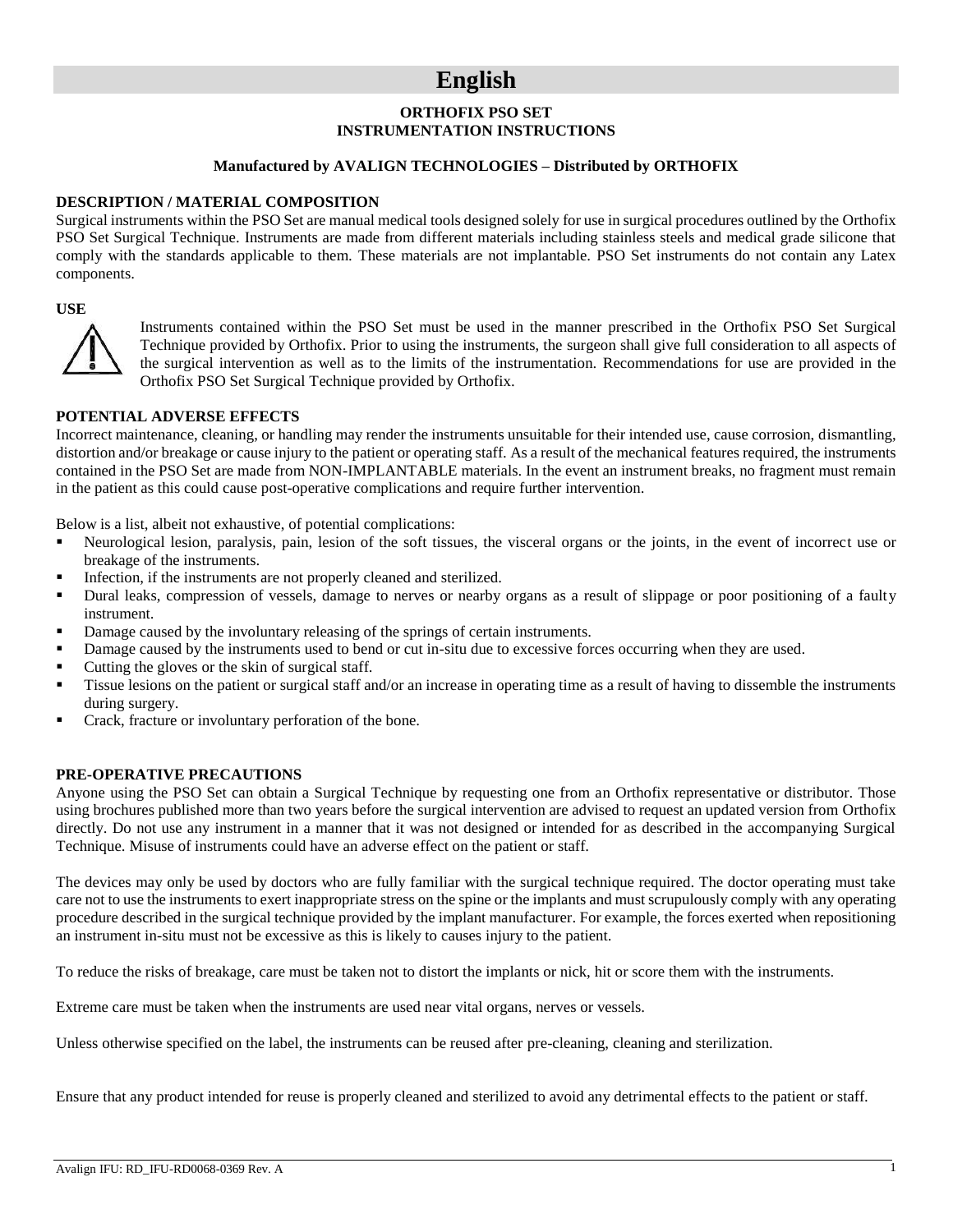# English

**ORTHOFIX PSO SET**
**INSTRUMENTATION INSTRUCTIONS**

**Manufactured by AVALIGN TECHNOLOGIES – Distributed by ORTHOFIX**

**DESCRIPTION / MATERIAL COMPOSITION**

Surgical instruments within the PSO Set are manual medical tools designed solely for use in surgical procedures outlined by the Orthofix PSO Set Surgical Technique. Instruments are made from different materials including stainless steels and medical grade silicone that comply with the standards applicable to them. These materials are not implantable. PSO Set instruments do not contain any Latex components.

**USE**

Instruments contained within the PSO Set must be used in the manner prescribed in the Orthofix PSO Set Surgical Technique provided by Orthofix. Prior to using the instruments, the surgeon shall give full consideration to all aspects of the surgical intervention as well as to the limits of the instrumentation. Recommendations for use are provided in the Orthofix PSO Set Surgical Technique provided by Orthofix.

**POTENTIAL ADVERSE EFFECTS**

Incorrect maintenance, cleaning, or handling may render the instruments unsuitable for their intended use, cause corrosion, dismantling, distortion and/or breakage or cause injury to the patient or operating staff. As a result of the mechanical features required, the instruments contained in the PSO Set are made from NON-IMPLANTABLE materials. In the event an instrument breaks, no fragment must remain in the patient as this could cause post-operative complications and require further intervention.

Below is a list, albeit not exhaustive, of potential complications:

- Neurological lesion, paralysis, pain, lesion of the soft tissues, the visceral organs or the joints, in the event of incorrect use or breakage of the instruments.
- Infection, if the instruments are not properly cleaned and sterilized.
- Dural leaks, compression of vessels, damage to nerves or nearby organs as a result of slippage or poor positioning of a faulty instrument.
- Damage caused by the involuntary releasing of the springs of certain instruments.
- Damage caused by the instruments used to bend or cut in-situ due to excessive forces occurring when they are used.
- Cutting the gloves or the skin of surgical staff.
- Tissue lesions on the patient or surgical staff and/or an increase in operating time as a result of having to dissemble the instruments during surgery.
- Crack, fracture or involuntary perforation of the bone.

**PRE-OPERATIVE PRECAUTIONS**

Anyone using the PSO Set can obtain a Surgical Technique by requesting one from an Orthofix representative or distributor. Those using brochures published more than two years before the surgical intervention are advised to request an updated version from Orthofix directly. Do not use any instrument in a manner that it was not designed or intended for as described in the accompanying Surgical Technique. Misuse of instruments could have an adverse effect on the patient or staff.

The devices may only be used by doctors who are fully familiar with the surgical technique required. The doctor operating must take care not to use the instruments to exert inappropriate stress on the spine or the implants and must scrupulously comply with any operating procedure described in the surgical technique provided by the implant manufacturer. For example, the forces exerted when repositioning an instrument in-situ must not be excessive as this is likely to causes injury to the patient.

To reduce the risks of breakage, care must be taken not to distort the implants or nick, hit or score them with the instruments.

Extreme care must be taken when the instruments are used near vital organs, nerves or vessels.

Unless otherwise specified on the label, the instruments can be reused after pre-cleaning, cleaning and sterilization.

Ensure that any product intended for reuse is properly cleaned and sterilized to avoid any detrimental effects to the patient or staff.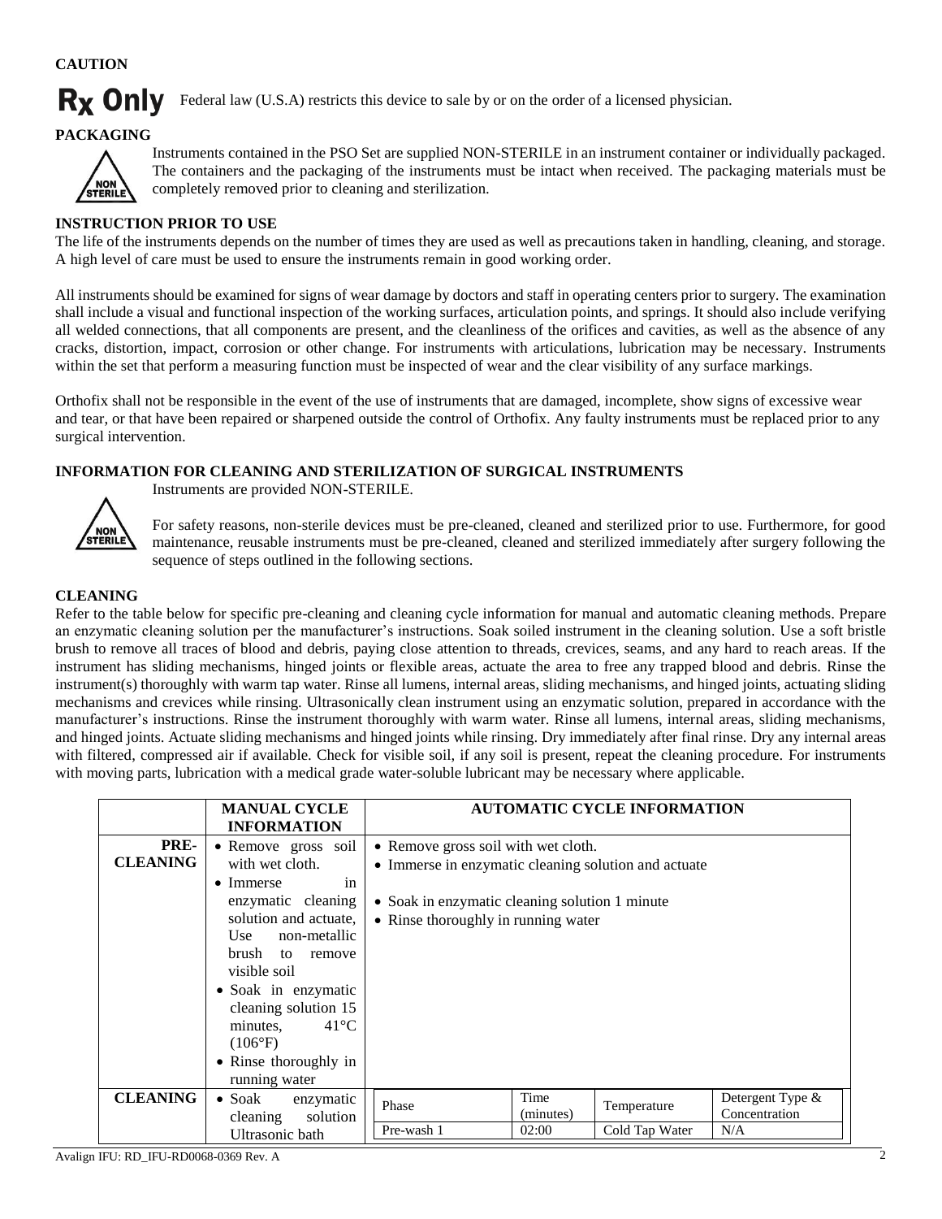**CAUTION**

**Rx Only** Federal law (U.S.A) restricts this device to sale by or on the order of a licensed physician.

**PACKAGING**

Instruments contained in the PSO Set are supplied NON-STERILE in an instrument container or individually packaged. The containers and the packaging of the instruments must be intact when received. The packaging materials must be completely removed prior to cleaning and sterilization.

**INSTRUCTION PRIOR TO USE**

The life of the instruments depends on the number of times they are used as well as precautions taken in handling, cleaning, and storage. A high level of care must be used to ensure the instruments remain in good working order.

All instruments should be examined for signs of wear damage by doctors and staff in operating centers prior to surgery. The examination shall include a visual and functional inspection of the working surfaces, articulation points, and springs. It should also include verifying all welded connections, that all components are present, and the cleanliness of the orifices and cavities, as well as the absence of any cracks, distortion, impact, corrosion or other change. For instruments with articulations, lubrication may be necessary. Instruments within the set that perform a measuring function must be inspected of wear and the clear visibility of any surface markings.

Orthofix shall not be responsible in the event of the use of instruments that are damaged, incomplete, show signs of excessive wear and tear, or that have been repaired or sharpened outside the control of Orthofix. Any faulty instruments must be replaced prior to any surgical intervention.

**INFORMATION FOR CLEANING AND STERILIZATION OF SURGICAL INSTRUMENTS**

Instruments are provided NON-STERILE.

For safety reasons, non-sterile devices must be pre-cleaned, cleaned and sterilized prior to use. Furthermore, for good maintenance, reusable instruments must be pre-cleaned, cleaned and sterilized immediately after surgery following the sequence of steps outlined in the following sections.

**CLEANING**

Refer to the table below for specific pre-cleaning and cleaning cycle information for manual and automatic cleaning methods. Prepare an enzymatic cleaning solution per the manufacturer's instructions. Soak soiled instrument in the cleaning solution. Use a soft bristle brush to remove all traces of blood and debris, paying close attention to threads, crevices, seams, and any hard to reach areas. If the instrument has sliding mechanisms, hinged joints or flexible areas, actuate the area to free any trapped blood and debris. Rinse the instrument(s) thoroughly with warm tap water. Rinse all lumens, internal areas, sliding mechanisms, and hinged joints, actuating sliding mechanisms and crevices while rinsing. Ultrasonically clean instrument using an enzymatic solution, prepared in accordance with the manufacturer's instructions. Rinse the instrument thoroughly with warm water. Rinse all lumens, internal areas, sliding mechanisms, and hinged joints. Actuate sliding mechanisms and hinged joints while rinsing. Dry immediately after final rinse. Dry any internal areas with filtered, compressed air if available. Check for visible soil, if any soil is present, repeat the cleaning procedure. For instruments with moving parts, lubrication with a medical grade water-soluble lubricant may be necessary where applicable.

| | MANUAL CYCLE INFORMATION | AUTOMATIC CYCLE INFORMATION |
|---|---|---|
| **PRE-CLEANING** | • Remove gross soil with wet cloth.<br>• Immerse in enzymatic cleaning solution and actuate, Use non-metallic brush to remove visible soil<br>• Soak in enzymatic cleaning solution 15 minutes, 41°C (106°F)<br>• Rinse thoroughly in running water | • Remove gross soil with wet cloth.<br>• Immerse in enzymatic cleaning solution and actuate<br>• Soak in enzymatic cleaning solution 1 minute<br>• Rinse thoroughly in running water |
| **CLEANING** | • Soak enzymatic cleaning solution Ultrasonic bath | |

| Phase | Time (minutes) | Temperature | Detergent Type & Concentration |
|---|---|---|---|
| Pre-wash 1 | 02:00 | Cold Tap Water | N/A |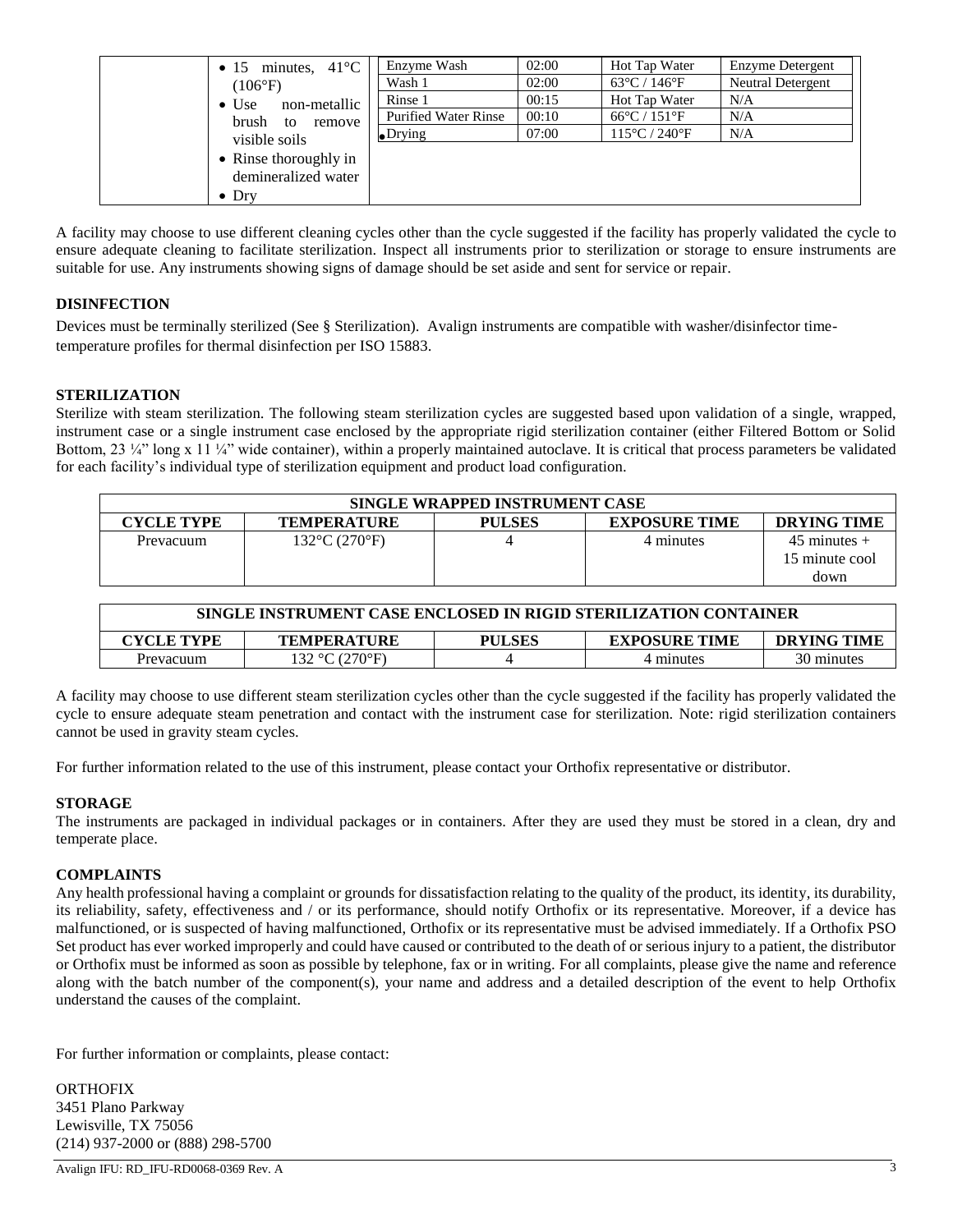| | • 15 minutes, 41°C (106°F)<br>• Use non-metallic brush to remove visible soils<br>• Rinse thoroughly in demineralized water<br>• Dry | | | | |
|---|---|---|---|---|---|
| | | Enzyme Wash | 02:00 | Hot Tap Water | Enzyme Detergent |
| | | Wash 1 | 02:00 | 63°C / 146°F | Neutral Detergent |
| | | Rinse 1 | 00:15 | Hot Tap Water | N/A |
| | | Purified Water Rinse | 00:10 | 66°C / 151°F | N/A |
| | | Drying | 07:00 | 115°C / 240°F | N/A |

A facility may choose to use different cleaning cycles other than the cycle suggested if the facility has properly validated the cycle to ensure adequate cleaning to facilitate sterilization. Inspect all instruments prior to sterilization or storage to ensure instruments are suitable for use. Any instruments showing signs of damage should be set aside and sent for service or repair.

**DISINFECTION**

Devices must be terminally sterilized (See § Sterilization). Avalign instruments are compatible with washer/disinfector time-temperature profiles for thermal disinfection per ISO 15883.

**STERILIZATION**

Sterilize with steam sterilization. The following steam sterilization cycles are suggested based upon validation of a single, wrapped, instrument case or a single instrument case enclosed by the appropriate rigid sterilization container (either Filtered Bottom or Solid Bottom, 23 ¼" long x 11 ¼" wide container), within a properly maintained autoclave. It is critical that process parameters be validated for each facility's individual type of sterilization equipment and product load configuration.

| SINGLE WRAPPED INSTRUMENT CASE | | | | |
|---|---|---|---|---|
| **CYCLE TYPE** | **TEMPERATURE** | **PULSES** | **EXPOSURE TIME** | **DRYING TIME** |
| Prevacuum | 132°C (270°F) | 4 | 4 minutes | 45 minutes + 15 minute cool down |

| SINGLE INSTRUMENT CASE ENCLOSED IN RIGID STERILIZATION CONTAINER | | | | |
|---|---|---|---|---|
| **CYCLE TYPE** | **TEMPERATURE** | **PULSES** | **EXPOSURE TIME** | **DRYING TIME** |
| Prevacuum | 132 °C (270°F) | 4 | 4 minutes | 30 minutes |

A facility may choose to use different steam sterilization cycles other than the cycle suggested if the facility has properly validated the cycle to ensure adequate steam penetration and contact with the instrument case for sterilization. Note: rigid sterilization containers cannot be used in gravity steam cycles.

For further information related to the use of this instrument, please contact your Orthofix representative or distributor.

**STORAGE**

The instruments are packaged in individual packages or in containers. After they are used they must be stored in a clean, dry and temperate place.

**COMPLAINTS**

Any health professional having a complaint or grounds for dissatisfaction relating to the quality of the product, its identity, its durability, its reliability, safety, effectiveness and / or its performance, should notify Orthofix or its representative. Moreover, if a device has malfunctioned, or is suspected of having malfunctioned, Orthofix or its representative must be advised immediately. If a Orthofix PSO Set product has ever worked improperly and could have caused or contributed to the death of or serious injury to a patient, the distributor or Orthofix must be informed as soon as possible by telephone, fax or in writing. For all complaints, please give the name and reference along with the batch number of the component(s), your name and address and a detailed description of the event to help Orthofix understand the causes of the complaint.

For further information or complaints, please contact:

ORTHOFIX
3451 Plano Parkway
Lewisville, TX 75056
(214) 937-2000 or (888) 298-5700

Avalign IFU: RD_IFU-RD0068-0369 Rev. A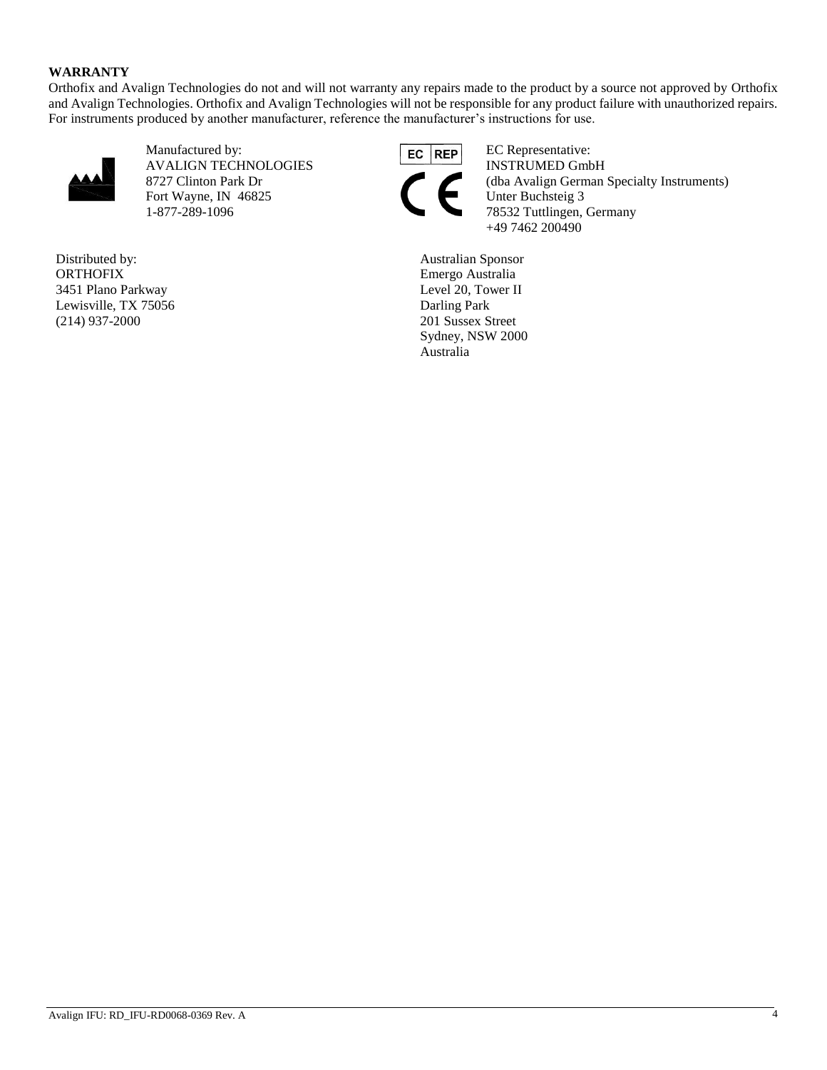**WARRANTY**

Orthofix and Avalign Technologies do not and will not warranty any repairs made to the product by a source not approved by Orthofix and Avalign Technologies. Orthofix and Avalign Technologies will not be responsible for any product failure with unauthorized repairs. For instruments produced by another manufacturer, reference the manufacturer's instructions for use.

Manufactured by:
AVALIGN TECHNOLOGIES
8727 Clinton Park Dr
Fort Wayne, IN 46825
1-877-289-1096

EC REP

EC Representative:
INSTRUMED GmbH
(dba Avalign German Specialty Instruments)
Unter Buchsteig 3
78532 Tuttlingen, Germany
+49 7462 200490

Distributed by:
ORTHOFIX
3451 Plano Parkway
Lewisville, TX 75056
(214) 937-2000

Australian Sponsor
Emergo Australia
Level 20, Tower II
Darling Park
201 Sussex Street
Sydney, NSW 2000
Australia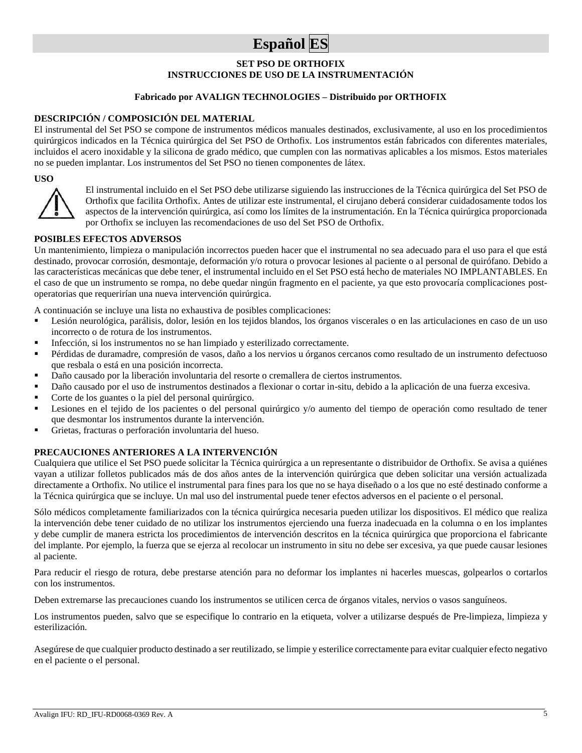# Español ES

**SET PSO DE ORTHOFIX**
**INSTRUCCIONES DE USO DE LA INSTRUMENTACIÓN**

**Fabricado por AVALIGN TECHNOLOGIES – Distribuido por ORTHOFIX**

## DESCRIPCIÓN / COMPOSICIÓN DEL MATERIAL

El instrumental del Set PSO se compone de instrumentos médicos manuales destinados, exclusivamente, al uso en los procedimientos quirúrgicos indicados en la Técnica quirúrgica del Set PSO de Orthofix. Los instrumentos están fabricados con diferentes materiales, incluidos el acero inoxidable y la silicona de grado médico, que cumplen con las normativas aplicables a los mismos. Estos materiales no se pueden implantar. Los instrumentos del Set PSO no tienen componentes de látex.

## USO

El instrumental incluido en el Set PSO debe utilizarse siguiendo las instrucciones de la Técnica quirúrgica del Set PSO de Orthofix que facilita Orthofix. Antes de utilizar este instrumental, el cirujano deberá considerar cuidadosamente todos los aspectos de la intervención quirúrgica, así como los límites de la instrumentación. En la Técnica quirúrgica proporcionada por Orthofix se incluyen las recomendaciones de uso del Set PSO de Orthofix.

## POSIBLES EFECTOS ADVERSOS

Un mantenimiento, limpieza o manipulación incorrectos pueden hacer que el instrumental no sea adecuado para el uso para el que está destinado, provocar corrosión, desmontaje, deformación y/o rotura o provocar lesiones al paciente o al personal de quirófano. Debido a las características mecánicas que debe tener, el instrumental incluido en el Set PSO está hecho de materiales NO IMPLANTABLES. En el caso de que un instrumento se rompa, no debe quedar ningún fragmento en el paciente, ya que esto provocaría complicaciones post-operatorias que requerirían una nueva intervención quirúrgica.

A continuación se incluye una lista no exhaustiva de posibles complicaciones:

- Lesión neurológica, parálisis, dolor, lesión en los tejidos blandos, los órganos viscerales o en las articulaciones en caso de un uso incorrecto o de rotura de los instrumentos.
- Infección, si los instrumentos no se han limpiado y esterilizado correctamente.
- Pérdidas de duramadre, compresión de vasos, daño a los nervios u órganos cercanos como resultado de un instrumento defectuoso que resbala o está en una posición incorrecta.
- Daño causado por la liberación involuntaria del resorte o cremallera de ciertos instrumentos.
- Daño causado por el uso de instrumentos destinados a flexionar o cortar in-situ, debido a la aplicación de una fuerza excesiva.
- Corte de los guantes o la piel del personal quirúrgico.
- Lesiones en el tejido de los pacientes o del personal quirúrgico y/o aumento del tiempo de operación como resultado de tener que desmontar los instrumentos durante la intervención.
- Grietas, fracturas o perforación involuntaria del hueso.

## PRECAUCIONES ANTERIORES A LA INTERVENCIÓN

Cualquiera que utilice el Set PSO puede solicitar la Técnica quirúrgica a un representante o distribuidor de Orthofix. Se avisa a quiénes vayan a utilizar folletos publicados más de dos años antes de la intervención quirúrgica que deben solicitar una versión actualizada directamente a Orthofix. No utilice el instrumental para fines para los que no se haya diseñado o a los que no esté destinado conforme a la Técnica quirúrgica que se incluye. Un mal uso del instrumental puede tener efectos adversos en el paciente o el personal.

Sólo médicos completamente familiarizados con la técnica quirúrgica necesaria pueden utilizar los dispositivos. El médico que realiza la intervención debe tener cuidado de no utilizar los instrumentos ejerciendo una fuerza inadecuada en la columna o en los implantes y debe cumplir de manera estricta los procedimientos de intervención descritos en la técnica quirúrgica que proporciona el fabricante del implante. Por ejemplo, la fuerza que se ejerza al recolocar un instrumento in situ no debe ser excesiva, ya que puede causar lesiones al paciente.

Para reducir el riesgo de rotura, debe prestarse atención para no deformar los implantes ni hacerles muescas, golpearlos o cortarlos con los instrumentos.

Deben extremarse las precauciones cuando los instrumentos se utilicen cerca de órganos vitales, nervios o vasos sanguíneos.

Los instrumentos pueden, salvo que se especifique lo contrario en la etiqueta, volver a utilizarse después de Pre-limpieza, limpieza y esterilización.

Asegúrese de que cualquier producto destinado a ser reutilizado, se limpie y esterilice correctamente para evitar cualquier efecto negativo en el paciente o el personal.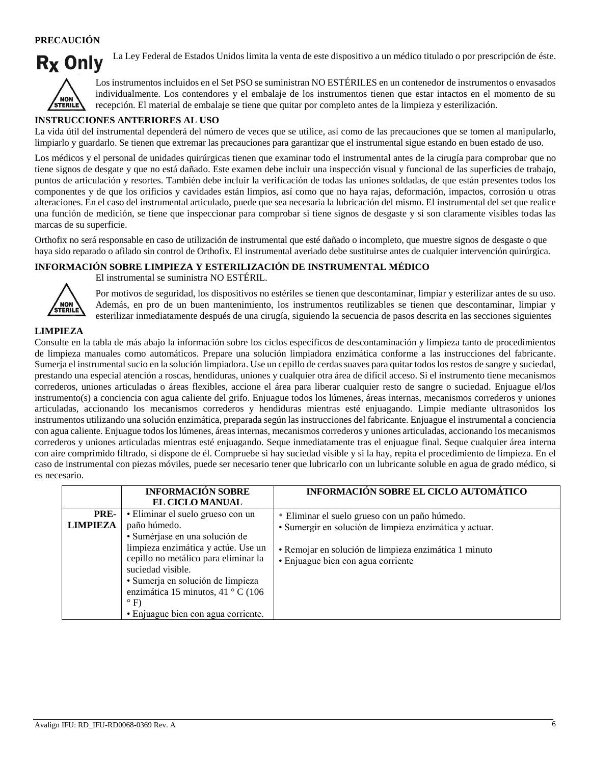**PRECAUCIÓN**

**Rx Only** La Ley Federal de Estados Unidos limita la venta de este dispositivo a un médico titulado o por prescripción de éste.

NON STERILE Los instrumentos incluidos en el Set PSO se suministran NO ESTÉRILES en un contenedor de instrumentos o envasados individualmente. Los contendores y el embalaje de los instrumentos tienen que estar intactos en el momento de su recepción. El material de embalaje se tiene que quitar por completo antes de la limpieza y esterilización.

**INSTRUCCIONES ANTERIORES AL USO**

La vida útil del instrumental dependerá del número de veces que se utilice, así como de las precauciones que se tomen al manipularlo, limpiarlo y guardarlo. Se tienen que extremar las precauciones para garantizar que el instrumental sigue estando en buen estado de uso.

Los médicos y el personal de unidades quirúrgicas tienen que examinar todo el instrumental antes de la cirugía para comprobar que no tiene signos de desgate y que no está dañado. Este examen debe incluir una inspección visual y funcional de las superficies de trabajo, puntos de articulación y resortes. También debe incluir la verificación de todas las uniones soldadas, de que están presentes todos los componentes y de que los orificios y cavidades están limpios, así como que no haya rajas, deformación, impactos, corrosión u otras alteraciones. En el caso del instrumental articulado, puede que sea necesaria la lubricación del mismo. El instrumental del set que realice una función de medición, se tiene que inspeccionar para comprobar si tiene signos de desgaste y si son claramente visibles todas las marcas de su superficie.

Orthofix no será responsable en caso de utilización de instrumental que esté dañado o incompleto, que muestre signos de desgaste o que haya sido reparado o afilado sin control de Orthofix. El instrumental averiado debe sustituirse antes de cualquier intervención quirúrgica.

**INFORMACIÓN SOBRE LIMPIEZA Y ESTERILIZACIÓN DE INSTRUMENTAL MÉDICO**

NON STERILE El instrumental se suministra NO ESTÉRIL.

Por motivos de seguridad, los dispositivos no estériles se tienen que descontaminar, limpiar y esterilizar antes de su uso. Además, en pro de un buen mantenimiento, los instrumentos reutilizables se tienen que descontaminar, limpiar y esterilizar inmediatamente después de una cirugía, siguiendo la secuencia de pasos descrita en las secciones siguientes

**LIMPIEZA**

Consulte en la tabla de más abajo la información sobre los ciclos específicos de descontaminación y limpieza tanto de procedimientos de limpieza manuales como automáticos. Prepare una solución limpiadora enzimática conforme a las instrucciones del fabricante. Sumerja el instrumental sucio en la solución limpiadora. Use un cepillo de cerdas suaves para quitar todos los restos de sangre y suciedad, prestando una especial atención a roscas, hendiduras, uniones y cualquier otra área de difícil acceso. Si el instrumento tiene mecanismos correderos, uniones articuladas o áreas flexibles, accione el área para liberar cualquier resto de sangre o suciedad. Enjuague el/los instrumento(s) a conciencia con agua caliente del grifo. Enjuague todos los lúmenes, áreas internas, mecanismos correderos y uniones articuladas, accionando los mecanismos correderos y hendiduras mientras esté enjuagando. Limpie mediante ultrasonidos los instrumentos utilizando una solución enzimática, preparada según las instrucciones del fabricante. Enjuague el instrumental a conciencia con agua caliente. Enjuague todos los lúmenes, áreas internas, mecanismos correderos y uniones articuladas, accionando los mecanismos correderos y uniones articuladas mientras esté enjuagando. Seque inmediatamente tras el enjuague final. Seque cualquier área interna con aire comprimido filtrado, si dispone de él. Compruebe si hay suciedad visible y si la hay, repita el procedimiento de limpieza. En el caso de instrumental con piezas móviles, puede ser necesario tener que lubricarlo con un lubricante soluble en agua de grado médico, si es necesario.

| | INFORMACIÓN SOBRE EL CICLO MANUAL | INFORMACIÓN SOBRE EL CICLO AUTOMÁTICO |
|---|---|---|
| **PRE-LIMPIEZA** | • Eliminar el suelo grueso con un paño húmedo.<br>• Sumérjase en una solución de limpieza enzimática y actúe. Use un cepillo no metálico para eliminar la suciedad visible.<br>• Sumerja en solución de limpieza enzimática 15 minutos, 41 ° C (106 ° F)<br>• Enjuague bien con agua corriente. | • Eliminar el suelo grueso con un paño húmedo.<br>• Sumergir en solución de limpieza enzimática y actuar.<br>• Remojar en solución de limpieza enzimática 1 minuto<br>• Enjuague bien con agua corriente |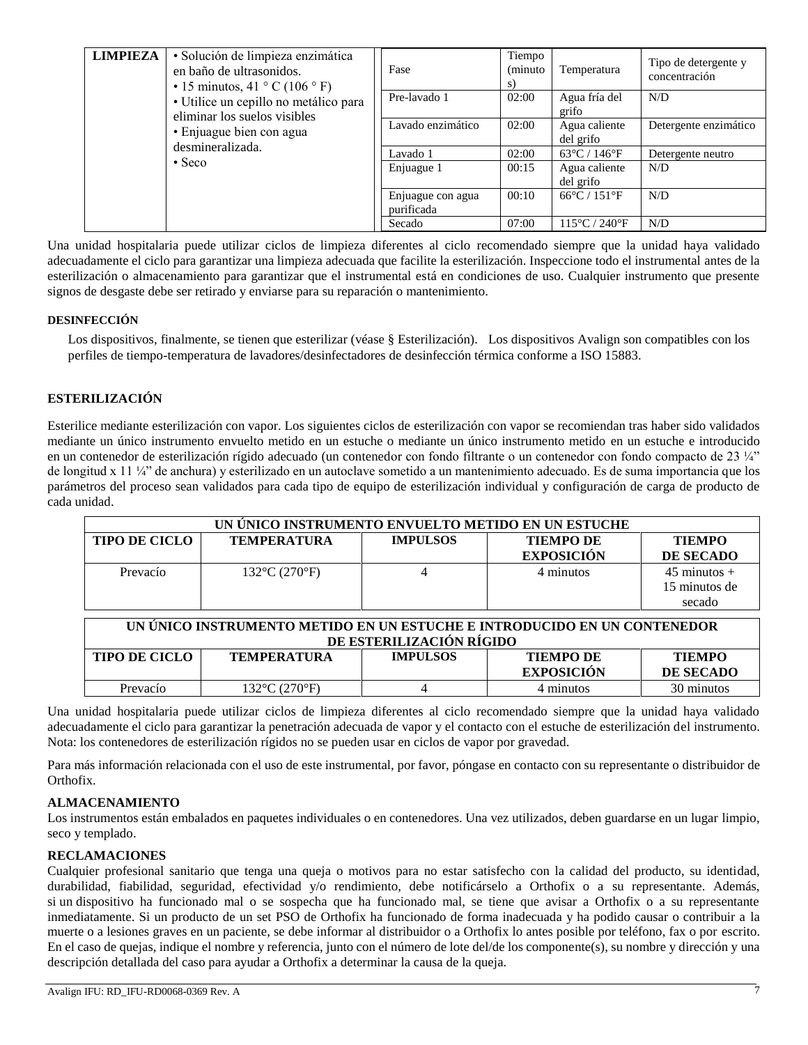| LIMPIEZA | • Solución de limpieza enzimática en baño de ultrasonidos.<br>• 15 minutos, 41 ° C (106 ° F)<br>• Utilice un cepillo no metálico para eliminar los suelos visibles<br>• Enjuague bien con agua desmineralizada.<br>• Seco |
|---|---|

| Fase | Tiempo (minutos) | Temperatura | Tipo de detergente y concentración |
|---|---|---|---|
| Pre-lavado 1 | 02:00 | Agua fría del grifo | N/D |
| Lavado enzimático | 02:00 | Agua caliente del grifo | Detergente enzimático |
| Lavado 1 | 02:00 | 63°C / 146°F | Detergente neutro |
| Enjuague 1 | 00:15 | Agua caliente del grifo | N/D |
| Enjuague con agua purificada | 00:10 | 66°C / 151°F | N/D |
| Secado | 07:00 | 115°C / 240°F | N/D |

Una unidad hospitalaria puede utilizar ciclos de limpieza diferentes al ciclo recomendado siempre que la unidad haya validado adecuadamente el ciclo para garantizar una limpieza adecuada que facilite la esterilización. Inspeccione todo el instrumental antes de la esterilización o almacenamiento para garantizar que el instrumental está en condiciones de uso. Cualquier instrumento que presente signos de desgaste debe ser retirado y enviarse para su reparación o mantenimiento.

**DESINFECCIÓN**

Los dispositivos, finalmente, se tienen que esterilizar (véase § Esterilización). Los dispositivos Avalign son compatibles con los perfiles de tiempo-temperatura de lavadores/desinfectadores de desinfección térmica conforme a ISO 15883.

**ESTERILIZACIÓN**

Esterilice mediante esterilización con vapor. Los siguientes ciclos de esterilización con vapor se recomiendan tras haber sido validados mediante un único instrumento envuelto metido en un estuche o mediante un único instrumento metido en un estuche e introducido en un contenedor de esterilización rígido adecuado (un contenedor con fondo filtrante o un contenedor con fondo compacto de 23 ¼” de longitud x 11 ¼” de anchura) y esterilizado en un autoclave sometido a un mantenimiento adecuado. Es de suma importancia que los parámetros del proceso sean validados para cada tipo de equipo de esterilización individual y configuración de carga de producto de cada unidad.

| UN ÚNICO INSTRUMENTO ENVUELTO METIDO EN UN ESTUCHE | | | | |
|---|---|---|---|---|
| **TIPO DE CICLO** | **TEMPERATURA** | **IMPULSOS** | **TIEMPO DE EXPOSICIÓN** | **TIEMPO DE SECADO** |
| Prevacío | 132°C (270°F) | 4 | 4 minutos | 45 minutos + 15 minutos de secado |

| UN ÚNICO INSTRUMENTO METIDO EN UN ESTUCHE E INTRODUCIDO EN UN CONTENEDOR DE ESTERILIZACIÓN RÍGIDO | | | | |
|---|---|---|---|---|
| **TIPO DE CICLO** | **TEMPERATURA** | **IMPULSOS** | **TIEMPO DE EXPOSICIÓN** | **TIEMPO DE SECADO** |
| Prevacío | 132°C (270°F) | 4 | 4 minutos | 30 minutos |

Una unidad hospitalaria puede utilizar ciclos de limpieza diferentes al ciclo recomendado siempre que la unidad haya validado adecuadamente el ciclo para garantizar la penetración adecuada de vapor y el contacto con el estuche de esterilización del instrumento. Nota: los contenedores de esterilización rígidos no se pueden usar en ciclos de vapor por gravedad.

Para más información relacionada con el uso de este instrumental, por favor, póngase en contacto con su representante o distribuidor de Orthofix.

**ALMACENAMIENTO**

Los instrumentos están embalados en paquetes individuales o en contenedores. Una vez utilizados, deben guardarse en un lugar limpio, seco y templado.

**RECLAMACIONES**

Cualquier profesional sanitario que tenga una queja o motivos para no estar satisfecho con la calidad del producto, su identidad, durabilidad, fiabilidad, seguridad, efectividad y/o rendimiento, debe notificárselo a Orthofix o a su representante. Además, si un dispositivo ha funcionado mal o se sospecha que ha funcionado mal, se tiene que avisar a Orthofix o a su representante inmediatamente. Si un producto de un set PSO de Orthofix ha funcionado de forma inadecuada y ha podido causar o contribuir a la muerte o a lesiones graves en un paciente, se debe informar al distribuidor o a Orthofix lo antes posible por teléfono, fax o por escrito. En el caso de quejas, indique el nombre y referencia, junto con el número de lote del/de los componente(s), su nombre y dirección y una descripción detallada del caso para ayudar a Orthofix a determinar la causa de la queja.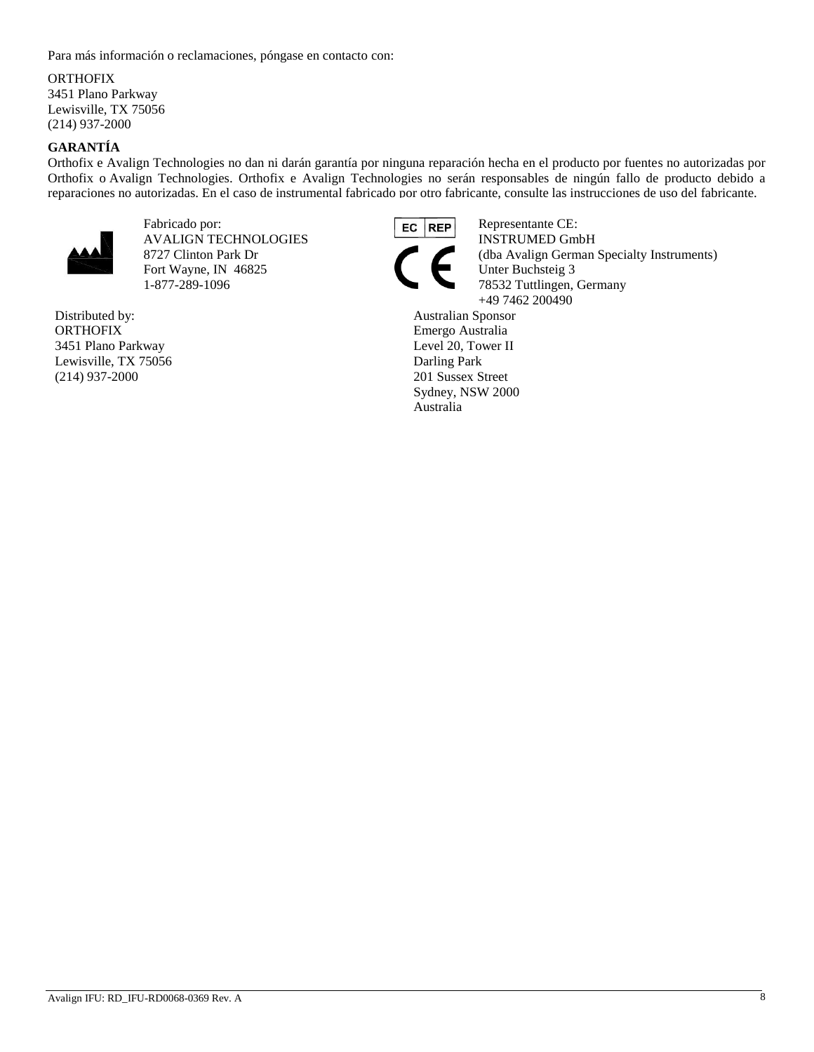Para más información o reclamaciones, póngase en contacto con:

ORTHOFIX
3451 Plano Parkway
Lewisville, TX 75056
(214) 937-2000

**GARANTÍA**

Orthofix e Avalign Technologies no dan ni darán garantía por ninguna reparación hecha en el producto por fuentes no autorizadas por Orthofix o Avalign Technologies. Orthofix e Avalign Technologies no serán responsables de ningún fallo de producto debido a reparaciones no autorizadas. En el caso de instrumental fabricado por otro fabricante, consulte las instrucciones de uso del fabricante.

Fabricado por:
AVALIGN TECHNOLOGIES
8727 Clinton Park Dr
Fort Wayne, IN 46825
1-877-289-1096

EC REP

Representante CE:
INSTRUMED GmbH
(dba Avalign German Specialty Instruments)
Unter Buchsteig 3
78532 Tuttlingen, Germany
+49 7462 200490

Distributed by:
ORTHOFIX
3451 Plano Parkway
Lewisville, TX 75056
(214) 937-2000

Australian Sponsor
Emergo Australia
Level 20, Tower II
Darling Park
201 Sussex Street
Sydney, NSW 2000
Australia

Avalign IFU: RD_IFU-RD0068-0369 Rev. A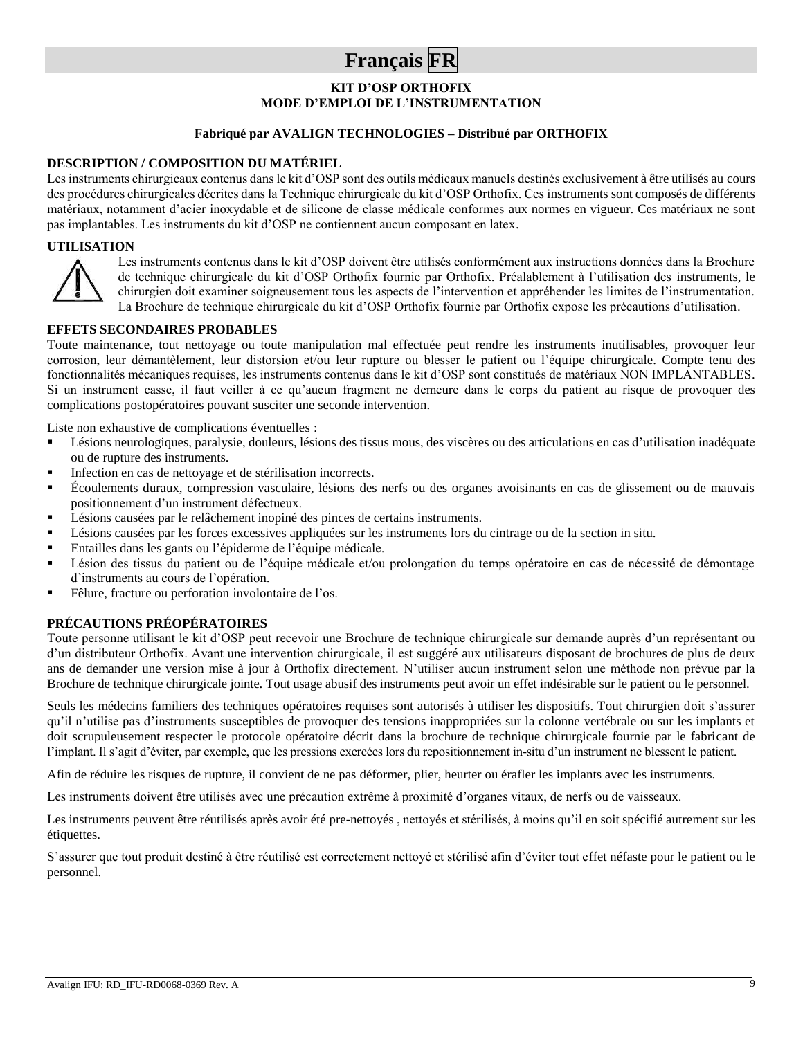# Français FR

**KIT D'OSP ORTHOFIX**
**MODE D'EMPLOI DE L'INSTRUMENTATION**

**Fabriqué par AVALIGN TECHNOLOGIES – Distribué par ORTHOFIX**

## DESCRIPTION / COMPOSITION DU MATÉRIEL

Les instruments chirurgicaux contenus dans le kit d'OSP sont des outils médicaux manuels destinés exclusivement à être utilisés au cours des procédures chirurgicales décrites dans la Technique chirurgicale du kit d'OSP Orthofix. Ces instruments sont composés de différents matériaux, notamment d'acier inoxydable et de silicone de classe médicale conformes aux normes en vigueur. Ces matériaux ne sont pas implantables. Les instruments du kit d'OSP ne contiennent aucun composant en latex.

## UTILISATION

Les instruments contenus dans le kit d'OSP doivent être utilisés conformément aux instructions données dans la Brochure de technique chirurgicale du kit d'OSP Orthofix fournie par Orthofix. Préalablement à l'utilisation des instruments, le chirurgien doit examiner soigneusement tous les aspects de l'intervention et appréhender les limites de l'instrumentation. La Brochure de technique chirurgicale du kit d'OSP Orthofix fournie par Orthofix expose les précautions d'utilisation.

## EFFETS SECONDAIRES PROBABLES

Toute maintenance, tout nettoyage ou toute manipulation mal effectuée peut rendre les instruments inutilisables, provoquer leur corrosion, leur démantèlement, leur distorsion et/ou leur rupture ou blesser le patient ou l'équipe chirurgicale. Compte tenu des fonctionnalités mécaniques requises, les instruments contenus dans le kit d'OSP sont constitués de matériaux NON IMPLANTABLES. Si un instrument casse, il faut veiller à ce qu'aucun fragment ne demeure dans le corps du patient au risque de provoquer des complications postopératoires pouvant susciter une seconde intervention.

Liste non exhaustive de complications éventuelles :

- Lésions neurologiques, paralysie, douleurs, lésions des tissus mous, des viscères ou des articulations en cas d'utilisation inadéquate ou de rupture des instruments.
- Infection en cas de nettoyage et de stérilisation incorrects.
- Écoulements duraux, compression vasculaire, lésions des nerfs ou des organes avoisinants en cas de glissement ou de mauvais positionnement d'un instrument défectueux.
- Lésions causées par le relâchement inopiné des pinces de certains instruments.
- Lésions causées par les forces excessives appliquées sur les instruments lors du cintrage ou de la section in situ.
- Entailles dans les gants ou l'épiderme de l'équipe médicale.
- Lésion des tissus du patient ou de l'équipe médicale et/ou prolongation du temps opératoire en cas de nécessité de démontage d'instruments au cours de l'opération.
- Fêlure, fracture ou perforation involontaire de l'os.

## PRÉCAUTIONS PRÉOPÉRATOIRES

Toute personne utilisant le kit d'OSP peut recevoir une Brochure de technique chirurgicale sur demande auprès d'un représentant ou d'un distributeur Orthofix. Avant une intervention chirurgicale, il est suggéré aux utilisateurs disposant de brochures de plus de deux ans de demander une version mise à jour à Orthofix directement. N'utiliser aucun instrument selon une méthode non prévue par la Brochure de technique chirurgicale jointe. Tout usage abusif des instruments peut avoir un effet indésirable sur le patient ou le personnel.

Seuls les médecins familiers des techniques opératoires requises sont autorisés à utiliser les dispositifs. Tout chirurgien doit s'assurer qu'il n'utilise pas d'instruments susceptibles de provoquer des tensions inappropriées sur la colonne vertébrale ou sur les implants et doit scrupuleusement respecter le protocole opératoire décrit dans la brochure de technique chirurgicale fournie par le fabricant de l'implant. Il s'agit d'éviter, par exemple, que les pressions exercées lors du repositionnement in-situ d'un instrument ne blessent le patient.

Afin de réduire les risques de rupture, il convient de ne pas déformer, plier, heurter ou érafler les implants avec les instruments.

Les instruments doivent être utilisés avec une précaution extrême à proximité d'organes vitaux, de nerfs ou de vaisseaux.

Les instruments peuvent être réutilisés après avoir été pre-nettoyés , nettoyés et stérilisés, à moins qu'il en soit spécifié autrement sur les étiquettes.

S'assurer que tout produit destiné à être réutilisé est correctement nettoyé et stérilisé afin d'éviter tout effet néfaste pour le patient ou le personnel.

Avalign IFU: RD_IFU-RD0068-0369 Rev. A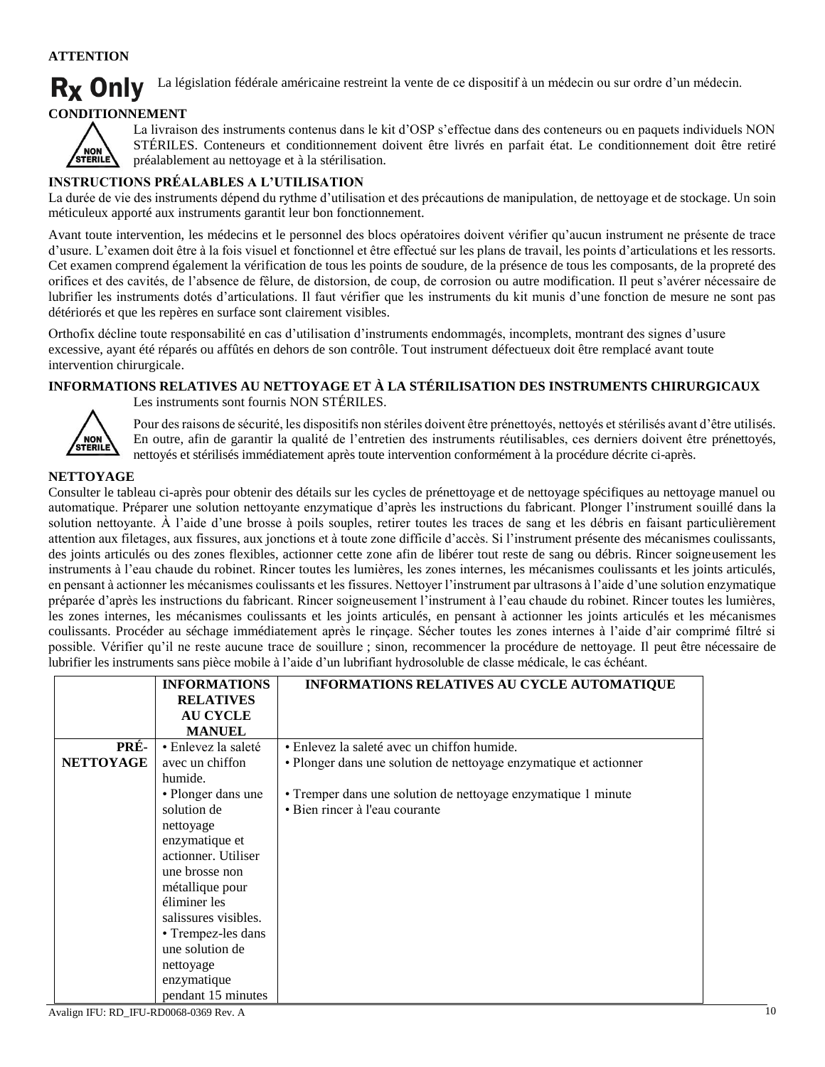**ATTENTION**

**Rx Only** La législation fédérale américaine restreint la vente de ce dispositif à un médecin ou sur ordre d'un médecin.

**CONDITIONNEMENT**

La livraison des instruments contenus dans le kit d'OSP s'effectue dans des conteneurs ou en paquets individuels NON STÉRILES. Conteneurs et conditionnement doivent être livrés en parfait état. Le conditionnement doit être retiré préalablement au nettoyage et à la stérilisation.

**INSTRUCTIONS PRÉALABLES A L'UTILISATION**

La durée de vie des instruments dépend du rythme d'utilisation et des précautions de manipulation, de nettoyage et de stockage. Un soin méticuleux apporté aux instruments garantit leur bon fonctionnement.

Avant toute intervention, les médecins et le personnel des blocs opératoires doivent vérifier qu'aucun instrument ne présente de trace d'usure. L'examen doit être à la fois visuel et fonctionnel et être effectué sur les plans de travail, les points d'articulations et les ressorts. Cet examen comprend également la vérification de tous les points de soudure, de la présence de tous les composants, de la propreté des orifices et des cavités, de l'absence de fêlure, de distorsion, de coup, de corrosion ou autre modification. Il peut s'avérer nécessaire de lubrifier les instruments dotés d'articulations. Il faut vérifier que les instruments du kit munis d'une fonction de mesure ne sont pas détériorés et que les repères en surface sont clairement visibles.

Orthofix décline toute responsabilité en cas d'utilisation d'instruments endommagés, incomplets, montrant des signes d'usure excessive, ayant été réparés ou affûtés en dehors de son contrôle. Tout instrument défectueux doit être remplacé avant toute intervention chirurgicale.

**INFORMATIONS RELATIVES AU NETTOYAGE ET À LA STÉRILISATION DES INSTRUMENTS CHIRURGICAUX**

Les instruments sont fournis NON STÉRILES.

Pour des raisons de sécurité, les dispositifs non stériles doivent être prénettoyés, nettoyés et stérilisés avant d'être utilisés. En outre, afin de garantir la qualité de l'entretien des instruments réutilisables, ces derniers doivent être prénettoyés, nettoyés et stérilisés immédiatement après toute intervention conformément à la procédure décrite ci-après.

**NETTOYAGE**

Consulter le tableau ci-après pour obtenir des détails sur les cycles de prénettoyage et de nettoyage spécifiques au nettoyage manuel ou automatique. Préparer une solution nettoyante enzymatique d'après les instructions du fabricant. Plonger l'instrument souillé dans la solution nettoyante. À l'aide d'une brosse à poils souples, retirer toutes les traces de sang et les débris en faisant particulièrement attention aux filetages, aux fissures, aux jonctions et à toute zone difficile d'accès. Si l'instrument présente des mécanismes coulissants, des joints articulés ou des zones flexibles, actionner cette zone afin de libérer tout reste de sang ou débris. Rincer soigneusement les instruments à l'eau chaude du robinet. Rincer toutes les lumières, les zones internes, les mécanismes coulissants et les joints articulés, en pensant à actionner les mécanismes coulissants et les fissures. Nettoyer l'instrument par ultrasons à l'aide d'une solution enzymatique préparée d'après les instructions du fabricant. Rincer soigneusement l'instrument à l'eau chaude du robinet. Rincer toutes les lumières, les zones internes, les mécanismes coulissants et les joints articulés, en pensant à actionner les joints articulés et les mécanismes coulissants. Procéder au séchage immédiatement après le rinçage. Sécher toutes les zones internes à l'aide d'air comprimé filtré si possible. Vérifier qu'il ne reste aucune trace de souillure ; sinon, recommencer la procédure de nettoyage. Il peut être nécessaire de lubrifier les instruments sans pièce mobile à l'aide d'un lubrifiant hydrosoluble de classe médicale, le cas échéant.

| | INFORMATIONS RELATIVES AU CYCLE MANUEL | INFORMATIONS RELATIVES AU CYCLE AUTOMATIQUE |
|---|---|---|
| **PRÉ-NETTOYAGE** | • Enlevez la saleté avec un chiffon humide.<br>• Plonger dans une solution de nettoyage enzymatique et actionner. Utiliser une brosse non métallique pour éliminer les salissures visibles.<br>• Trempez-les dans une solution de nettoyage enzymatique pendant 15 minutes | • Enlevez la saleté avec un chiffon humide.<br>• Plonger dans une solution de nettoyage enzymatique et actionner<br>• Tremper dans une solution de nettoyage enzymatique 1 minute<br>• Bien rincer à l'eau courante |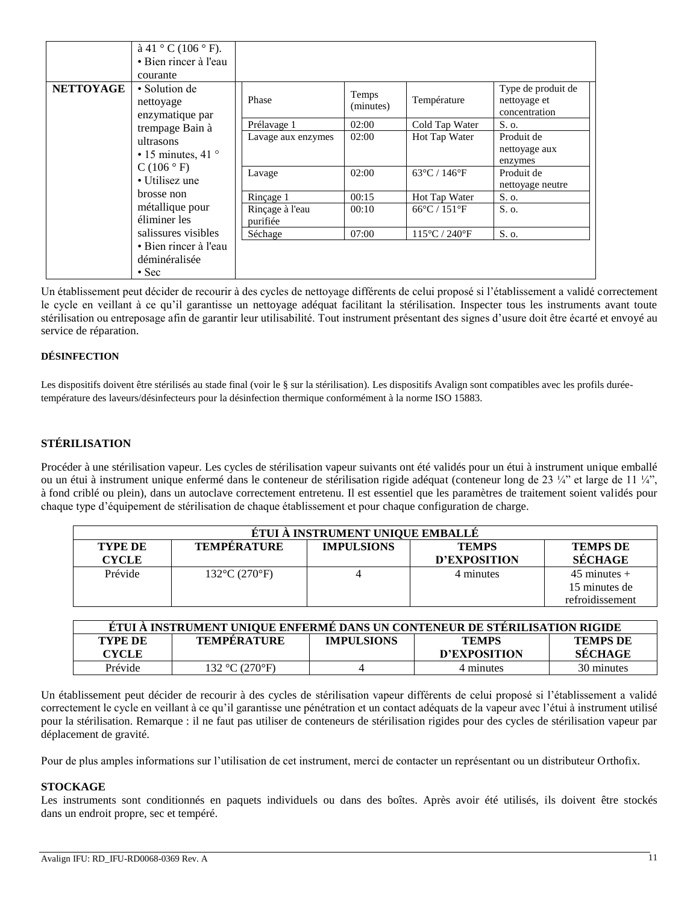| | | |
|---|---|---|
| | à 41 ° C (106 ° F).<br>• Bien rincer à l'eau courante | |
| **NETTOYAGE** | • Solution de nettoyage enzymatique par trempage Bain à ultrasons<br>• 15 minutes, 41 ° C (106 ° F)<br>• Utilisez une brosse non métallique pour éliminer les salissures visibles<br>• Bien rincer à l'eau déminéralisée<br>• Sec | |

| Phase | Temps (minutes) | Température | Type de produit de nettoyage et concentration |
|---|---|---|---|
| Prélavage 1 | 02:00 | Cold Tap Water | S. o. |
| Lavage aux enzymes | 02:00 | Hot Tap Water | Produit de nettoyage aux enzymes |
| Lavage | 02:00 | 63°C / 146°F | Produit de nettoyage neutre |
| Rinçage 1 | 00:15 | Hot Tap Water | S. o. |
| Rinçage à l'eau purifiée | 00:10 | 66°C / 151°F | S. o. |
| Séchage | 07:00 | 115°C / 240°F | S. o. |

Un établissement peut décider de recourir à des cycles de nettoyage différents de celui proposé si l'établissement a validé correctement le cycle en veillant à ce qu'il garantisse un nettoyage adéquat facilitant la stérilisation. Inspecter tous les instruments avant toute stérilisation ou entreposage afin de garantir leur utilisabilité. Tout instrument présentant des signes d'usure doit être écarté et envoyé au service de réparation.

**DÉSINFECTION**

Les dispositifs doivent être stérilisés au stade final (voir le § sur la stérilisation). Les dispositifs Avalign sont compatibles avec les profils durée-température des laveurs/désinfecteurs pour la désinfection thermique conformément à la norme ISO 15883.

**STÉRILISATION**

Procéder à une stérilisation vapeur. Les cycles de stérilisation vapeur suivants ont été validés pour un étui à instrument unique emballé ou un étui à instrument unique enfermé dans le conteneur de stérilisation rigide adéquat (conteneur long de 23 ¼" et large de 11 ¼", à fond criblé ou plein), dans un autoclave correctement entretenu. Il est essentiel que les paramètres de traitement soient validés pour chaque type d'équipement de stérilisation de chaque établissement et pour chaque configuration de charge.

| **ÉTUI À INSTRUMENT UNIQUE EMBALLÉ** | | | | |
|---|---|---|---|---|
| **TYPE DE CYCLE** | **TEMPÉRATURE** | **IMPULSIONS** | **TEMPS D'EXPOSITION** | **TEMPS DE SÉCHAGE** |
| Prévide | 132°C (270°F) | 4 | 4 minutes | 45 minutes + 15 minutes de refroidissement |

| **ÉTUI À INSTRUMENT UNIQUE ENFERMÉ DANS UN CONTENEUR DE STÉRILISATION RIGIDE** | | | | |
|---|---|---|---|---|
| **TYPE DE CYCLE** | **TEMPÉRATURE** | **IMPULSIONS** | **TEMPS D'EXPOSITION** | **TEMPS DE SÉCHAGE** |
| Prévide | 132 °C (270°F) | 4 | 4 minutes | 30 minutes |

Un établissement peut décider de recourir à des cycles de stérilisation vapeur différents de celui proposé si l'établissement a validé correctement le cycle en veillant à ce qu'il garantisse une pénétration et un contact adéquats de la vapeur avec l'étui à instrument utilisé pour la stérilisation. Remarque : il ne faut pas utiliser de conteneurs de stérilisation rigides pour des cycles de stérilisation vapeur par déplacement de gravité.

Pour de plus amples informations sur l'utilisation de cet instrument, merci de contacter un représentant ou un distributeur Orthofix.

**STOCKAGE**

Les instruments sont conditionnés en paquets individuels ou dans des boîtes. Après avoir été utilisés, ils doivent être stockés dans un endroit propre, sec et tempéré.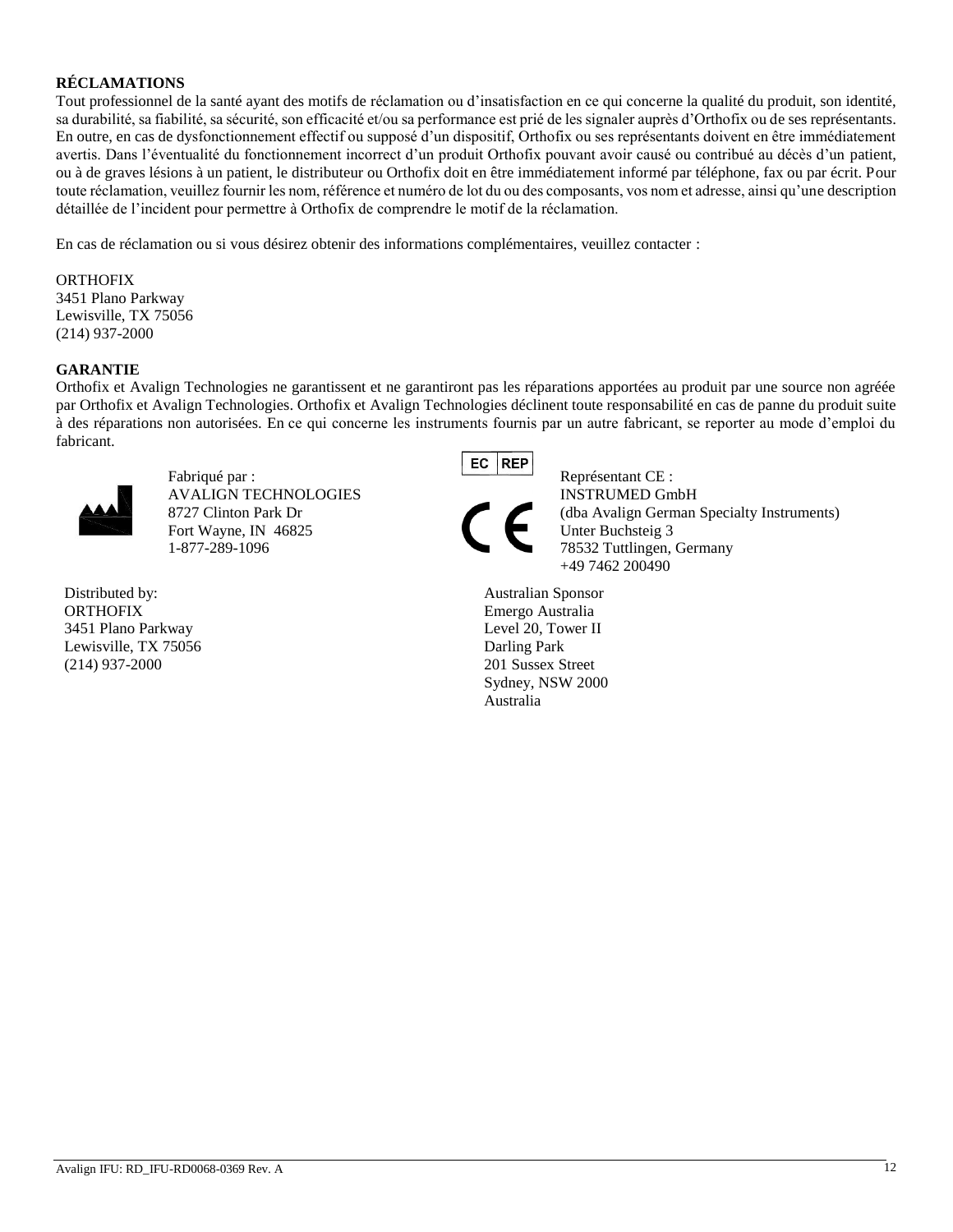**RÉCLAMATIONS**

Tout professionnel de la santé ayant des motifs de réclamation ou d'insatisfaction en ce qui concerne la qualité du produit, son identité, sa durabilité, sa fiabilité, sa sécurité, son efficacité et/ou sa performance est prié de les signaler auprès d'Orthofix ou de ses représentants. En outre, en cas de dysfonctionnement effectif ou supposé d'un dispositif, Orthofix ou ses représentants doivent en être immédiatement avertis. Dans l'éventualité du fonctionnement incorrect d'un produit Orthofix pouvant avoir causé ou contribué au décès d'un patient, ou à de graves lésions à un patient, le distributeur ou Orthofix doit en être immédiatement informé par téléphone, fax ou par écrit. Pour toute réclamation, veuillez fournir les nom, référence et numéro de lot du ou des composants, vos nom et adresse, ainsi qu'une description détaillée de l'incident pour permettre à Orthofix de comprendre le motif de la réclamation.

En cas de réclamation ou si vous désirez obtenir des informations complémentaires, veuillez contacter :

ORTHOFIX
3451 Plano Parkway
Lewisville, TX 75056
(214) 937-2000

**GARANTIE**

Orthofix et Avalign Technologies ne garantissent et ne garantiront pas les réparations apportées au produit par une source non agréée par Orthofix et Avalign Technologies. Orthofix et Avalign Technologies déclinent toute responsabilité en cas de panne du produit suite à des réparations non autorisées. En ce qui concerne les instruments fournis par un autre fabricant, se reporter au mode d'emploi du fabricant.

Fabriqué par :
AVALIGN TECHNOLOGIES
8727 Clinton Park Dr
Fort Wayne, IN 46825
1-877-289-1096

EC REP

Représentant CE :
INSTRUMED GmbH
(dba Avalign German Specialty Instruments)
Unter Buchsteig 3
78532 Tuttlingen, Germany
+49 7462 200490

CE

Distributed by:
ORTHOFIX
3451 Plano Parkway
Lewisville, TX 75056
(214) 937-2000

Australian Sponsor
Emergo Australia
Level 20, Tower II
Darling Park
201 Sussex Street
Sydney, NSW 2000
Australia

Avalign IFU: RD_IFU-RD0068-0369 Rev. A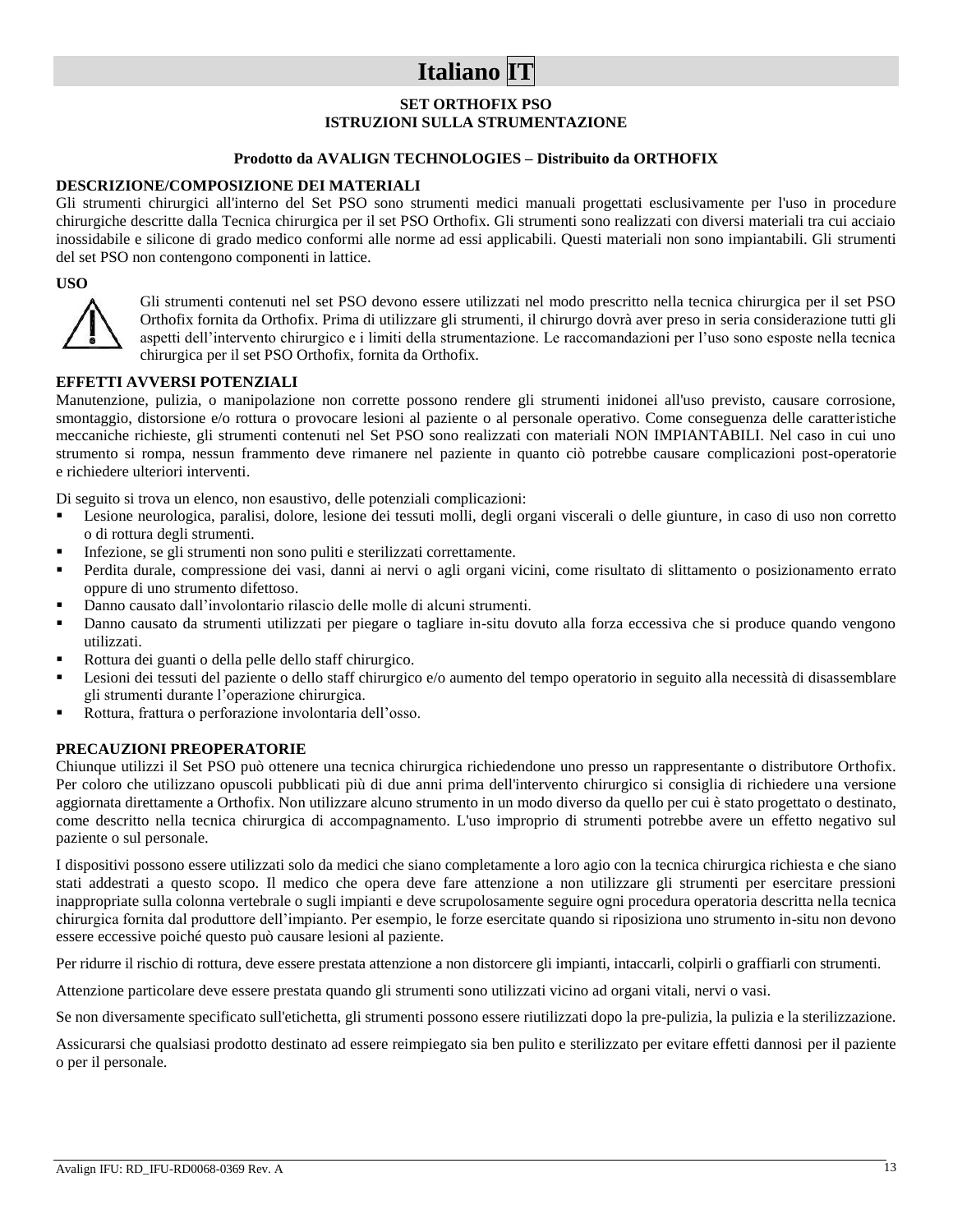# Italiano IT

**SET ORTHOFIX PSO**
**ISTRUZIONI SULLA STRUMENTAZIONE**

**Prodotto da AVALIGN TECHNOLOGIES – Distribuito da ORTHOFIX**

## DESCRIZIONE/COMPOSIZIONE DEI MATERIALI

Gli strumenti chirurgici all'interno del Set PSO sono strumenti medici manuali progettati esclusivamente per l'uso in procedure chirurgiche descritte dalla Tecnica chirurgica per il set PSO Orthofix. Gli strumenti sono realizzati con diversi materiali tra cui acciaio inossidabile e silicone di grado medico conformi alle norme ad essi applicabili. Questi materiali non sono impiantabili. Gli strumenti del set PSO non contengono componenti in lattice.

## USO

Gli strumenti contenuti nel set PSO devono essere utilizzati nel modo prescritto nella tecnica chirurgica per il set PSO Orthofix fornita da Orthofix. Prima di utilizzare gli strumenti, il chirurgo dovrà aver preso in seria considerazione tutti gli aspetti dell'intervento chirurgico e i limiti della strumentazione. Le raccomandazioni per l'uso sono esposte nella tecnica chirurgica per il set PSO Orthofix, fornita da Orthofix.

## EFFETTI AVVERSI POTENZIALI

Manutenzione, pulizia, o manipolazione non corrette possono rendere gli strumenti inidonei all'uso previsto, causare corrosione, smontaggio, distorsione e/o rottura o provocare lesioni al paziente o al personale operativo. Come conseguenza delle caratteristiche meccaniche richieste, gli strumenti contenuti nel Set PSO sono realizzati con materiali NON IMPIANTABILI. Nel caso in cui uno strumento si rompa, nessun frammento deve rimanere nel paziente in quanto ciò potrebbe causare complicazioni post-operatorie e richiedere ulteriori interventi.

Di seguito si trova un elenco, non esaustivo, delle potenziali complicazioni:

- Lesione neurologica, paralisi, dolore, lesione dei tessuti molli, degli organi viscerali o delle giunture, in caso di uso non corretto o di rottura degli strumenti.
- Infezione, se gli strumenti non sono puliti e sterilizzati correttamente.
- Perdita durale, compressione dei vasi, danni ai nervi o agli organi vicini, come risultato di slittamento o posizionamento errato oppure di uno strumento difettoso.
- Danno causato dall'involontario rilascio delle molle di alcuni strumenti.
- Danno causato da strumenti utilizzati per piegare o tagliare in-situ dovuto alla forza eccessiva che si produce quando vengono utilizzati.
- Rottura dei guanti o della pelle dello staff chirurgico.
- Lesioni dei tessuti del paziente o dello staff chirurgico e/o aumento del tempo operatorio in seguito alla necessità di disassemblare gli strumenti durante l'operazione chirurgica.
- Rottura, frattura o perforazione involontaria dell'osso.

## PRECAUZIONI PREOPERATORIE

Chiunque utilizzi il Set PSO può ottenere una tecnica chirurgica richiedendone uno presso un rappresentante o distributore Orthofix. Per coloro che utilizzano opuscoli pubblicati più di due anni prima dell'intervento chirurgico si consiglia di richiedere una versione aggiornata direttamente a Orthofix. Non utilizzare alcuno strumento in un modo diverso da quello per cui è stato progettato o destinato, come descritto nella tecnica chirurgica di accompagnamento. L'uso improprio di strumenti potrebbe avere un effetto negativo sul paziente o sul personale.

I dispositivi possono essere utilizzati solo da medici che siano completamente a loro agio con la tecnica chirurgica richiesta e che siano stati addestrati a questo scopo. Il medico che opera deve fare attenzione a non utilizzare gli strumenti per esercitare pressioni inappropriate sulla colonna vertebrale o sugli impianti e deve scrupolosamente seguire ogni procedura operatoria descritta nella tecnica chirurgica fornita dal produttore dell'impianto. Per esempio, le forze esercitate quando si riposiziona uno strumento in-situ non devono essere eccessive poiché questo può causare lesioni al paziente.

Per ridurre il rischio di rottura, deve essere prestata attenzione a non distorcere gli impianti, intaccarli, colpirli o graffiarli con strumenti.

Attenzione particolare deve essere prestata quando gli strumenti sono utilizzati vicino ad organi vitali, nervi o vasi.

Se non diversamente specificato sull'etichetta, gli strumenti possono essere riutilizzati dopo la pre-pulizia, la pulizia e la sterilizzazione.

Assicurarsi che qualsiasi prodotto destinato ad essere reimpiegato sia ben pulito e sterilizzato per evitare effetti dannosi per il paziente o per il personale.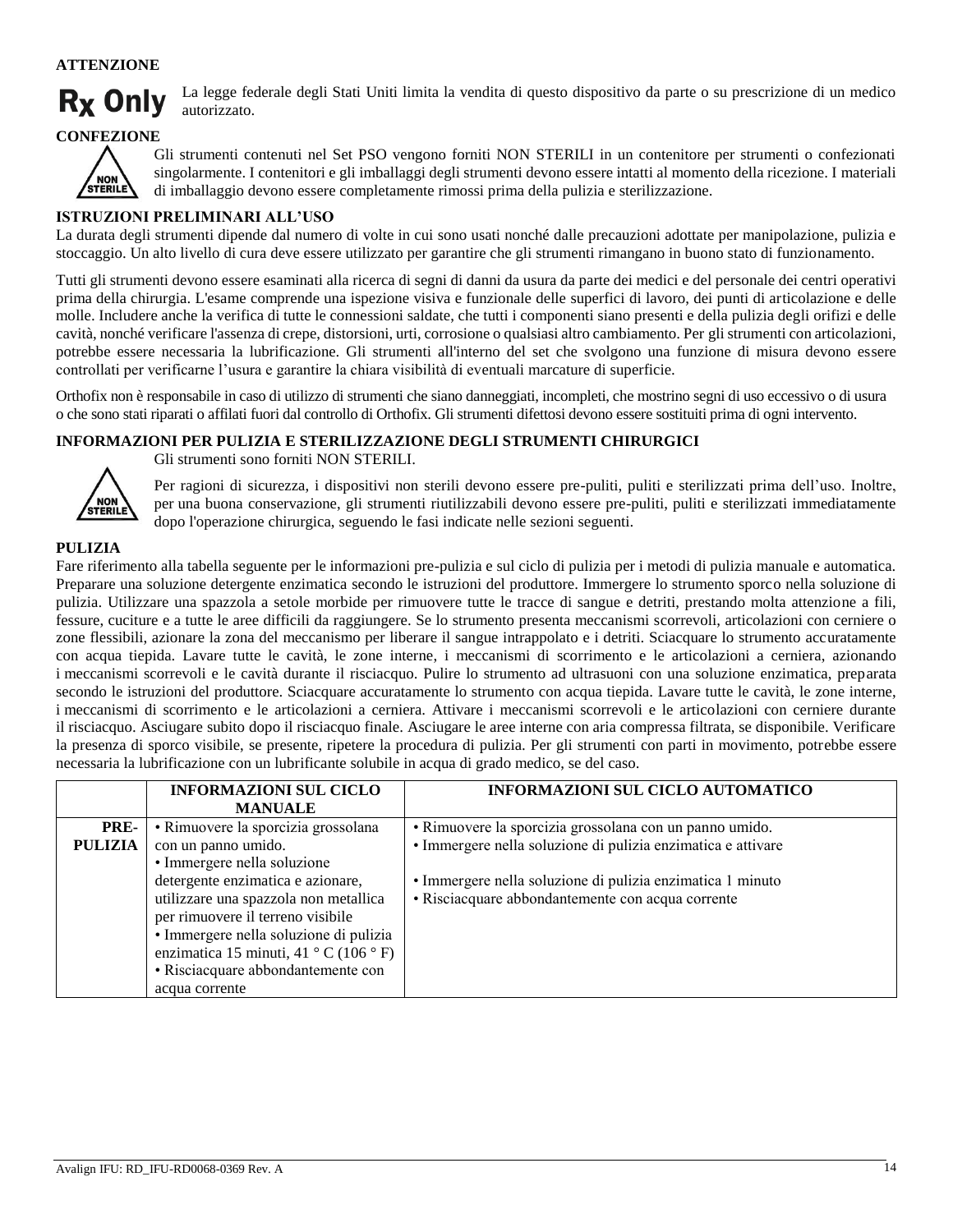**ATTENZIONE**

**Rx Only** La legge federale degli Stati Uniti limita la vendita di questo dispositivo da parte o su prescrizione di un medico autorizzato.

**CONFEZIONE**

Gli strumenti contenuti nel Set PSO vengono forniti NON STERILI in un contenitore per strumenti o confezionati singolarmente. I contenitori e gli imballaggi degli strumenti devono essere intatti al momento della ricezione. I materiali di imballaggio devono essere completamente rimossi prima della pulizia e sterilizzazione.

**ISTRUZIONI PRELIMINARI ALL'USO**

La durata degli strumenti dipende dal numero di volte in cui sono usati nonché dalle precauzioni adottate per manipolazione, pulizia e stoccaggio. Un alto livello di cura deve essere utilizzato per garantire che gli strumenti rimangano in buono stato di funzionamento.

Tutti gli strumenti devono essere esaminati alla ricerca di segni di danni da usura da parte dei medici e del personale dei centri operativi prima della chirurgia. L'esame comprende una ispezione visiva e funzionale delle superfici di lavoro, dei punti di articolazione e delle molle. Includere anche la verifica di tutte le connessioni saldate, che tutti i componenti siano presenti e della pulizia degli orifizi e delle cavità, nonché verificare l'assenza di crepe, distorsioni, urti, corrosione o qualsiasi altro cambiamento. Per gli strumenti con articolazioni, potrebbe essere necessaria la lubrificazione. Gli strumenti all'interno del set che svolgono una funzione di misura devono essere controllati per verificarne l'usura e garantire la chiara visibilità di eventuali marcature di superficie.

Orthofix non è responsabile in caso di utilizzo di strumenti che siano danneggiati, incompleti, che mostrino segni di uso eccessivo o di usura o che sono stati riparati o affilati fuori dal controllo di Orthofix. Gli strumenti difettosi devono essere sostituiti prima di ogni intervento.

**INFORMAZIONI PER PULIZIA E STERILIZZAZIONE DEGLI STRUMENTI CHIRURGICI**

Gli strumenti sono forniti NON STERILI.

Per ragioni di sicurezza, i dispositivi non sterili devono essere pre-puliti, puliti e sterilizzati prima dell'uso. Inoltre, per una buona conservazione, gli strumenti riutilizzabili devono essere pre-puliti, puliti e sterilizzati immediatamente dopo l'operazione chirurgica, seguendo le fasi indicate nelle sezioni seguenti.

**PULIZIA**

Fare riferimento alla tabella seguente per le informazioni pre-pulizia e sul ciclo di pulizia per i metodi di pulizia manuale e automatica. Preparare una soluzione detergente enzimatica secondo le istruzioni del produttore. Immergere lo strumento sporco nella soluzione di pulizia. Utilizzare una spazzola a setole morbide per rimuovere tutte le tracce di sangue e detriti, prestando molta attenzione a fili, fessure, cuciture e a tutte le aree difficili da raggiungere. Se lo strumento presenta meccanismi scorrevoli, articolazioni con cerniere o zone flessibili, azionare la zona del meccanismo per liberare il sangue intrappolato e i detriti. Sciacquare lo strumento accuratamente con acqua tiepida. Lavare tutte le cavità, le zone interne, i meccanismi di scorrimento e le articolazioni a cerniera, azionando i meccanismi scorrevoli e le cavità durante il risciacquo. Pulire lo strumento ad ultrasuoni con una soluzione enzimatica, preparata secondo le istruzioni del produttore. Sciacquare accuratamente lo strumento con acqua tiepida. Lavare tutte le cavità, le zone interne, i meccanismi di scorrimento e le articolazioni a cerniera. Attivare i meccanismi scorrevoli e le articolazioni con cerniere durante il risciacquo. Asciugare subito dopo il risciacquo finale. Asciugare le aree interne con aria compressa filtrata, se disponibile. Verificare la presenza di sporco visibile, se presente, ripetere la procedura di pulizia. Per gli strumenti con parti in movimento, potrebbe essere necessaria la lubrificazione con un lubrificante solubile in acqua di grado medico, se del caso.

| | INFORMAZIONI SUL CICLO MANUALE | INFORMAZIONI SUL CICLO AUTOMATICO |
|---|---|---|
| **PRE-PULIZIA** | • Rimuovere la sporcizia grossolana con un panno umido.<br>• Immergere nella soluzione detergente enzimatica e azionare, utilizzare una spazzola non metallica per rimuovere il terreno visibile<br>• Immergere nella soluzione di pulizia enzimatica 15 minuti, 41 ° C (106 ° F)<br>• Risciacquare abbondantemente con acqua corrente | • Rimuovere la sporcizia grossolana con un panno umido.<br>• Immergere nella soluzione di pulizia enzimatica e attivare<br><br>• Immergere nella soluzione di pulizia enzimatica 1 minuto<br>• Risciacquare abbondantemente con acqua corrente |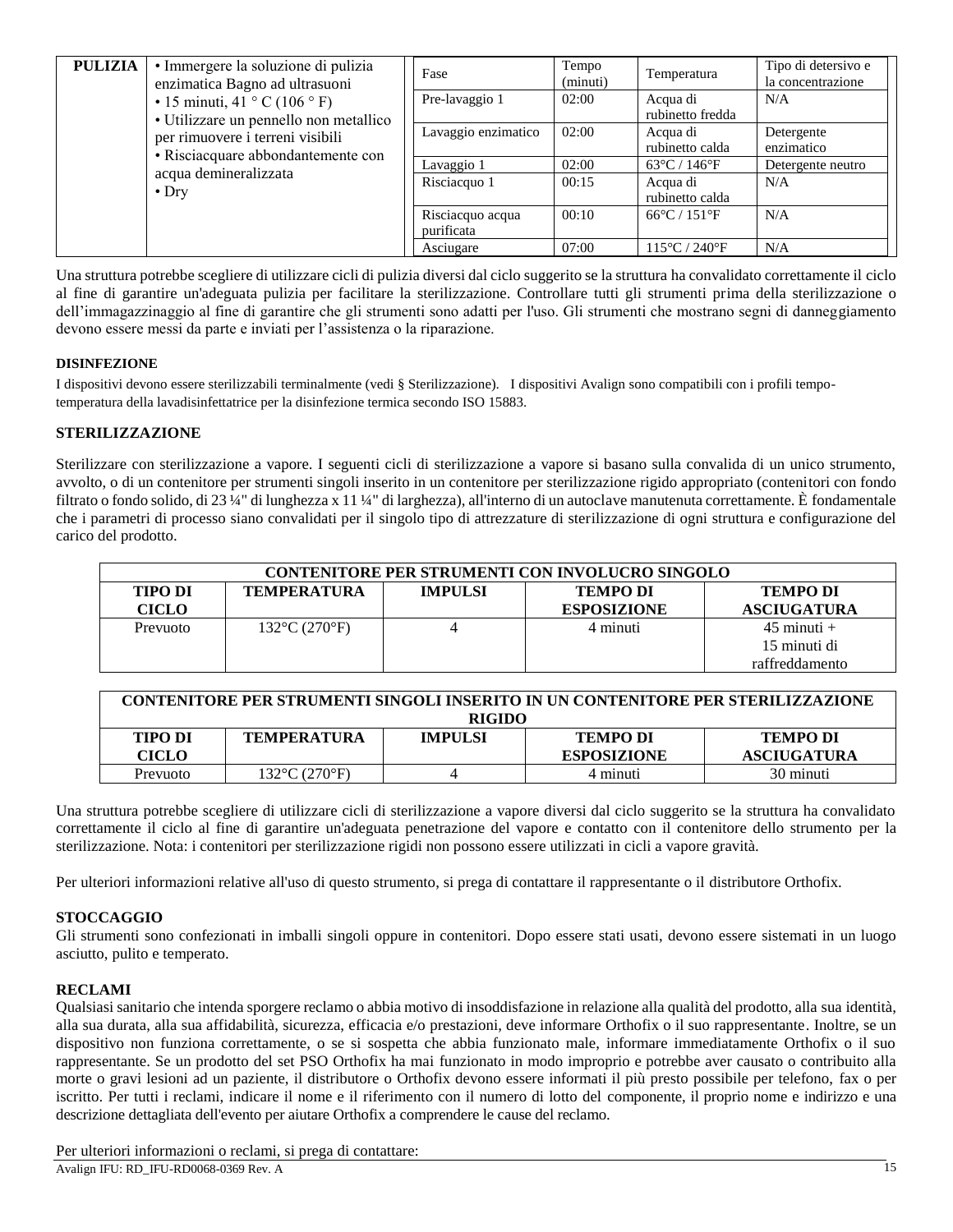| PULIZIA | • Immergere la soluzione di pulizia enzimatica Bagno ad ultrasuoni<br>• 15 minuti, 41 ° C (106 ° F)<br>• Utilizzare un pennello non metallico per rimuovere i terreni visibili<br>• Risciacquare abbondantemente con acqua demineralizzata<br>• Dry |
|---|---|

| Fase | Tempo (minuti) | Temperatura | Tipo di detersivo e la concentrazione |
|---|---|---|---|
| Pre-lavaggio 1 | 02:00 | Acqua di rubinetto fredda | N/A |
| Lavaggio enzimatico | 02:00 | Acqua di rubinetto calda | Detergente enzimatico |
| Lavaggio 1 | 02:00 | 63°C / 146°F | Detergente neutro |
| Risciacquo 1 | 00:15 | Acqua di rubinetto calda | N/A |
| Risciacquo acqua purificata | 00:10 | 66°C / 151°F | N/A |
| Asciugare | 07:00 | 115°C / 240°F | N/A |

Una struttura potrebbe scegliere di utilizzare cicli di pulizia diversi dal ciclo suggerito se la struttura ha convalidato correttamente il ciclo al fine di garantire un'adeguata pulizia per facilitare la sterilizzazione. Controllare tutti gli strumenti prima della sterilizzazione o dell'immagazzinaggio al fine di garantire che gli strumenti sono adatti per l'uso. Gli strumenti che mostrano segni di danneggiamento devono essere messi da parte e inviati per l'assistenza o la riparazione.

**DISINFEZIONE**

I dispositivi devono essere sterilizzabili terminalmente (vedi § Sterilizzazione). I dispositivi Avalign sono compatibili con i profili tempo-temperatura della lavadisinfettatrice per la disinfezione termica secondo ISO 15883.

**STERILIZZAZIONE**

Sterilizzare con sterilizzazione a vapore. I seguenti cicli di sterilizzazione a vapore si basano sulla convalida di un unico strumento, avvolto, o di un contenitore per strumenti singoli inserito in un contenitore per sterilizzazione rigido appropriato (contenitori con fondo filtrato o fondo solido, di 23 ¼" di lunghezza x 11 ¼" di larghezza), all'interno di un autoclave manutenuta correttamente. È fondamentale che i parametri di processo siano convalidati per il singolo tipo di attrezzature di sterilizzazione di ogni struttura e configurazione del carico del prodotto.

| CONTENITORE PER STRUMENTI CON INVOLUCRO SINGOLO | | | | |
|---|---|---|---|---|
| **TIPO DI CICLO** | **TEMPERATURA** | **IMPULSI** | **TEMPO DI ESPOSIZIONE** | **TEMPO DI ASCIUGATURA** |
| Prevuoto | 132°C (270°F) | 4 | 4 minuti | 45 minuti + 15 minuti di raffreddamento |

| CONTENITORE PER STRUMENTI SINGOLI INSERITO IN UN CONTENITORE PER STERILIZZAZIONE RIGIDO | | | | |
|---|---|---|---|---|
| **TIPO DI CICLO** | **TEMPERATURA** | **IMPULSI** | **TEMPO DI ESPOSIZIONE** | **TEMPO DI ASCIUGATURA** |
| Prevuoto | 132°C (270°F) | 4 | 4 minuti | 30 minuti |

Una struttura potrebbe scegliere di utilizzare cicli di sterilizzazione a vapore diversi dal ciclo suggerito se la struttura ha convalidato correttamente il ciclo al fine di garantire un'adeguata penetrazione del vapore e contatto con il contenitore dello strumento per la sterilizzazione. Nota: i contenitori per sterilizzazione rigidi non possono essere utilizzati in cicli a vapore gravità.

Per ulteriori informazioni relative all'uso di questo strumento, si prega di contattare il rappresentante o il distributore Orthofix.

**STOCCAGGIO**

Gli strumenti sono confezionati in imballi singoli oppure in contenitori. Dopo essere stati usati, devono essere sistemati in un luogo asciutto, pulito e temperato.

**RECLAMI**

Qualsiasi sanitario che intenda sporgere reclamo o abbia motivo di insoddisfazione in relazione alla qualità del prodotto, alla sua identità, alla sua durata, alla sua affidabilità, sicurezza, efficacia e/o prestazioni, deve informare Orthofix o il suo rappresentante. Inoltre, se un dispositivo non funziona correttamente, o se si sospetta che abbia funzionato male, informare immediatamente Orthofix o il suo rappresentante. Se un prodotto del set PSO Orthofix ha mai funzionato in modo improprio e potrebbe aver causato o contribuito alla morte o gravi lesioni ad un paziente, il distributore o Orthofix devono essere informati il più presto possibile per telefono, fax o per iscritto. Per tutti i reclami, indicare il nome e il riferimento con il numero di lotto del componente, il proprio nome e indirizzo e una descrizione dettagliata dell'evento per aiutare Orthofix a comprendere le cause del reclamo.

Per ulteriori informazioni o reclami, si prega di contattare: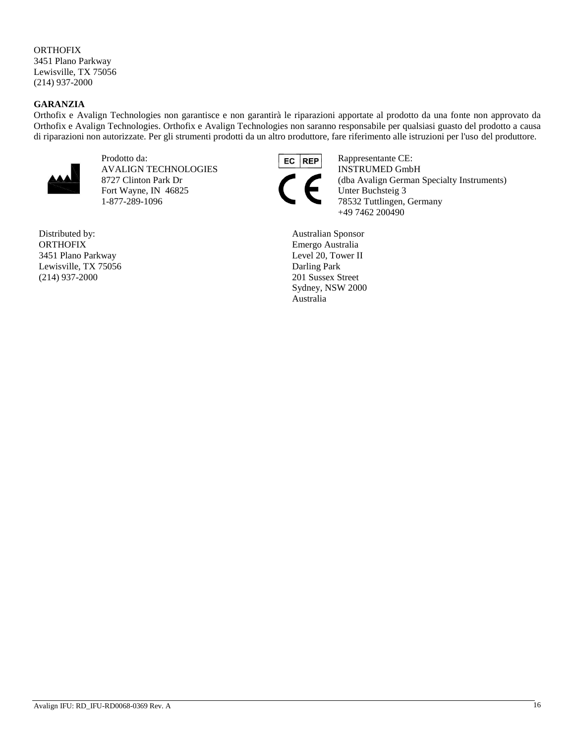ORTHOFIX
3451 Plano Parkway
Lewisville, TX 75056
(214) 937-2000

**GARANZIA**

Orthofix e Avalign Technologies non garantisce e non garantirà le riparazioni apportate al prodotto da una fonte non approvato da Orthofix e Avalign Technologies. Orthofix e Avalign Technologies non saranno responsabile per qualsiasi guasto del prodotto a causa di riparazioni non autorizzate. Per gli strumenti prodotti da un altro produttore, fare riferimento alle istruzioni per l'uso del produttore.

Prodotto da:
AVALIGN TECHNOLOGIES
8727 Clinton Park Dr
Fort Wayne, IN 46825
1-877-289-1096

EC REP

CE

Rappresentante CE:
INSTRUMED GmbH
(dba Avalign German Specialty Instruments)
Unter Buchsteig 3
78532 Tuttlingen, Germany
+49 7462 200490

Distributed by:
ORTHOFIX
3451 Plano Parkway
Lewisville, TX 75056
(214) 937-2000

Australian Sponsor
Emergo Australia
Level 20, Tower II
Darling Park
201 Sussex Street
Sydney, NSW 2000
Australia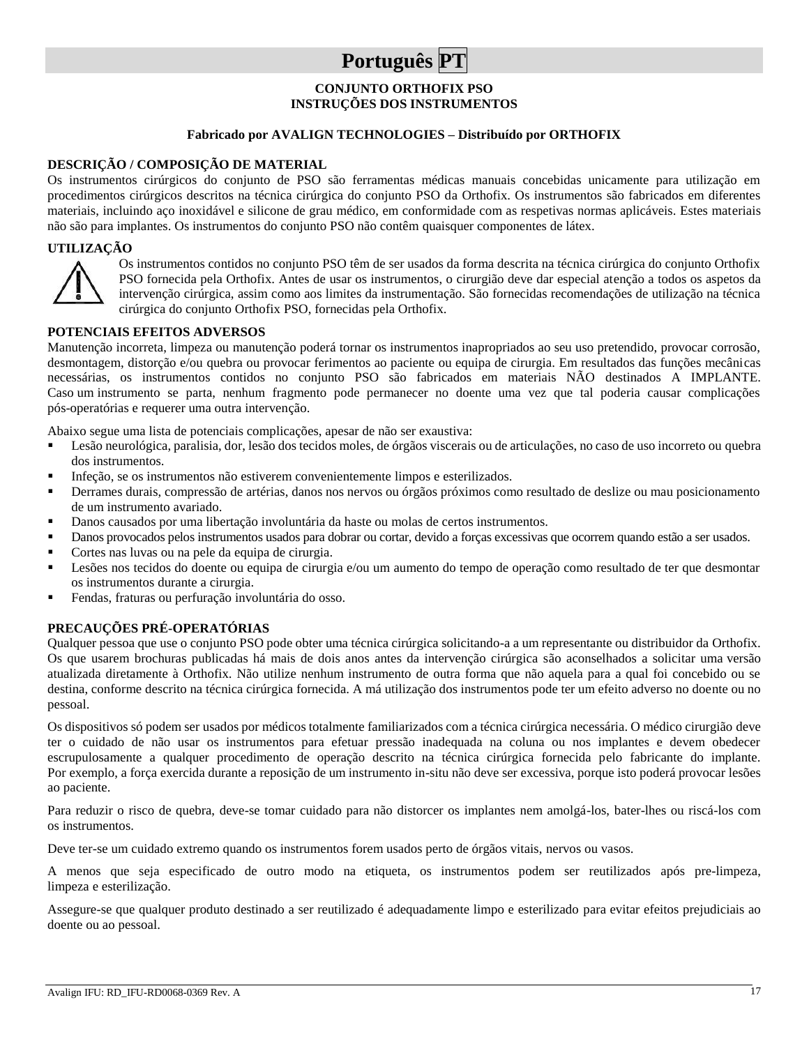# Português PT

**CONJUNTO ORTHOFIX PSO**
**INSTRUÇÕES DOS INSTRUMENTOS**

**Fabricado por AVALIGN TECHNOLOGIES – Distribuído por ORTHOFIX**

## DESCRIÇÃO / COMPOSIÇÃO DE MATERIAL

Os instrumentos cirúrgicos do conjunto de PSO são ferramentas médicas manuais concebidas unicamente para utilização em procedimentos cirúrgicos descritos na técnica cirúrgica do conjunto PSO da Orthofix. Os instrumentos são fabricados em diferentes materiais, incluindo aço inoxidável e silicone de grau médico, em conformidade com as respetivas normas aplicáveis. Estes materiais não são para implantes. Os instrumentos do conjunto PSO não contêm quaisquer componentes de látex.

## UTILIZAÇÃO

Os instrumentos contidos no conjunto PSO têm de ser usados da forma descrita na técnica cirúrgica do conjunto Orthofix PSO fornecida pela Orthofix. Antes de usar os instrumentos, o cirurgião deve dar especial atenção a todos os aspetos da intervenção cirúrgica, assim como aos limites da instrumentação. São fornecidas recomendações de utilização na técnica cirúrgica do conjunto Orthofix PSO, fornecidas pela Orthofix.

## POTENCIAIS EFEITOS ADVERSOS

Manutenção incorreta, limpeza ou manutenção poderá tornar os instrumentos inapropriados ao seu uso pretendido, provocar corrosão, desmontagem, distorção e/ou quebra ou provocar ferimentos ao paciente ou equipa de cirurgia. Em resultados das funções mecânicas necessárias, os instrumentos contidos no conjunto PSO são fabricados em materiais NÃO destinados A IMPLANTE. Caso um instrumento se parta, nenhum fragmento pode permanecer no doente uma vez que tal poderia causar complicações pós-operatórias e requerer uma outra intervenção.

Abaixo segue uma lista de potenciais complicações, apesar de não ser exaustiva:

- Lesão neurológica, paralisia, dor, lesão dos tecidos moles, de órgãos viscerais ou de articulações, no caso de uso incorreto ou quebra dos instrumentos.
- Infeção, se os instrumentos não estiverem convenientemente limpos e esterilizados.
- Derrames durais, compressão de artérias, danos nos nervos ou órgãos próximos como resultado de deslize ou mau posicionamento de um instrumento avariado.
- Danos causados por uma libertação involuntária da haste ou molas de certos instrumentos.
- Danos provocados pelos instrumentos usados para dobrar ou cortar, devido a forças excessivas que ocorrem quando estão a ser usados.
- Cortes nas luvas ou na pele da equipa de cirurgia.
- Lesões nos tecidos do doente ou equipa de cirurgia e/ou um aumento do tempo de operação como resultado de ter que desmontar os instrumentos durante a cirurgia.
- Fendas, fraturas ou perfuração involuntária do osso.

## PRECAUÇÕES PRÉ-OPERATÓRIAS

Qualquer pessoa que use o conjunto PSO pode obter uma técnica cirúrgica solicitando-a a um representante ou distribuidor da Orthofix. Os que usarem brochuras publicadas há mais de dois anos antes da intervenção cirúrgica são aconselhados a solicitar uma versão atualizada diretamente à Orthofix. Não utilize nenhum instrumento de outra forma que não aquela para a qual foi concebido ou se destina, conforme descrito na técnica cirúrgica fornecida. A má utilização dos instrumentos pode ter um efeito adverso no doente ou no pessoal.

Os dispositivos só podem ser usados por médicos totalmente familiarizados com a técnica cirúrgica necessária. O médico cirurgião deve ter o cuidado de não usar os instrumentos para efetuar pressão inadequada na coluna ou nos implantes e devem obedecer escrupulosamente a qualquer procedimento de operação descrito na técnica cirúrgica fornecida pelo fabricante do implante. Por exemplo, a força exercida durante a reposição de um instrumento in-situ não deve ser excessiva, porque isto poderá provocar lesões ao paciente.

Para reduzir o risco de quebra, deve-se tomar cuidado para não distorcer os implantes nem amolgá-los, bater-lhes ou riscá-los com os instrumentos.

Deve ter-se um cuidado extremo quando os instrumentos forem usados perto de órgãos vitais, nervos ou vasos.

A menos que seja especificado de outro modo na etiqueta, os instrumentos podem ser reutilizados após pre-limpeza, limpeza e esterilização.

Assegure-se que qualquer produto destinado a ser reutilizado é adequadamente limpo e esterilizado para evitar efeitos prejudiciais ao doente ou ao pessoal.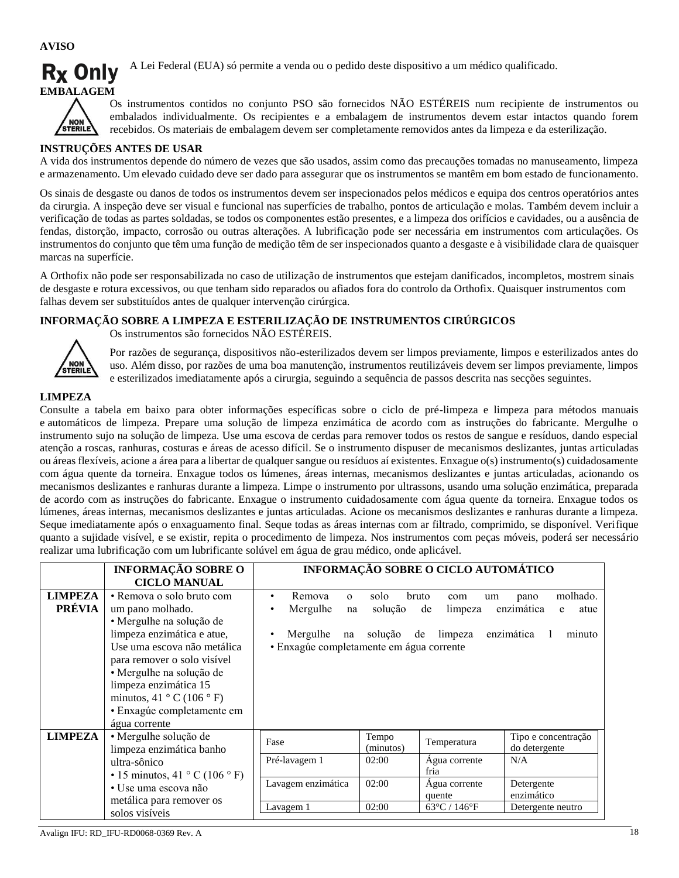**AVISO**

**Rx Only** A Lei Federal (EUA) só permite a venda ou o pedido deste dispositivo a um médico qualificado.

**EMBALAGEM**

NON STERILE

Os instrumentos contidos no conjunto PSO são fornecidos NÃO ESTÉREIS num recipiente de instrumentos ou embalados individualmente. Os recipientes e a embalagem de instrumentos devem estar intactos quando forem recebidos. Os materiais de embalagem devem ser completamente removidos antes da limpeza e da esterilização.

**INSTRUÇÕES ANTES DE USAR**

A vida dos instrumentos depende do número de vezes que são usados, assim como das precauções tomadas no manuseamento, limpeza e armazenamento. Um elevado cuidado deve ser dado para assegurar que os instrumentos se mantêm em bom estado de funcionamento.

Os sinais de desgaste ou danos de todos os instrumentos devem ser inspecionados pelos médicos e equipa dos centros operatórios antes da cirurgia. A inspeção deve ser visual e funcional nas superfícies de trabalho, pontos de articulação e molas. Também devem incluir a verificação de todas as partes soldadas, se todos os componentes estão presentes, e a limpeza dos orifícios e cavidades, ou a ausência de fendas, distorção, impacto, corrosão ou outras alterações. A lubrificação pode ser necessária em instrumentos com articulações. Os instrumentos do conjunto que têm uma função de medição têm de ser inspecionados quanto a desgaste e à visibilidade clara de quaisquer marcas na superfície.

A Orthofix não pode ser responsabilizada no caso de utilização de instrumentos que estejam danificados, incompletos, mostrem sinais de desgaste e rotura excessivos, ou que tenham sido reparados ou afiados fora do controlo da Orthofix. Quaisquer instrumentos com falhas devem ser substituídos antes de qualquer intervenção cirúrgica.

**INFORMAÇÃO SOBRE A LIMPEZA E ESTERILIZAÇÃO DE INSTRUMENTOS CIRÚRGICOS**

NON STERILE

Os instrumentos são fornecidos NÃO ESTÉREIS.

Por razões de segurança, dispositivos não-esterilizados devem ser limpos previamente, limpos e esterilizados antes do uso. Além disso, por razões de uma boa manutenção, instrumentos reutilizáveis devem ser limpos previamente, limpos e esterilizados imediatamente após a cirurgia, seguindo a sequência de passos descrita nas secções seguintes.

**LIMPEZA**

Consulte a tabela em baixo para obter informações específicas sobre o ciclo de pré-limpeza e limpeza para métodos manuais e automáticos de limpeza. Prepare uma solução de limpeza enzimática de acordo com as instruções do fabricante. Mergulhe o instrumento sujo na solução de limpeza. Use uma escova de cerdas para remover todos os restos de sangue e resíduos, dando especial atenção a roscas, ranhuras, costuras e áreas de acesso difícil. Se o instrumento dispuser de mecanismos deslizantes, juntas articuladas ou áreas flexíveis, acione a área para a libertar de qualquer sangue ou resíduos aí existentes. Enxague o(s) instrumento(s) cuidadosamente com água quente da torneira. Enxague todos os lúmenes, áreas internas, mecanismos deslizantes e juntas articuladas, acionando os mecanismos deslizantes e ranhuras durante a limpeza. Limpe o instrumento por ultrassons, usando uma solução enzimática, preparada de acordo com as instruções do fabricante. Enxague o instrumento cuidadosamente com água quente da torneira. Enxague todos os lúmenes, áreas internas, mecanismos deslizantes e juntas articuladas. Acione os mecanismos deslizantes e ranhuras durante a limpeza. Seque imediatamente após o enxaguamento final. Seque todas as áreas internas com ar filtrado, comprimido, se disponível. Verifique quanto a sujidade visível, e se existir, repita o procedimento de limpeza. Nos instrumentos com peças móveis, poderá ser necessário realizar uma lubrificação com um lubrificante solúvel em água de grau médico, onde aplicável.

| | **INFORMAÇÃO SOBRE O CICLO MANUAL** | **INFORMAÇÃO SOBRE O CICLO AUTOMÁTICO** |
|---|---|---|
| **LIMPEZA PRÉVIA** | • Remova o solo bruto com um pano molhado.<br>• Mergulhe na solução de limpeza enzimática e atue, Use uma escova não metálica para remover o solo visível<br>• Mergulhe na solução de limpeza enzimática 15 minutos, 41 ° C (106 ° F)<br>• Enxagúe completamente em água corrente | • Remova o solo bruto com um pano molhado.<br>• Mergulhe na solução de limpeza enzimática e atue<br>• Mergulhe na solução de limpeza enzimática 1 minuto<br>• Enxagúe completamente em água corrente |
| **LIMPEZA** | • Mergulhe solução de limpeza enzimática banho ultra-sônico<br>• 15 minutos, 41 ° C (106 ° F)<br>• Use uma escova não metálica para remover os solos visíveis | Fase / Tempo (minutos) / Temperatura / Tipo e concentração do detergente<br>Pré-lavagem 1 / 02:00 / Água corrente fria / N/A<br>Lavagem enzimática / 02:00 / Água corrente quente / Detergente enzimático<br>Lavagem 1 / 02:00 / 63°C / 146°F / Detergente neutro |

| Fase | Tempo (minutos) | Temperatura | Tipo e concentração do detergente |
|---|---|---|---|
| Pré-lavagem 1 | 02:00 | Água corrente fria | N/A |
| Lavagem enzimática | 02:00 | Água corrente quente | Detergente enzimático |
| Lavagem 1 | 02:00 | 63°C / 146°F | Detergente neutro |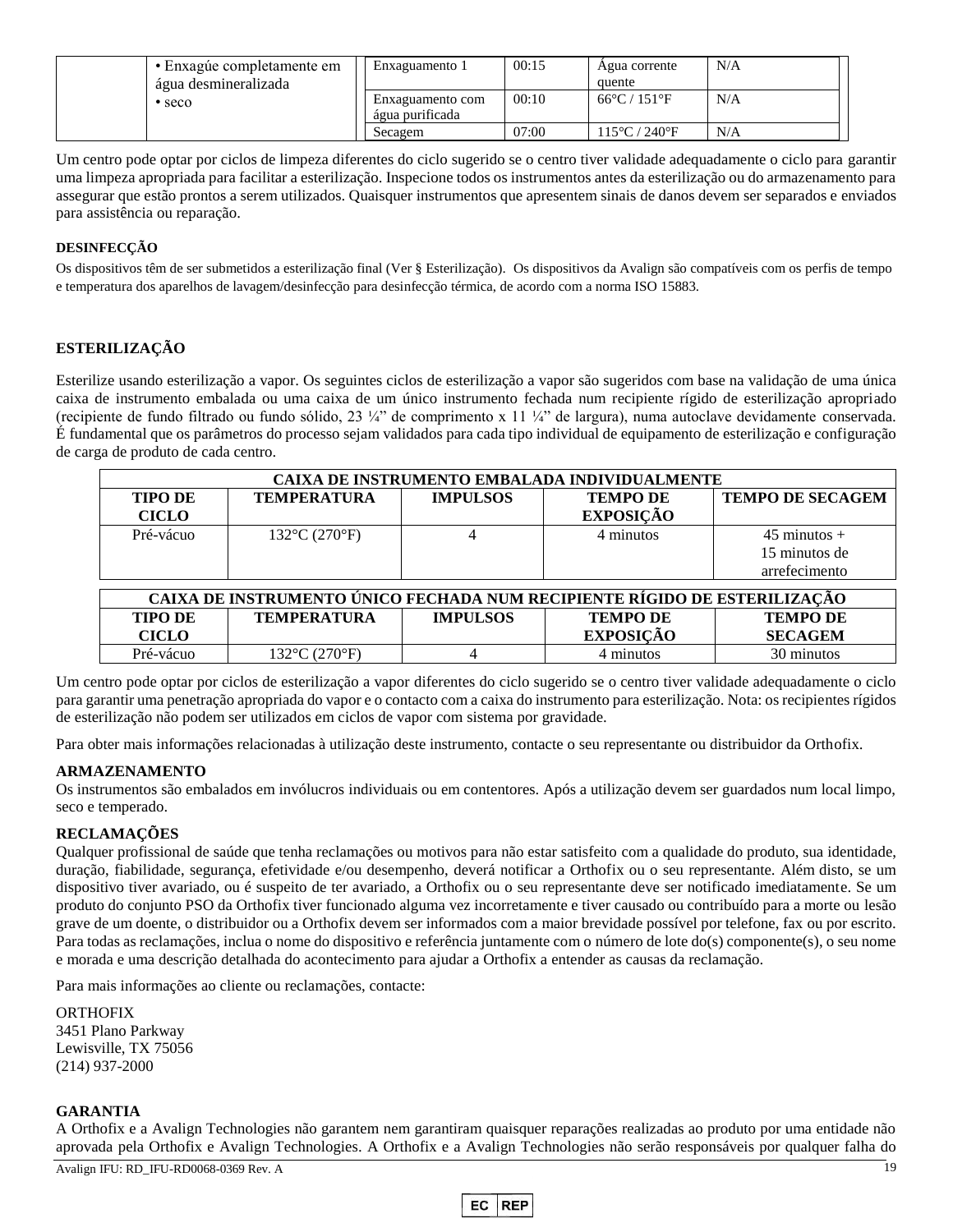| | • Enxagúe completamente em água desmineralizada<br>• seco | Enxaguamento 1 | 00:15 | Água corrente quente | N/A |
|---|---|---|---|---|---|
| | | Enxaguamento com água purificada | 00:10 | 66°C / 151°F | N/A |
| | | Secagem | 07:00 | 115°C / 240°F | N/A |

Um centro pode optar por ciclos de limpeza diferentes do ciclo sugerido se o centro tiver validade adequadamente o ciclo para garantir uma limpeza apropriada para facilitar a esterilização. Inspecione todos os instrumentos antes da esterilização ou do armazenamento para assegurar que estão prontos a serem utilizados. Quaisquer instrumentos que apresentem sinais de danos devem ser separados e enviados para assistência ou reparação.

**DESINFECÇÃO**

Os dispositivos têm de ser submetidos a esterilização final (Ver § Esterilização). Os dispositivos da Avalign são compatíveis com os perfis de tempo e temperatura dos aparelhos de lavagem/desinfecção para desinfecção térmica, de acordo com a norma ISO 15883.

**ESTERILIZAÇÃO**

Esterilize usando esterilização a vapor. Os seguintes ciclos de esterilização a vapor são sugeridos com base na validação de uma única caixa de instrumento embalada ou uma caixa de um único instrumento fechada num recipiente rígido de esterilização apropriado (recipiente de fundo filtrado ou fundo sólido, 23 ¼" de comprimento x 11 ¼" de largura), numa autoclave devidamente conservada. É fundamental que os parâmetros do processo sejam validados para cada tipo individual de equipamento de esterilização e configuração de carga de produto de cada centro.

| CAIXA DE INSTRUMENTO EMBALADA INDIVIDUALMENTE | | | | |
|---|---|---|---|---|
| **TIPO DE CICLO** | **TEMPERATURA** | **IMPULSOS** | **TEMPO DE EXPOSIÇÃO** | **TEMPO DE SECAGEM** |
| Pré-vácuo | 132°C (270°F) | 4 | 4 minutos | 45 minutos + 15 minutos de arrefecimento |

| CAIXA DE INSTRUMENTO ÚNICO FECHADA NUM RECIPIENTE RÍGIDO DE ESTERILIZAÇÃO | | | | |
|---|---|---|---|---|
| **TIPO DE CICLO** | **TEMPERATURA** | **IMPULSOS** | **TEMPO DE EXPOSIÇÃO** | **TEMPO DE SECAGEM** |
| Pré-vácuo | 132°C (270°F) | 4 | 4 minutos | 30 minutos |

Um centro pode optar por ciclos de esterilização a vapor diferentes do ciclo sugerido se o centro tiver validade adequadamente o ciclo para garantir uma penetração apropriada do vapor e o contacto com a caixa do instrumento para esterilização. Nota: os recipientes rígidos de esterilização não podem ser utilizados em ciclos de vapor com sistema por gravidade.

Para obter mais informações relacionadas à utilização deste instrumento, contacte o seu representante ou distribuidor da Orthofix.

**ARMAZENAMENTO**

Os instrumentos são embalados em invólucros individuais ou em contentores. Após a utilização devem ser guardados num local limpo, seco e temperado.

**RECLAMAÇÕES**

Qualquer profissional de saúde que tenha reclamações ou motivos para não estar satisfeito com a qualidade do produto, sua identidade, duração, fiabilidade, segurança, efetividade e/ou desempenho, deverá notificar a Orthofix ou o seu representante. Além disto, se um dispositivo tiver avariado, ou é suspeito de ter avariado, a Orthofix ou o seu representante deve ser notificado imediatamente. Se um produto do conjunto PSO da Orthofix tiver funcionado alguma vez incorretamente e tiver causado ou contribuído para a morte ou lesão grave de um doente, o distribuidor ou a Orthofix devem ser informados com a maior brevidade possível por telefone, fax ou por escrito. Para todas as reclamações, inclua o nome do dispositivo e referência juntamente com o número de lote do(s) componente(s), o seu nome e morada e uma descrição detalhada do acontecimento para ajudar a Orthofix a entender as causas da reclamação.

Para mais informações ao cliente ou reclamações, contacte:

ORTHOFIX
3451 Plano Parkway
Lewisville, TX 75056
(214) 937-2000

**GARANTIA**

A Orthofix e a Avalign Technologies não garantem nem garantiram quaisquer reparações realizadas ao produto por uma entidade não aprovada pela Orthofix e Avalign Technologies. A Orthofix e a Avalign Technologies não serão responsáveis por qualquer falha do

Avalign IFU: RD_IFU-RD0068-0369 Rev. A

EC REP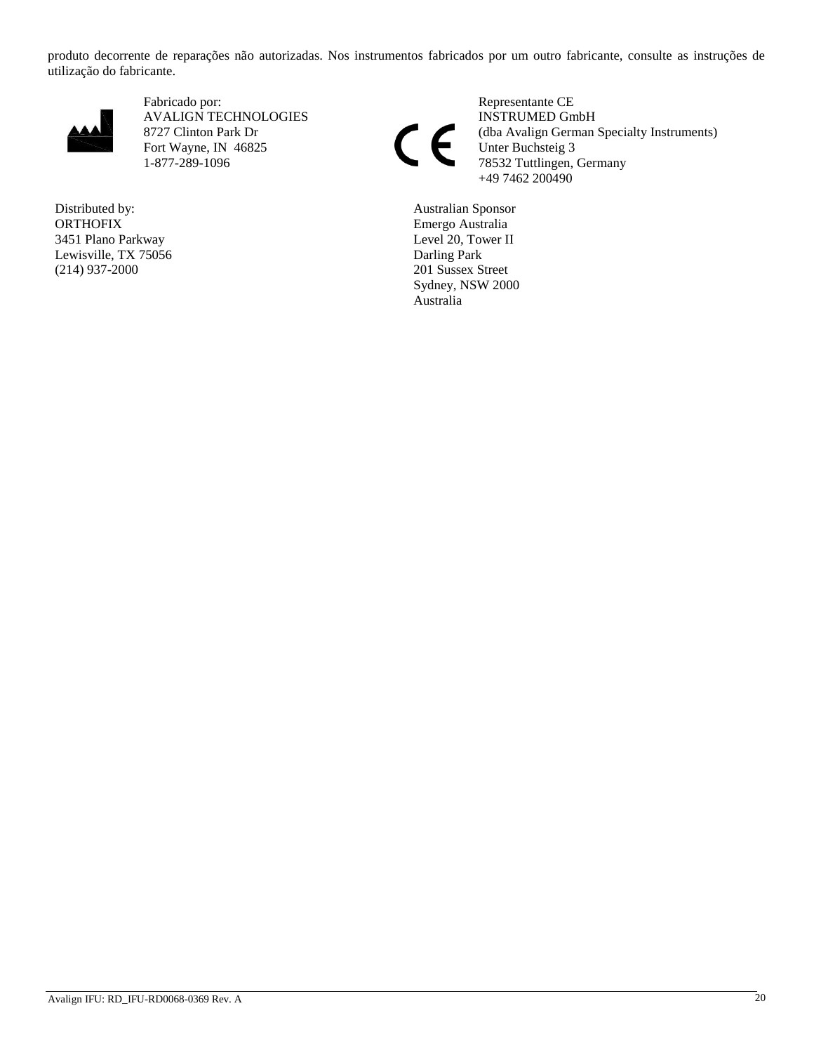produto decorrente de reparações não autorizadas. Nos instrumentos fabricados por um outro fabricante, consulte as instruções de utilização do fabricante.

Fabricado por:
AVALIGN TECHNOLOGIES
8727 Clinton Park Dr
Fort Wayne, IN 46825
1-877-289-1096

Representante CE
INSTRUMED GmbH
(dba Avalign German Specialty Instruments)
Unter Buchsteig 3
78532 Tuttlingen, Germany
+49 7462 200490

Distributed by:
ORTHOFIX
3451 Plano Parkway
Lewisville, TX 75056
(214) 937-2000

Australian Sponsor
Emergo Australia
Level 20, Tower II
Darling Park
201 Sussex Street
Sydney, NSW 2000
Australia

Avalign IFU: RD_IFU-RD0068-0369 Rev. A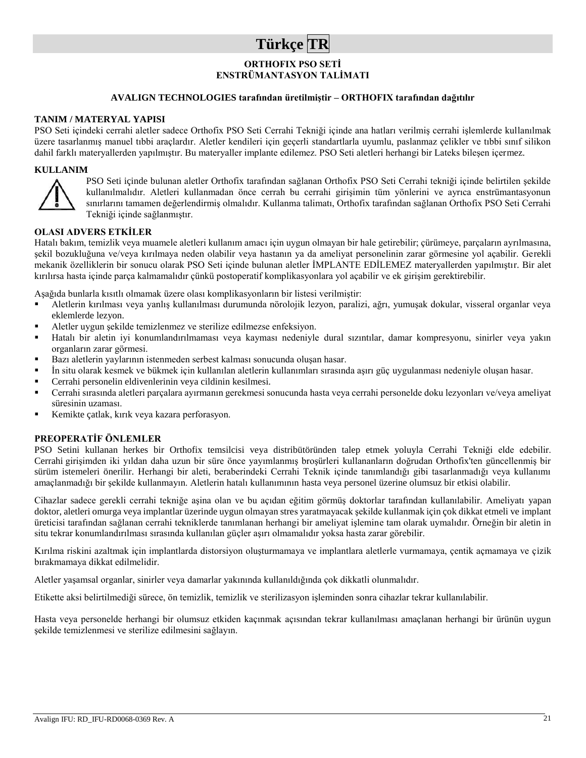# Türkçe TR

## ORTHOFIX PSO SETİ
## ENSTRÜMANTASYON TALİMATI

**AVALIGN TECHNOLOGIES tarafından üretilmiştir – ORTHOFIX tarafından dağıtılır**

### TANIM / MATERYAL YAPISI

PSO Seti içindeki cerrahi aletler sadece Orthofix PSO Seti Cerrahi Tekniği içinde ana hatları verilmiş cerrahi işlemlerde kullanılmak üzere tasarlanmış manuel tıbbi araçlardır. Aletler kendileri için geçerli standartlarla uyumlu, paslanmaz çelikler ve tıbbi sınıf silikon dahil farklı materyallerden yapılmıştır. Bu materyaller implante edilemez. PSO Seti aletleri herhangi bir Lateks bileşen içermez.

### KULLANIM

PSO Seti içinde bulunan aletler Orthofix tarafından sağlanan Orthofix PSO Seti Cerrahi tekniği içinde belirtilen şekilde kullanılmalıdır. Aletleri kullanmadan önce cerrah bu cerrahi girişimin tüm yönlerini ve ayrıca enstrümantasyonun sınırlarını tamamen değerlendirmiş olmalıdır. Kullanma talimatı, Orthofix tarafından sağlanan Orthofix PSO Seti Cerrahi Tekniği içinde sağlanmıştır.

### OLASI ADVERS ETKİLER

Hatalı bakım, temizlik veya muamele aletleri kullanım amacı için uygun olmayan bir hale getirebilir; çürümeye, parçaların ayrılmasına, şekil bozukluğuna ve/veya kırılmaya neden olabilir veya hastanın ya da ameliyat personelinin zarar görmesine yol açabilir. Gerekli mekanik özelliklerin bir sonucu olarak PSO Seti içinde bulunan aletler İMPLANTE EDİLEMEZ materyallerden yapılmıştır. Bir alet kırılırsa hasta içinde parça kalmamalıdır çünkü postoperatif komplikasyonlara yol açabilir ve ek girişim gerektirebilir.

Aşağıda bunlarla kısıtlı olmamak üzere olası komplikasyonların bir listesi verilmiştir:

- Aletlerin kırılması veya yanlış kullanılması durumunda nörolojik lezyon, paralizi, ağrı, yumuşak dokular, visseral organlar veya eklemlerde lezyon.
- Aletler uygun şekilde temizlenmez ve sterilize edilmezse enfeksiyon.
- Hatalı bir aletin iyi konumlandırılmaması veya kayması nedeniyle dural sızıntılar, damar kompresyonu, sinirler veya yakın organların zarar görmesi.
- Bazı aletlerin yaylarının istenmeden serbest kalması sonucunda oluşan hasar.
- İn situ olarak kesmek veya bükmek için kullanılan aletlerin kullanımları sırasında aşırı güç uygulanması nedeniyle oluşan hasar.
- Cerrahi personelin eldivenlerinin veya cildinin kesilmesi.
- Cerrahi sırasında aletleri parçalara ayırmanın gerekmesi sonucunda hasta veya cerrahi personelde doku lezyonları ve/veya ameliyat süresinin uzaması.
- Kemikte çatlak, kırık veya kazara perforasyon.

### PREOPERATİF ÖNLEMLER

PSO Setini kullanan herkes bir Orthofix temsilcisi veya distribütöründen talep etmek yoluyla Cerrahi Tekniği elde edebilir. Cerrahi girişimden iki yıldan daha uzun bir süre önce yayımlanmış broşürleri kullananların doğrudan Orthofix'ten güncellenmiş bir sürüm istemeleri önerilir. Herhangi bir aleti, beraberindeki Cerrahi Teknik içinde tanımlandığı gibi tasarlanmadığı veya kullanımı amaçlanmadığı bir şekilde kullanmayın. Aletlerin hatalı kullanımının hasta veya personel üzerine olumsuz bir etkisi olabilir.

Cihazlar sadece gerekli cerrahi tekniğe aşina olan ve bu açıdan eğitim görmüş doktorlar tarafından kullanılabilir. Ameliyatı yapan doktor, aletleri omurga veya implantlar üzerinde uygun olmayan stres yaratmayacak şekilde kullanmak için çok dikkat etmeli ve implant üreticisi tarafından sağlanan cerrahi tekniklerde tanımlanan herhangi bir ameliyat işlemine tam olarak uymalıdır. Örneğin bir aletin in situ tekrar konumlandırılması sırasında kullanılan güçler aşırı olmamalıdır yoksa hasta zarar görebilir.

Kırılma riskini azaltmak için implantlarda distorsiyon oluşturmamaya ve implantlara aletlerle vurmamaya, çentik açmamaya ve çizik bırakmamaya dikkat edilmelidir.

Aletler yaşamsal organlar, sinirler veya damarlar yakınında kullanıldığında çok dikkatli olunmalıdır.

Etikette aksi belirtilmediği sürece, ön temizlik, temizlik ve sterilizasyon işleminden sonra cihazlar tekrar kullanılabilir.

Hasta veya personelde herhangi bir olumsuz etkiden kaçınmak açısından tekrar kullanılması amaçlanan herhangi bir ürünün uygun şekilde temizlenmesi ve sterilize edilmesini sağlayın.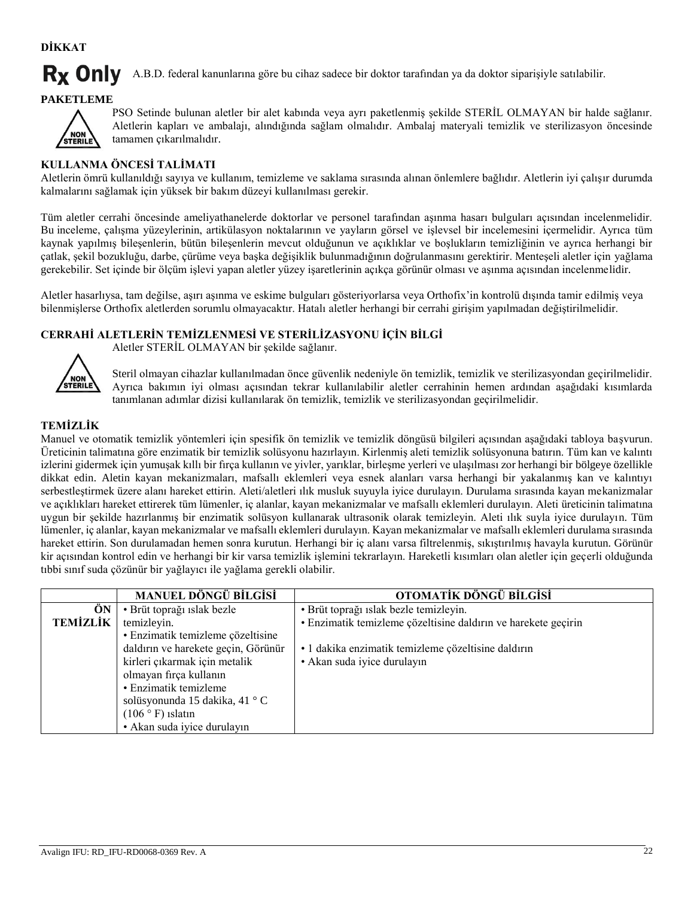**DİKKAT**

**Rx Only** A.B.D. federal kanunlarına göre bu cihaz sadece bir doktor tarafından ya da doktor siparişiyle satılabilir.

**PAKETLEME**

PSO Setinde bulunan aletler bir alet kabında veya ayrı paketlenmiş şekilde STERİL OLMAYAN bir halde sağlanır. Aletlerin kapları ve ambalajı, alındığında sağlam olmalıdır. Ambalaj materyali temizlik ve sterilizasyon öncesinde tamamen çıkarılmalıdır.

**KULLANMA ÖNCESİ TALİMATI**

Aletlerin ömrü kullanıldığı sayıya ve kullanım, temizleme ve saklama sırasında alınan önlemlere bağlıdır. Aletlerin iyi çalışır durumda kalmalarını sağlamak için yüksek bir bakım düzeyi kullanılması gerekir.

Tüm aletler cerrahi öncesinde ameliyathanelerde doktorlar ve personel tarafından aşınma hasarı bulguları açısından incelenmelidir. Bu inceleme, çalışma yüzeylerinin, artikülasyon noktalarının ve yayların görsel ve işlevsel bir incelemesini içermelidir. Ayrıca tüm kaynak yapılmış bileşenlerin, bütün bileşenlerin mevcut olduğunun ve açıklıklar ve boşlukların temizliğinin ve ayrıca herhangi bir çatlak, şekil bozukluğu, darbe, çürüme veya başka değişiklik bulunmadığının doğrulanmasını gerektirir. Menteşeli aletler için yağlama gerekebilir. Set içinde bir ölçüm işlevi yapan aletler yüzey işaretlerinin açıkça görünür olması ve aşınma açısından incelenmelidir.

Aletler hasarlıysa, tam değilse, aşırı aşınma ve eskime bulguları gösteriyorlarsa veya Orthofix'in kontrolü dışında tamir edilmiş veya bilenmişlerse Orthofix aletlerden sorumlu olmayacaktır. Hatalı aletler herhangi bir cerrahi girişim yapılmadan değiştirilmelidir.

**CERRAHİ ALETLERİN TEMİZLENMESİ VE STERİLİZASYONU İÇİN BİLGİ**

Aletler STERİL OLMAYAN bir şekilde sağlanır.

Steril olmayan cihazlar kullanılmadan önce güvenlik nedeniyle ön temizlik, temizlik ve sterilizasyondan geçirilmelidir. Ayrıca bakımın iyi olması açısından tekrar kullanılabilir aletler cerrahinin hemen ardından aşağıdaki kısımlarda tanımlanan adımlar dizisi kullanılarak ön temizlik, temizlik ve sterilizasyondan geçirilmelidir.

**TEMİZLİK**

Manuel ve otomatik temizlik yöntemleri için spesifik ön temizlik ve temizlik döngüsü bilgileri açısından aşağıdaki tabloya başvurun. Üreticinin talimatına göre enzimatik bir temizlik solüsyonu hazırlayın. Kirlenmiş aleti temizlik solüsyonuna batırın. Tüm kan ve kalıntı izlerini gidermek için yumuşak kıllı bir fırça kullanın ve yivler, yarıklar, birleşme yerleri ve ulaşılması zor herhangi bir bölgeye özellikle dikkat edin. Aletin kayan mekanizmaları, mafsallı eklemleri veya esnek alanları varsa herhangi bir yakalanmış kan ve kalıntıyı serbestleştirmek üzere alanı hareket ettirin. Aleti/aletleri ılık musluk suyuyla iyice durulayın. Durulama sırasında kayan mekanizmalar ve açıklıkları hareket ettirerek tüm lümenler, iç alanlar, kayan mekanizmalar ve mafsallı eklemleri durulayın. Aleti üreticinin talimatına uygun bir şekilde hazırlanmış bir enzimatik solüsyon kullanarak ultrasonik olarak temizleyin. Aleti ılık suyla iyice durulayın. Tüm lümenler, iç alanlar, kayan mekanizmalar ve mafsallı eklemleri durulayın. Kayan mekanizmalar ve mafsallı eklemleri durulama sırasında hareket ettirin. Son durulamadan hemen sonra kurutun. Herhangi bir iç alanı varsa filtrelenmiş, sıkıştırılmış havayla kurutun. Görünür kir açısından kontrol edin ve herhangi bir kir varsa temizlik işlemini tekrarlayın. Hareketli kısımları olan aletler için geçerli olduğunda tıbbi sınıf suda çözünür bir yağlayıcı ile yağlama gerekli olabilir.

| | MANUEL DÖNGÜ BİLGİSİ | OTOMATİK DÖNGÜ BİLGİSİ |
|---|---|---|
| **ÖN TEMİZLİK** | • Brüt toprağı ıslak bezle temizleyin.<br>• Enzimatik temizleme çözeltisine daldırın ve harekete geçin, Görünür kirleri çıkarmak için metalik olmayan fırça kullanın<br>• Enzimatik temizleme solüsyonunda 15 dakika, 41 ° C (106 ° F) ıslatın<br>• Akan suda iyice durulayın | • Brüt toprağı ıslak bezle temizleyin.<br>• Enzimatik temizleme çözeltisine daldırın ve harekete geçirin<br>• 1 dakika enzimatik temizleme çözeltisine daldırın<br>• Akan suda iyice durulayın |

Avalign IFU: RD_IFU-RD0068-0369 Rev. A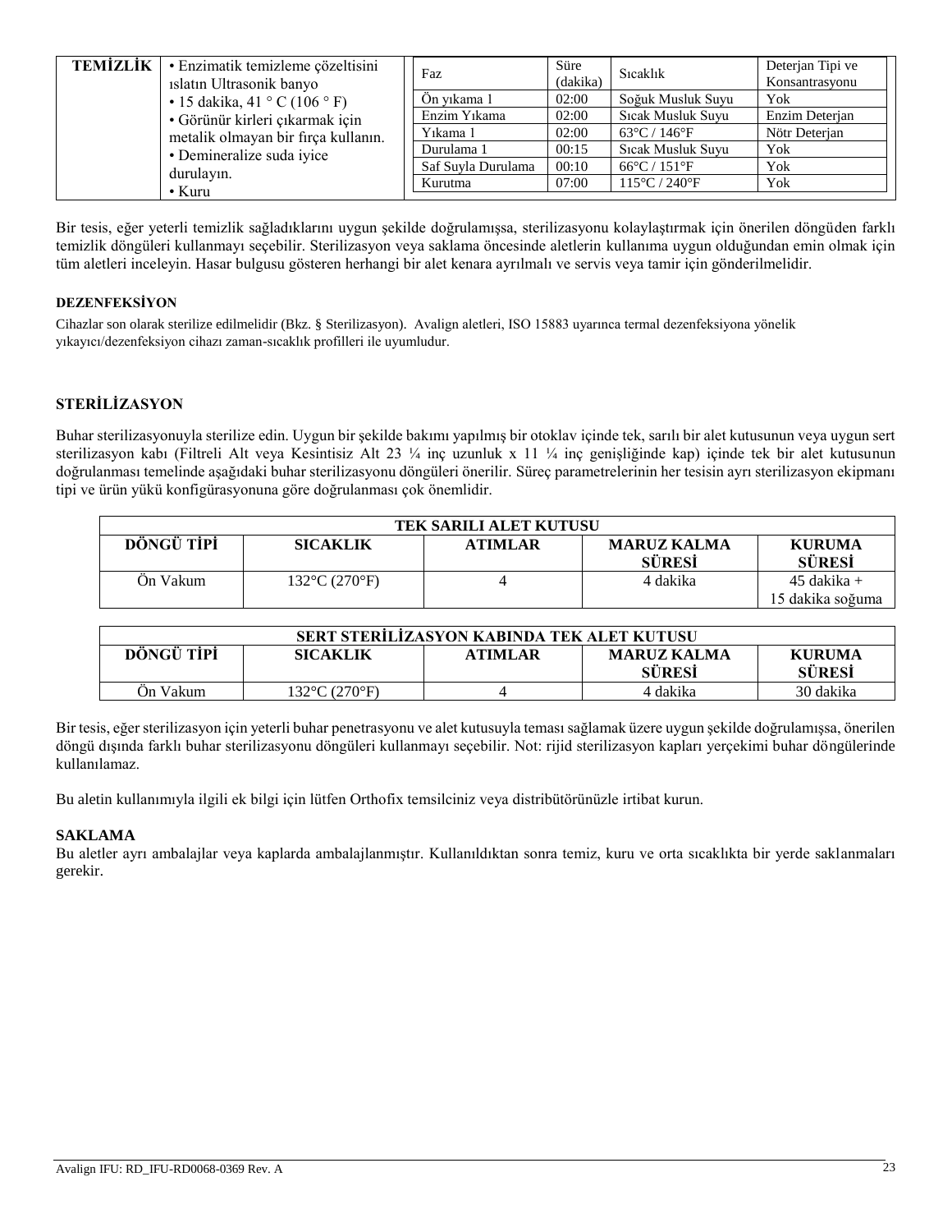| TEMİZLİK | • Enzimatik temizleme çözeltisini ıslatın Ultrasonik banyo<br>• 15 dakika, 41 ° C (106 ° F)<br>• Görünür kirleri çıkarmak için metalik olmayan bir fırça kullanın.<br>• Demineralize suda iyice durulayın.<br>• Kuru |
|---|---|

| Faz | Süre (dakika) | Sıcaklık | Deterjan Tipi ve Konsantrasyonu |
|---|---|---|---|
| Ön yıkama 1 | 02:00 | Soğuk Musluk Suyu | Yok |
| Enzim Yıkama | 02:00 | Sıcak Musluk Suyu | Enzim Deterjan |
| Yıkama 1 | 02:00 | 63°C / 146°F | Nötr Deterjan |
| Durulama 1 | 00:15 | Sıcak Musluk Suyu | Yok |
| Saf Suyla Durulama | 00:10 | 66°C / 151°F | Yok |
| Kurutma | 07:00 | 115°C / 240°F | Yok |

Bir tesis, eğer yeterli temizlik sağladıklarını uygun şekilde doğrulamışsa, sterilizasyonu kolaylaştırmak için önerilen döngüden farklı temizlik döngüleri kullanmayı seçebilir. Sterilizasyon veya saklama öncesinde aletlerin kullanıma uygun olduğundan emin olmak için tüm aletleri inceleyin. Hasar bulgusu gösteren herhangi bir alet kenara ayrılmalı ve servis veya tamir için gönderilmelidir.

**DEZENFEKSİYON**

Cihazlar son olarak sterilize edilmelidir (Bkz. § Sterilizasyon). Avalign aletleri, ISO 15883 uyarınca termal dezenfeksiyona yönelik yıkayıcı/dezenfeksiyon cihazı zaman-sıcaklık profilleri ile uyumludur.

**STERİLİZASYON**

Buhar sterilizasyonuyla sterilize edin. Uygun bir şekilde bakımı yapılmış bir otoklav içinde tek, sarılı bir alet kutusunun veya uygun sert sterilizasyon kabı (Filtreli Alt veya Kesintisiz Alt 23 ¼ inç uzunluk x 11 ¼ inç genişliğinde kap) içinde tek bir alet kutusunun doğrulanması temelinde aşağıdaki buhar sterilizasyonu döngüleri önerilir. Süreç parametrelerinin her tesisin ayrı sterilizasyon ekipmanı tipi ve ürün yükü konfigürasyonuna göre doğrulanması çok önemlidir.

| TEK SARILI ALET KUTUSU | | | | |
|---|---|---|---|---|
| **DÖNGÜ TİPİ** | **SICAKLIK** | **ATIMLAR** | **MARUZ KALMA SÜRESİ** | **KURUMA SÜRESİ** |
| Ön Vakum | 132°C (270°F) | 4 | 4 dakika | 45 dakika + 15 dakika soğuma |

| SERT STERİLİZASYON KABINDA TEK ALET KUTUSU | | | | |
|---|---|---|---|---|
| **DÖNGÜ TİPİ** | **SICAKLIK** | **ATIMLAR** | **MARUZ KALMA SÜRESİ** | **KURUMA SÜRESİ** |
| Ön Vakum | 132°C (270°F) | 4 | 4 dakika | 30 dakika |

Bir tesis, eğer sterilizasyon için yeterli buhar penetrasyonu ve alet kutusuyla teması sağlamak üzere uygun şekilde doğrulamışsa, önerilen döngü dışında farklı buhar sterilizasyonu döngüleri kullanmayı seçebilir. Not: rijid sterilizasyon kapları yerçekimi buhar döngülerinde kullanılamaz.

Bu aletin kullanımıyla ilgili ek bilgi için lütfen Orthofix temsilciniz veya distribütörünüzle irtibat kurun.

**SAKLAMA**

Bu aletler ayrı ambalajlar veya kaplarda ambalajlanmıştır. Kullanıldıktan sonra temiz, kuru ve orta sıcaklıkta bir yerde saklanmaları gerekir.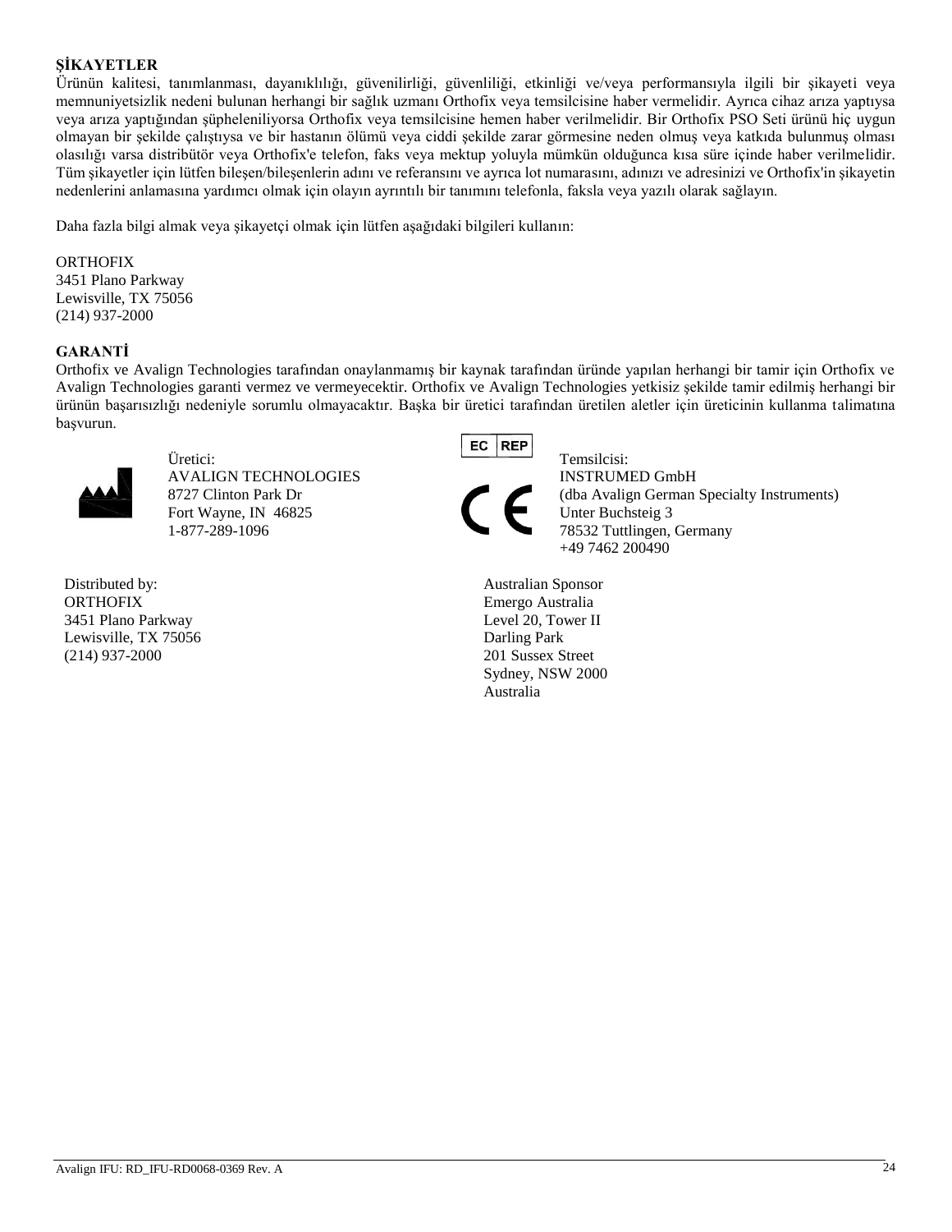## ŞİKAYETLER

Ürünün kalitesi, tanımlanması, dayanıklılığı, güvenilirliği, güvenliliği, etkinliği ve/veya performansıyla ilgili bir şikayeti veya memnuniyetsizlik nedeni bulunan herhangi bir sağlık uzmanı Orthofix veya temsilcisine haber vermelidir. Ayrıca cihaz arıza yaptıysa veya arıza yaptığından şüpheleniliyorsa Orthofix veya temsilcisine hemen haber verilmelidir. Bir Orthofix PSO Seti ürünü hiç uygun olmayan bir şekilde çalıştıysa ve bir hastanın ölümü veya ciddi şekilde zarar görmesine neden olmuş veya katkıda bulunmuş olması olasılığı varsa distribütör veya Orthofix'e telefon, faks veya mektup yoluyla mümkün olduğunca kısa süre içinde haber verilmelidir. Tüm şikayetler için lütfen bileşen/bileşenlerin adını ve referansını ve ayrıca lot numarasını, adınızı ve adresinizi ve Orthofix'in şikayetin nedenlerini anlamasına yardımcı olmak için olayın ayrıntılı bir tanımını telefonla, faksla veya yazılı olarak sağlayın.

Daha fazla bilgi almak veya şikayetçi olmak için lütfen aşağıdaki bilgileri kullanın:

ORTHOFIX
3451 Plano Parkway
Lewisville, TX 75056
(214) 937-2000

## GARANTİ

Orthofix ve Avalign Technologies tarafından onaylanmamış bir kaynak tarafından üründe yapılan herhangi bir tamir için Orthofix ve Avalign Technologies garanti vermez ve vermeyecektir. Orthofix ve Avalign Technologies yetkisiz şekilde tamir edilmiş herhangi bir ürünün başarısızlığı nedeniyle sorumlu olmayacaktır. Başka bir üretici tarafından üretilen aletler için üreticinin kullanma talimatına başvurun.

Üretici:
AVALIGN TECHNOLOGIES
8727 Clinton Park Dr
Fort Wayne, IN 46825
1-877-289-1096

EC REP

Temsilcisi:
INSTRUMED GmbH
(dba Avalign German Specialty Instruments)
Unter Buchsteig 3
78532 Tuttlingen, Germany
+49 7462 200490

CE

Distributed by:
ORTHOFIX
3451 Plano Parkway
Lewisville, TX 75056
(214) 937-2000

Australian Sponsor
Emergo Australia
Level 20, Tower II
Darling Park
201 Sussex Street
Sydney, NSW 2000
Australia

Avalign IFU: RD_IFU-RD0068-0369 Rev. A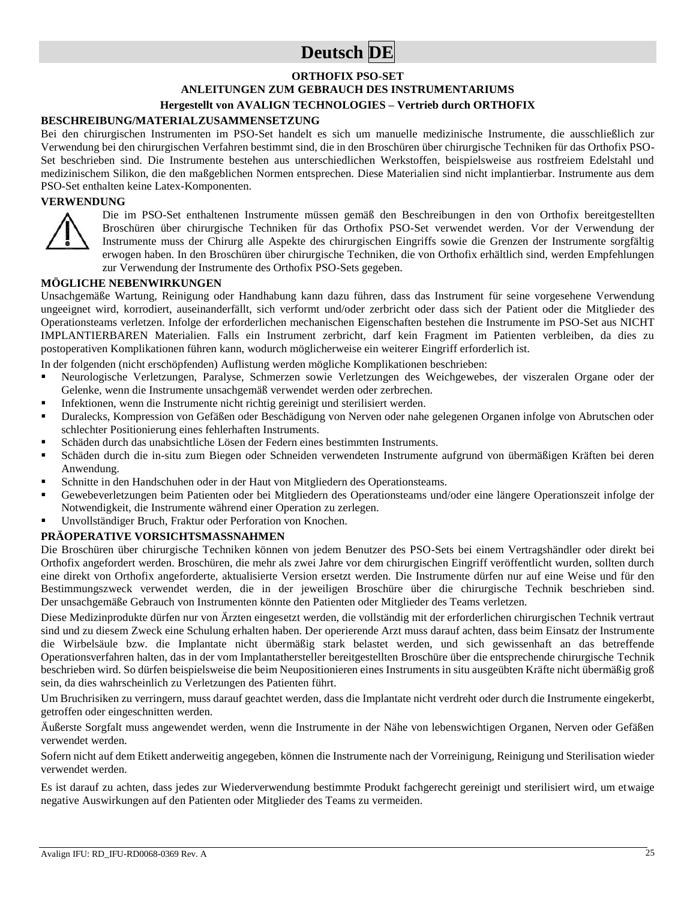# Deutsch DE

**ORTHOFIX PSO-SET**
**ANLEITUNGEN ZUM GEBRAUCH DES INSTRUMENTARIUMS**
**Hergestellt von AVALIGN TECHNOLOGIES – Vertrieb durch ORTHOFIX**

## BESCHREIBUNG/MATERIALZUSAMMENSETZUNG

Bei den chirurgischen Instrumenten im PSO-Set handelt es sich um manuelle medizinische Instrumente, die ausschließlich zur Verwendung bei den chirurgischen Verfahren bestimmt sind, die in den Broschüren über chirurgische Techniken für das Orthofix PSO-Set beschrieben sind. Die Instrumente bestehen aus unterschiedlichen Werkstoffen, beispielsweise aus rostfreiem Edelstahl und medizinischem Silikon, die den maßgeblichen Normen entsprechen. Diese Materialien sind nicht implantierbar. Instrumente aus dem PSO-Set enthalten keine Latex-Komponenten.

## VERWENDUNG

Die im PSO-Set enthaltenen Instrumente müssen gemäß den Beschreibungen in den von Orthofix bereitgestellten Broschüren über chirurgische Techniken für das Orthofix PSO-Set verwendet werden. Vor der Verwendung der Instrumente muss der Chirurg alle Aspekte des chirurgischen Eingriffs sowie die Grenzen der Instrumente sorgfältig erwogen haben. In den Broschüren über chirurgische Techniken, die von Orthofix erhältlich sind, werden Empfehlungen zur Verwendung der Instrumente des Orthofix PSO-Sets gegeben.

## MÖGLICHE NEBENWIRKUNGEN

Unsachgemäße Wartung, Reinigung oder Handhabung kann dazu führen, dass das Instrument für seine vorgesehene Verwendung ungeeignet wird, korrodiert, auseinanderfällt, sich verformt und/oder zerbricht oder dass sich der Patient oder die Mitglieder des Operationsteams verletzen. Infolge der erforderlichen mechanischen Eigenschaften bestehen die Instrumente im PSO-Set aus NICHT IMPLANTIERBAREN Materialien. Falls ein Instrument zerbricht, darf kein Fragment im Patienten verbleiben, da dies zu postoperativen Komplikationen führen kann, wodurch möglicherweise ein weiterer Eingriff erforderlich ist.

In der folgenden (nicht erschöpfenden) Auflistung werden mögliche Komplikationen beschrieben:

- Neurologische Verletzungen, Paralyse, Schmerzen sowie Verletzungen des Weichgewebes, der viszeralen Organe oder der Gelenke, wenn die Instrumente unsachgemäß verwendet werden oder zerbrechen.
- Infektionen, wenn die Instrumente nicht richtig gereinigt und sterilisiert werden.
- Duralecks, Kompression von Gefäßen oder Beschädigung von Nerven oder nahe gelegenen Organen infolge von Abrutschen oder schlechter Positionierung eines fehlerhaften Instruments.
- Schäden durch das unabsichtliche Lösen der Federn eines bestimmten Instruments.
- Schäden durch die in-situ zum Biegen oder Schneiden verwendeten Instrumente aufgrund von übermäßigen Kräften bei deren Anwendung.
- Schnitte in den Handschuhen oder in der Haut von Mitgliedern des Operationsteams.
- Gewebeverletzungen beim Patienten oder bei Mitgliedern des Operationsteams und/oder eine längere Operationszeit infolge der Notwendigkeit, die Instrumente während einer Operation zu zerlegen.
- Unvollständiger Bruch, Fraktur oder Perforation von Knochen.

## PRÄOPERATIVE VORSICHTSMASSNAHMEN

Die Broschüren über chirurgische Techniken können von jedem Benutzer des PSO-Sets bei einem Vertragshändler oder direkt bei Orthofix angefordert werden. Broschüren, die mehr als zwei Jahre vor dem chirurgischen Eingriff veröffentlicht wurden, sollten durch eine direkt von Orthofix angeforderte, aktualisierte Version ersetzt werden. Die Instrumente dürfen nur auf eine Weise und für den Bestimmungszweck verwendet werden, die in der jeweiligen Broschüre über die chirurgische Technik beschrieben sind. Der unsachgemäße Gebrauch von Instrumenten könnte den Patienten oder Mitglieder des Teams verletzen.

Diese Medizinprodukte dürfen nur von Ärzten eingesetzt werden, die vollständig mit der erforderlichen chirurgischen Technik vertraut sind und zu diesem Zweck eine Schulung erhalten haben. Der operierende Arzt muss darauf achten, dass beim Einsatz der Instrumente die Wirbelsäule bzw. die Implantate nicht übermäßig stark belastet werden, und sich gewissenhaft an das betreffende Operationsverfahren halten, das in der vom Implantathersteller bereitgestellten Broschüre über die entsprechende chirurgische Technik beschrieben wird. So dürfen beispielsweise die beim Neupositionieren eines Instruments in situ ausgeübten Kräfte nicht übermäßig groß sein, da dies wahrscheinlich zu Verletzungen des Patienten führt.

Um Bruchrisiken zu verringern, muss darauf geachtet werden, dass die Implantate nicht verdreht oder durch die Instrumente eingekerbt, getroffen oder eingeschnitten werden.

Äußerste Sorgfalt muss angewendet werden, wenn die Instrumente in der Nähe von lebenswichtigen Organen, Nerven oder Gefäßen verwendet werden.

Sofern nicht auf dem Etikett anderweitig angegeben, können die Instrumente nach der Vorreinigung, Reinigung und Sterilisation wieder verwendet werden.

Es ist darauf zu achten, dass jedes zur Wiederverwendung bestimmte Produkt fachgerecht gereinigt und sterilisiert wird, um etwaige negative Auswirkungen auf den Patienten oder Mitglieder des Teams zu vermeiden.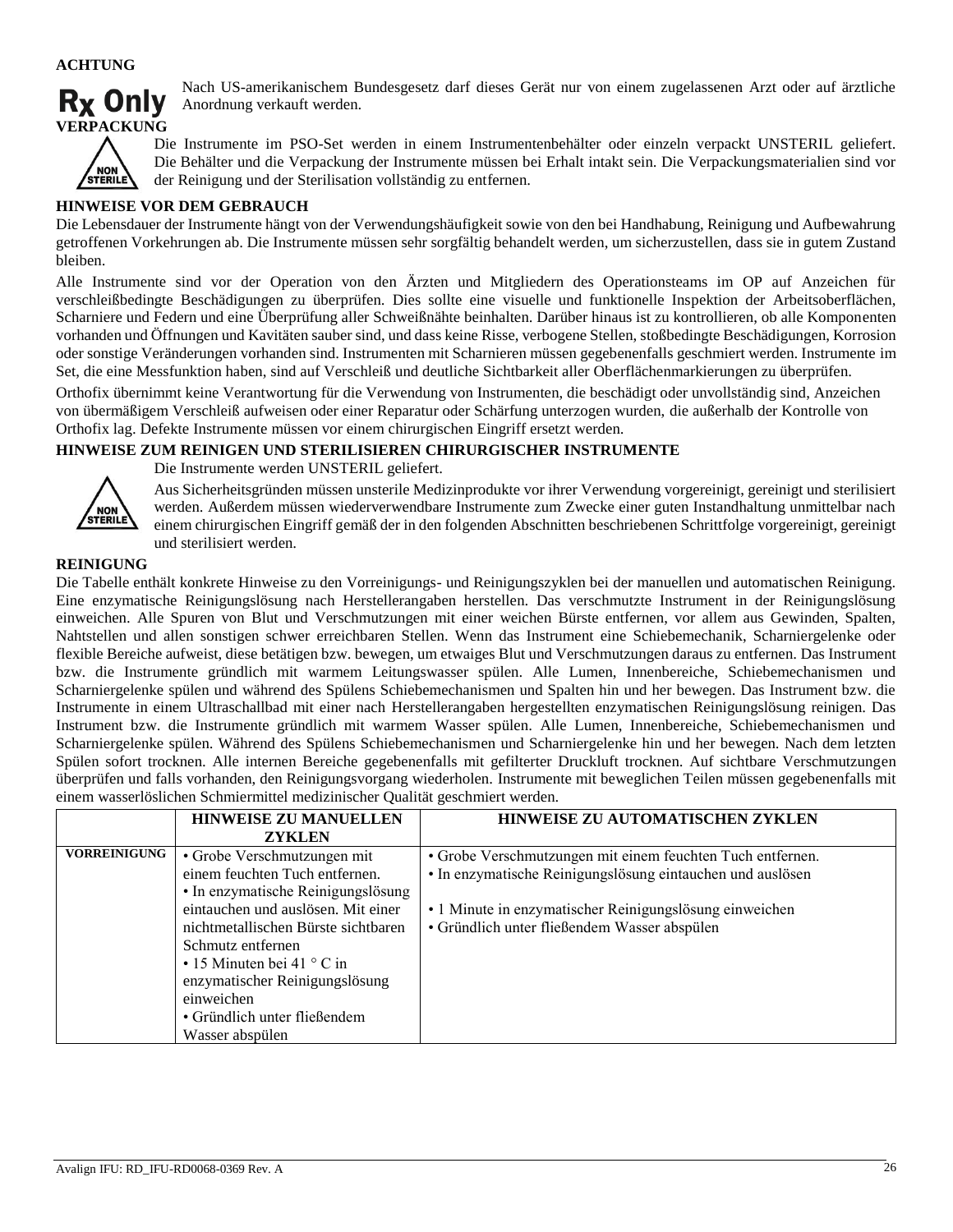**ACHTUNG**

**Rx Only** Nach US-amerikanischem Bundesgesetz darf dieses Gerät nur von einem zugelassenen Arzt oder auf ärztliche Anordnung verkauft werden.

**VERPACKUNG**

Die Instrumente im PSO-Set werden in einem Instrumentenbehälter oder einzeln verpackt UNSTERIL geliefert. Die Behälter und die Verpackung der Instrumente müssen bei Erhalt intakt sein. Die Verpackungsmaterialien sind vor der Reinigung und der Sterilisation vollständig zu entfernen.

**HINWEISE VOR DEM GEBRAUCH**

Die Lebensdauer der Instrumente hängt von der Verwendungshäufigkeit sowie von den bei Handhabung, Reinigung und Aufbewahrung getroffenen Vorkehrungen ab. Die Instrumente müssen sehr sorgfältig behandelt werden, um sicherzustellen, dass sie in gutem Zustand bleiben.

Alle Instrumente sind vor der Operation von den Ärzten und Mitgliedern des Operationsteams im OP auf Anzeichen für verschleißbedingte Beschädigungen zu überprüfen. Dies sollte eine visuelle und funktionelle Inspektion der Arbeitsoberflächen, Scharniere und Federn und eine Überprüfung aller Schweißnähte beinhalten. Darüber hinaus ist zu kontrollieren, ob alle Komponenten vorhanden und Öffnungen und Kavitäten sauber sind, und dass keine Risse, verbogene Stellen, stoßbedingte Beschädigungen, Korrosion oder sonstige Veränderungen vorhanden sind. Instrumenten mit Scharnieren müssen gegebenenfalls geschmiert werden. Instrumente im Set, die eine Messfunktion haben, sind auf Verschleiß und deutliche Sichtbarkeit aller Oberflächenmarkierungen zu überprüfen.

Orthofix übernimmt keine Verantwortung für die Verwendung von Instrumenten, die beschädigt oder unvollständig sind, Anzeichen von übermäßigem Verschleiß aufweisen oder einer Reparatur oder Schärfung unterzogen wurden, die außerhalb der Kontrolle von Orthofix lag. Defekte Instrumente müssen vor einem chirurgischen Eingriff ersetzt werden.

**HINWEISE ZUM REINIGEN UND STERILISIEREN CHIRURGISCHER INSTRUMENTE**

Die Instrumente werden UNSTERIL geliefert.

Aus Sicherheitsgründen müssen unsterile Medizinprodukte vor ihrer Verwendung vorgereinigt, gereinigt und sterilisiert werden. Außerdem müssen wiederverwendbare Instrumente zum Zwecke einer guten Instandhaltung unmittelbar nach einem chirurgischen Eingriff gemäß der in den folgenden Abschnitten beschriebenen Schrittfolge vorgereinigt, gereinigt und sterilisiert werden.

**REINIGUNG**

Die Tabelle enthält konkrete Hinweise zu den Vorreinigungs- und Reinigungszyklen bei der manuellen und automatischen Reinigung. Eine enzymatische Reinigungslösung nach Herstellerangaben herstellen. Das verschmutzte Instrument in der Reinigungslösung einweichen. Alle Spuren von Blut und Verschmutzungen mit einer weichen Bürste entfernen, vor allem aus Gewinden, Spalten, Nahtstellen und allen sonstigen schwer erreichbaren Stellen. Wenn das Instrument eine Schiebemechanik, Scharniergelenke oder flexible Bereiche aufweist, diese betätigen bzw. bewegen, um etwaiges Blut und Verschmutzungen daraus zu entfernen. Das Instrument bzw. die Instrumente gründlich mit warmem Leitungswasser spülen. Alle Lumen, Innenbereiche, Schiebemechanismen und Scharniergelenke spülen und während des Spülens Schiebemechanismen und Spalten hin und her bewegen. Das Instrument bzw. die Instrumente in einem Ultraschallbad mit einer nach Herstellerangaben hergestellten enzymatischen Reinigungslösung reinigen. Das Instrument bzw. die Instrumente gründlich mit warmem Wasser spülen. Alle Lumen, Innenbereiche, Schiebemechanismen und Scharniergelenke spülen. Während des Spülens Schiebemechanismen und Scharniergelenke hin und her bewegen. Nach dem letzten Spülen sofort trocknen. Alle internen Bereiche gegebenenfalls mit gefilterter Druckluft trocknen. Auf sichtbare Verschmutzungen überprüfen und falls vorhanden, den Reinigungsvorgang wiederholen. Instrumente mit beweglichen Teilen müssen gegebenenfalls mit einem wasserlöslichen Schmiermittel medizinischer Qualität geschmiert werden.

| | **HINWEISE ZU MANUELLEN ZYKLEN** | **HINWEISE ZU AUTOMATISCHEN ZYKLEN** |
|---|---|---|
| **VORREINIGUNG** | • Grobe Verschmutzungen mit einem feuchten Tuch entfernen.<br>• In enzymatische Reinigungslösung eintauchen und auslösen. Mit einer nichtmetallischen Bürste sichtbaren Schmutz entfernen<br>• 15 Minuten bei 41 ° C in enzymatischer Reinigungslösung einweichen<br>• Gründlich unter fließendem Wasser abspülen | • Grobe Verschmutzungen mit einem feuchten Tuch entfernen.<br>• In enzymatische Reinigungslösung eintauchen und auslösen<br>• 1 Minute in enzymatischer Reinigungslösung einweichen<br>• Gründlich unter fließendem Wasser abspülen |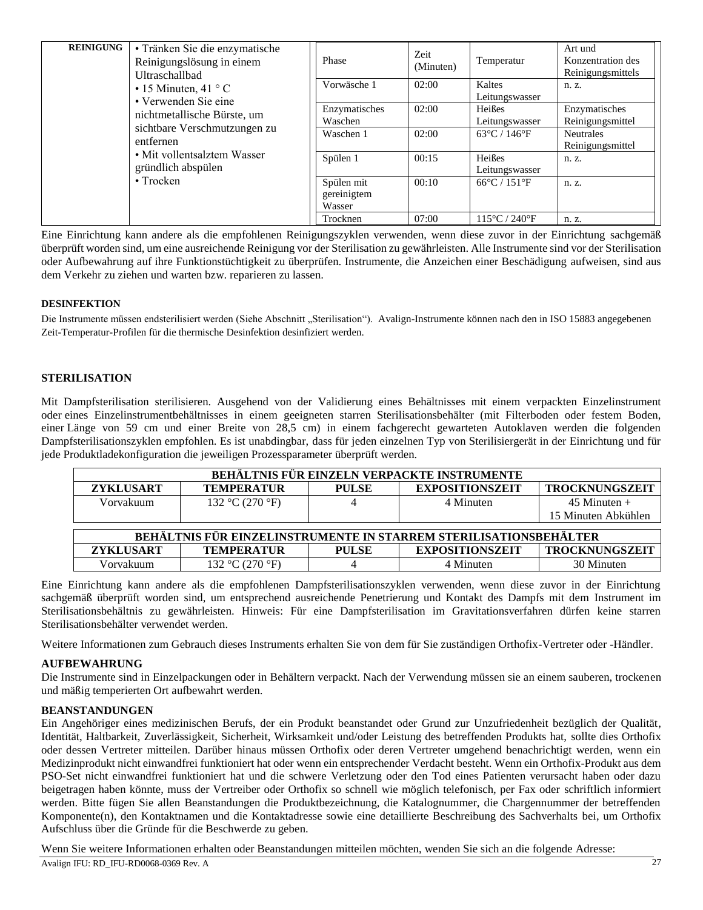| REINIGUNG | • Tränken Sie die enzymatische Reinigungslösung in einem Ultraschallbad<br>• 15 Minuten, 41 ° C<br>• Verwenden Sie eine nichtmetallische Bürste, um sichtbare Verschmutzungen zu entfernen<br>• Mit vollentsalztem Wasser gründlich abspülen<br>• Trocken | Phase | Zeit (Minuten) | Temperatur | Art und Konzentration des Reinigungsmittels |
|---|---|---|---|---|---|
| | | Vorwäsche 1 | 02:00 | Kaltes Leitungswasser | n. z. |
| | | Enzymatisches Waschen | 02:00 | Heißes Leitungswasser | Enzymatisches Reinigungsmittel |
| | | Waschen 1 | 02:00 | 63°C / 146°F | Neutrales Reinigungsmittel |
| | | Spülen 1 | 00:15 | Heißes Leitungswasser | n. z. |
| | | Spülen mit gereinigtem Wasser | 00:10 | 66°C / 151°F | n. z. |
| | | Trocknen | 07:00 | 115°C / 240°F | n. z. |

Eine Einrichtung kann andere als die empfohlenen Reinigungszyklen verwenden, wenn diese zuvor in der Einrichtung sachgemäß überprüft worden sind, um eine ausreichende Reinigung vor der Sterilisation zu gewährleisten. Alle Instrumente sind vor der Sterilisation oder Aufbewahrung auf ihre Funktionstüchtigkeit zu überprüfen. Instrumente, die Anzeichen einer Beschädigung aufweisen, sind aus dem Verkehr zu ziehen und warten bzw. reparieren zu lassen.

**DESINFEKTION**

Die Instrumente müssen endsterilisiert werden (Siehe Abschnitt „Sterilisation"). Avalign-Instrumente können nach den in ISO 15883 angegebenen Zeit-Temperatur-Profilen für die thermische Desinfektion desinfiziert werden.

**STERILISATION**

Mit Dampfsterilisation sterilisieren. Ausgehend von der Validierung eines Behältnisses mit einem verpackten Einzelinstrument oder eines Einzelinstrumentbehältnisses in einem geeigneten starren Sterilisationsbehälter (mit Filterboden oder festem Boden, einer Länge von 59 cm und einer Breite von 28,5 cm) in einem fachgerecht gewarteten Autoklaven werden die folgenden Dampfsterilisationszyklen empfohlen. Es ist unabdingbar, dass für jeden einzelnen Typ von Sterilisiergerät in der Einrichtung und für jede Produktladekonfiguration die jeweiligen Prozessparameter überprüft werden.

| BEHÄLTNIS FÜR EINZELN VERPACKTE INSTRUMENTE | | | | |
|---|---|---|---|---|
| **ZYKLUSART** | **TEMPERATUR** | **PULSE** | **EXPOSITIONSZEIT** | **TROCKNUNGSZEIT** |
| Vorvakuum | 132 °C (270 °F) | 4 | 4 Minuten | 45 Minuten + 15 Minuten Abkühlen |

| BEHÄLTNIS FÜR EINZELINSTRUMENTE IN STARREM STERILISATIONSBEHÄLTER | | | | |
|---|---|---|---|---|
| **ZYKLUSART** | **TEMPERATUR** | **PULSE** | **EXPOSITIONSZEIT** | **TROCKNUNGSZEIT** |
| Vorvakuum | 132 °C (270 °F) | 4 | 4 Minuten | 30 Minuten |

Eine Einrichtung kann andere als die empfohlenen Dampfsterilisationszyklen verwenden, wenn diese zuvor in der Einrichtung sachgemäß überprüft worden sind, um entsprechend ausreichende Penetrierung und Kontakt des Dampfs mit dem Instrument im Sterilisationsbehältnis zu gewährleisten. Hinweis: Für eine Dampfsterilisation im Gravitationsverfahren dürfen keine starren Sterilisationsbehälter verwendet werden.

Weitere Informationen zum Gebrauch dieses Instruments erhalten Sie von dem für Sie zuständigen Orthofix-Vertreter oder -Händler.

**AUFBEWAHRUNG**

Die Instrumente sind in Einzelpackungen oder in Behältern verpackt. Nach der Verwendung müssen sie an einem sauberen, trockenen und mäßig temperierten Ort aufbewahrt werden.

**BEANSTANDUNGEN**

Ein Angehöriger eines medizinischen Berufs, der ein Produkt beanstandet oder Grund zur Unzufriedenheit bezüglich der Qualität, Identität, Haltbarkeit, Zuverlässigkeit, Sicherheit, Wirksamkeit und/oder Leistung des betreffenden Produkts hat, sollte dies Orthofix oder dessen Vertreter mitteilen. Darüber hinaus müssen Orthofix oder deren Vertreter umgehend benachrichtigt werden, wenn ein Medizinprodukt nicht einwandfrei funktioniert hat oder wenn ein entsprechender Verdacht besteht. Wenn ein Orthofix-Produkt aus dem PSO-Set nicht einwandfrei funktioniert hat und die schwere Verletzung oder den Tod eines Patienten verursacht haben oder dazu beigetragen haben könnte, muss der Vertreiber oder Orthofix so schnell wie möglich telefonisch, per Fax oder schriftlich informiert werden. Bitte fügen Sie allen Beanstandungen die Produktbezeichnung, die Katalognummer, die Chargennummer der betreffenden Komponente(n), den Kontaktnamen und die Kontaktadresse sowie eine detaillierte Beschreibung des Sachverhalts bei, um Orthofix Aufschluss über die Gründe für die Beschwerde zu geben.

Wenn Sie weitere Informationen erhalten oder Beanstandungen mitteilen möchten, wenden Sie sich an die folgende Adresse: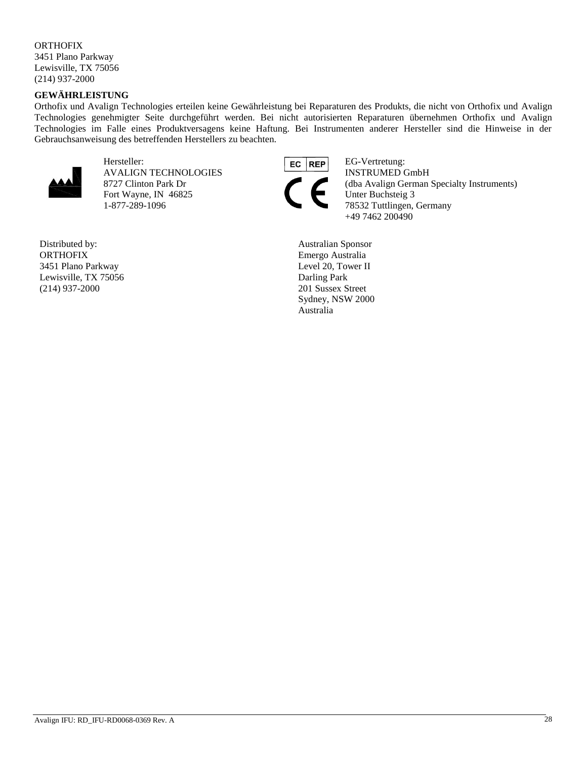ORTHOFIX
3451 Plano Parkway
Lewisville, TX 75056
(214) 937-2000

**GEWÄHRLEISTUNG**

Orthofix und Avalign Technologies erteilen keine Gewährleistung bei Reparaturen des Produkts, die nicht von Orthofix und Avalign Technologies genehmigter Seite durchgeführt werden. Bei nicht autorisierten Reparaturen übernehmen Orthofix und Avalign Technologies im Falle eines Produktversagens keine Haftung. Bei Instrumenten anderer Hersteller sind die Hinweise in der Gebrauchsanweisung des betreffenden Herstellers zu beachten.

Hersteller:
AVALIGN TECHNOLOGIES
8727 Clinton Park Dr
Fort Wayne, IN 46825
1-877-289-1096

EC REP

CE

EG-Vertretung:
INSTRUMED GmbH
(dba Avalign German Specialty Instruments)
Unter Buchsteig 3
78532 Tuttlingen, Germany
+49 7462 200490

Distributed by:
ORTHOFIX
3451 Plano Parkway
Lewisville, TX 75056
(214) 937-2000

Australian Sponsor
Emergo Australia
Level 20, Tower II
Darling Park
201 Sussex Street
Sydney, NSW 2000
Australia

Avalign IFU: RD_IFU-RD0068-0369 Rev. A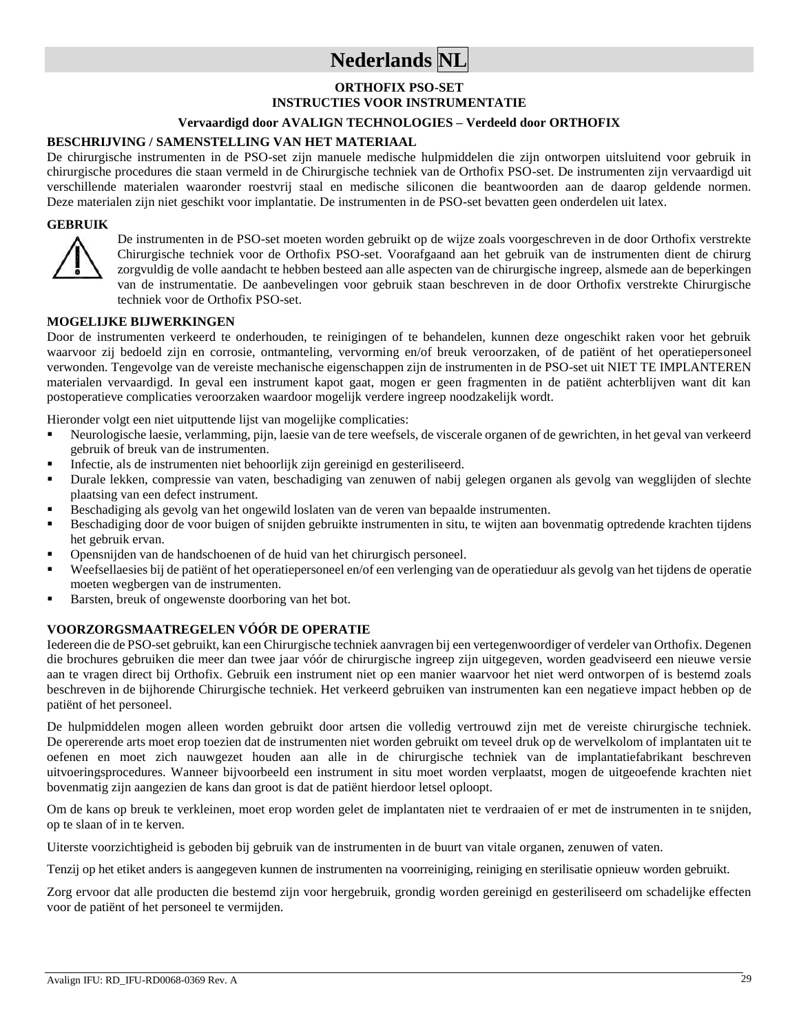# Nederlands NL

**ORTHOFIX PSO-SET**
**INSTRUCTIES VOOR INSTRUMENTATIE**

**Vervaardigd door AVALIGN TECHNOLOGIES – Verdeeld door ORTHOFIX**

### BESCHRIJVING / SAMENSTELLING VAN HET MATERIAAL

De chirurgische instrumenten in de PSO-set zijn manuele medische hulpmiddelen die zijn ontworpen uitsluitend voor gebruik in chirurgische procedures die staan vermeld in de Chirurgische techniek van de Orthofix PSO-set. De instrumenten zijn vervaardigd uit verschillende materialen waaronder roestvrij staal en medische siliconen die beantwoorden aan de daarop geldende normen. Deze materialen zijn niet geschikt voor implantatie. De instrumenten in de PSO-set bevatten geen onderdelen uit latex.

### GEBRUIK

De instrumenten in de PSO-set moeten worden gebruikt op de wijze zoals voorgeschreven in de door Orthofix verstrekte Chirurgische techniek voor de Orthofix PSO-set. Voorafgaand aan het gebruik van de instrumenten dient de chirurg zorgvuldig de volle aandacht te hebben besteed aan alle aspecten van de chirurgische ingreep, alsmede aan de beperkingen van de instrumentatie. De aanbevelingen voor gebruik staan beschreven in de door Orthofix verstrekte Chirurgische techniek voor de Orthofix PSO-set.

### MOGELIJKE BIJWERKINGEN

Door de instrumenten verkeerd te onderhouden, te reinigingen of te behandelen, kunnen deze ongeschikt raken voor het gebruik waarvoor zij bedoeld zijn en corrosie, ontmanteling, vervorming en/of breuk veroorzaken, of de patiënt of het operatiepersoneel verwonden. Tengevolge van de vereiste mechanische eigenschappen zijn de instrumenten in de PSO-set uit NIET TE IMPLANTEREN materialen vervaardigd. In geval een instrument kapot gaat, mogen er geen fragmenten in de patiënt achterblijven want dit kan postoperatieve complicaties veroorzaken waardoor mogelijk verdere ingreep noodzakelijk wordt.

Hieronder volgt een niet uitputtende lijst van mogelijke complicaties:

- Neurologische laesie, verlamming, pijn, laesie van de tere weefsels, de viscerale organen of de gewrichten, in het geval van verkeerd gebruik of breuk van de instrumenten.
- Infectie, als de instrumenten niet behoorlijk zijn gereinigd en gesteriliseerd.
- Durale lekken, compressie van vaten, beschadiging van zenuwen of nabij gelegen organen als gevolg van wegglijden of slechte plaatsing van een defect instrument.
- Beschadiging als gevolg van het ongewild loslaten van de veren van bepaalde instrumenten.
- Beschadiging door de voor buigen of snijden gebruikte instrumenten in situ, te wijten aan bovenmatig optredende krachten tijdens het gebruik ervan.
- Opensnijden van de handschoenen of de huid van het chirurgisch personeel.
- Weefsellaesies bij de patiënt of het operatiepersoneel en/of een verlenging van de operatieduur als gevolg van het tijdens de operatie moeten wegbergen van de instrumenten.
- Barsten, breuk of ongewenste doorboring van het bot.

### VOORZORGSMAATREGELEN VÓÓR DE OPERATIE

Iedereen die de PSO-set gebruikt, kan een Chirurgische techniek aanvragen bij een vertegenwoordiger of verdeler van Orthofix. Degenen die brochures gebruiken die meer dan twee jaar vóór de chirurgische ingreep zijn uitgegeven, worden geadviseerd een nieuwe versie aan te vragen direct bij Orthofix. Gebruik een instrument niet op een manier waarvoor het niet werd ontworpen of is bestemd zoals beschreven in de bijhorende Chirurgische techniek. Het verkeerd gebruiken van instrumenten kan een negatieve impact hebben op de patiënt of het personeel.

De hulpmiddelen mogen alleen worden gebruikt door artsen die volledig vertrouwd zijn met de vereiste chirurgische techniek. De opererende arts moet erop toezien dat de instrumenten niet worden gebruikt om teveel druk op de wervelkolom of implantaten uit te oefenen en moet zich nauwgezet houden aan alle in de chirurgische techniek van de implantatiefabrikant beschreven uitvoeringsprocedures. Wanneer bijvoorbeeld een instrument in situ moet worden verplaatst, mogen de uitgeoefende krachten niet bovenmatig zijn aangezien de kans dan groot is dat de patiënt hierdoor letsel oploopt.

Om de kans op breuk te verkleinen, moet erop worden gelet de implantaten niet te verdraaien of er met de instrumenten in te snijden, op te slaan of in te kerven.

Uiterste voorzichtigheid is geboden bij gebruik van de instrumenten in de buurt van vitale organen, zenuwen of vaten.

Tenzij op het etiket anders is aangegeven kunnen de instrumenten na voorreiniging, reiniging en sterilisatie opnieuw worden gebruikt.

Zorg ervoor dat alle producten die bestemd zijn voor hergebruik, grondig worden gereinigd en gesteriliseerd om schadelijke effecten voor de patiënt of het personeel te vermijden.

Avalign IFU: RD_IFU-RD0068-0369 Rev. A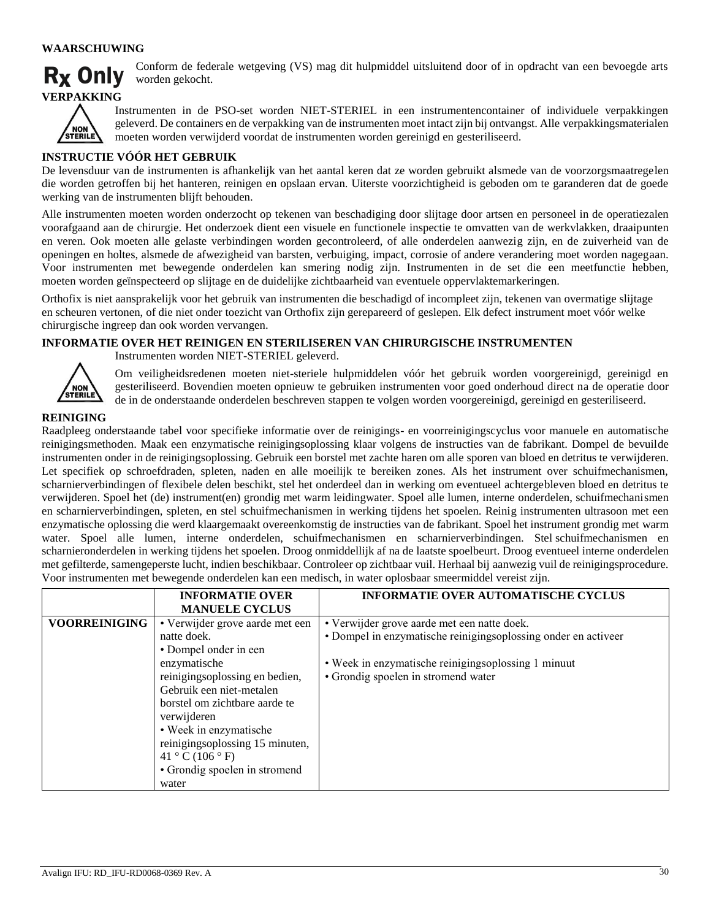**WAARSCHUWING**

**Rx Only** Conform de federale wetgeving (VS) mag dit hulpmiddel uitsluitend door of in opdracht van een bevoegde arts worden gekocht.

**VERPAKKING**

Instrumenten in de PSO-set worden NIET-STERIEL in een instrumentencontainer of individuele verpakkingen geleverd. De containers en de verpakking van de instrumenten moet intact zijn bij ontvangst. Alle verpakkingsmaterialen moeten worden verwijderd voordat de instrumenten worden gereinigd en gesteriliseerd.

**INSTRUCTIE VÓÓR HET GEBRUIK**

De levensduur van de instrumenten is afhankelijk van het aantal keren dat ze worden gebruikt alsmede van de voorzorgsmaatregelen die worden getroffen bij het hanteren, reinigen en opslaan ervan. Uiterste voorzichtigheid is geboden om te garanderen dat de goede werking van de instrumenten blijft behouden.

Alle instrumenten moeten worden onderzocht op tekenen van beschadiging door slijtage door artsen en personeel in de operatiezalen voorafgaand aan de chirurgie. Het onderzoek dient een visuele en functionele inspectie te omvatten van de werkvlakken, draaipunten en veren. Ook moeten alle gelaste verbindingen worden gecontroleerd, of alle onderdelen aanwezig zijn, en de zuiverheid van de openingen en holtes, alsmede de afwezigheid van barsten, verbuiging, impact, corrosie of andere verandering moet worden nagegaan. Voor instrumenten met bewegende onderdelen kan smering nodig zijn. Instrumenten in de set die een meetfunctie hebben, moeten worden geïnspecteerd op slijtage en de duidelijke zichtbaarheid van eventuele oppervlaktemarkeringen.

Orthofix is niet aansprakelijk voor het gebruik van instrumenten die beschadigd of incompleet zijn, tekenen van overmatige slijtage en scheuren vertonen, of die niet onder toezicht van Orthofix zijn gerepareerd of geslepen. Elk defect instrument moet vóór welke chirurgische ingreep dan ook worden vervangen.

**INFORMATIE OVER HET REINIGEN EN STERILISEREN VAN CHIRURGISCHE INSTRUMENTEN**

Instrumenten worden NIET-STERIEL geleverd.

Om veiligheidsredenen moeten niet-steriele hulpmiddelen vóór het gebruik worden voorgereinigd, gereinigd en gesteriliseerd. Bovendien moeten opnieuw te gebruiken instrumenten voor goed onderhoud direct na de operatie door de in de onderstaande onderdelen beschreven stappen te volgen worden voorgereinigd, gereinigd en gesteriliseerd.

**REINIGING**

Raadpleeg onderstaande tabel voor specifieke informatie over de reinigings- en voorreinigingscyclus voor manuele en automatische reinigingsmethoden. Maak een enzymatische reinigingsoplossing klaar volgens de instructies van de fabrikant. Dompel de bevuilde instrumenten onder in de reinigingsoplossing. Gebruik een borstel met zachte haren om alle sporen van bloed en detritus te verwijderen. Let specifiek op schroefdraden, spleten, naden en alle moeilijk te bereiken zones. Als het instrument over schuifmechanismen, scharnierverbindingen of flexibele delen beschikt, stel het onderdeel dan in werking om eventueel achtergebleven bloed en detritus te verwijderen. Spoel het (de) instrument(en) grondig met warm leidingwater. Spoel alle lumen, interne onderdelen, schuifmechanismen en scharnierverbindingen, spleten, en stel schuifmechanismen in werking tijdens het spoelen. Reinig instrumenten ultrasoon met een enzymatische oplossing die werd klaargemaakt overeenkomstig de instructies van de fabrikant. Spoel het instrument grondig met warm water. Spoel alle lumen, interne onderdelen, schuifmechanismen en scharnierverbindingen. Stel schuifmechanismen en scharnieronderdelen in werking tijdens het spoelen. Droog onmiddellijk af na de laatste spoelbeurt. Droog eventueel interne onderdelen met gefilterde, samengeperste lucht, indien beschikbaar. Controleer op zichtbaar vuil. Herhaal bij aanwezig vuil de reinigingsprocedure. Voor instrumenten met bewegende onderdelen kan een medisch, in water oplosbaar smeermiddel vereist zijn.

| | **INFORMATIE OVER MANUELE CYCLUS** | **INFORMATIE OVER AUTOMATISCHE CYCLUS** |
|---|---|---|
| **VOORREINIGING** | • Verwijder grove aarde met een natte doek.<br>• Dompel onder in een enzymatische reinigingsoplossing en bedien, Gebruik een niet-metalen borstel om zichtbare aarde te verwijderen<br>• Week in enzymatische reinigingsoplossing 15 minuten, 41 ° C (106 ° F)<br>• Grondig spoelen in stromend water | • Verwijder grove aarde met een natte doek.<br>• Dompel in enzymatische reinigingsoplossing onder en activeer<br>• Week in enzymatische reinigingsoplossing 1 minuut<br>• Grondig spoelen in stromend water |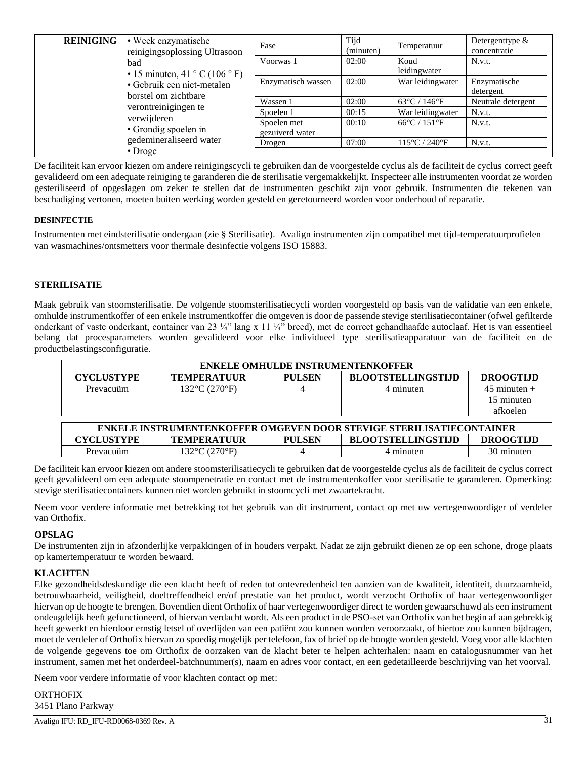| REINIGING | • Week enzymatische reinigingsoplossing Ultrasoon bad<br>• 15 minuten, 41 ° C (106 ° F)<br>• Gebruik een niet-metalen borstel om zichtbare verontreinigingen te verwijderen<br>• Grondig spoelen in gedemineraliseerd water<br>• Droge | |
|---|---|---|

| Fase | Tijd (minuten) | Temperatuur | Detergenttype & concentratie |
|---|---|---|---|
| Voorwas 1 | 02:00 | Koud leidingwater | N.v.t. |
| Enzymatisch wassen | 02:00 | War leidingwater | Enzymatische detergent |
| Wassen 1 | 02:00 | 63°C / 146°F | Neutrale detergent |
| Spoelen 1 | 00:15 | War leidingwater | N.v.t. |
| Spoelen met gezuiverd water | 00:10 | 66°C / 151°F | N.v.t. |
| Drogen | 07:00 | 115°C / 240°F | N.v.t. |

De faciliteit kan ervoor kiezen om andere reinigingscycli te gebruiken dan de voorgestelde cyclus als de faciliteit de cyclus correct geeft gevalideerd om een adequate reiniging te garanderen die de sterilisatie vergemakkelijkt. Inspecteer alle instrumenten voordat ze worden gesteriliseerd of opgeslagen om zeker te stellen dat de instrumenten geschikt zijn voor gebruik. Instrumenten die tekenen van beschadiging vertonen, moeten buiten werking worden gesteld en geretourneerd worden voor onderhoud of reparatie.

**DESINFECTIE**

Instrumenten met eindsterilisatie ondergaan (zie § Sterilisatie). Avalign instrumenten zijn compatibel met tijd-temperatuurprofielen van wasmachines/ontsmetters voor thermale desinfectie volgens ISO 15883.

**STERILISATIE**

Maak gebruik van stoomsterilisatie. De volgende stoomsterilisatiecycli worden voorgesteld op basis van de validatie van een enkele, omhulde instrumentkoffer of een enkele instrumentkoffer die omgeven is door de passende stevige sterilisatiecontainer (ofwel gefilterde onderkant of vaste onderkant, container van 23 ¼" lang x 11 ¼" breed), met de correct gehandhaafde autoclaaf. Het is van essentieel belang dat procesparameters worden gevalideerd voor elke individueel type sterilisatieapparatuur van de faciliteit en de productbelastingsconfiguratie.

| ENKELE OMHULDE INSTRUMENTENKOFFER | | | | |
|---|---|---|---|---|
| **CYCLUSTYPE** | **TEMPERATUUR** | **PULSEN** | **BLOOTSTELLINGSTIJD** | **DROOGTIJD** |
| Prevacuüm | 132°C (270°F) | 4 | 4 minuten | 45 minuten + 15 minuten afkoelen |

| ENKELE INSTRUMENTENKOFFER OMGEVEN DOOR STEVIGE STERILISATIECONTAINER | | | | |
|---|---|---|---|---|
| **CYCLUSTYPE** | **TEMPERATUUR** | **PULSEN** | **BLOOTSTELLINGSTIJD** | **DROOGTIJD** |
| Prevacuüm | 132°C (270°F) | 4 | 4 minuten | 30 minuten |

De faciliteit kan ervoor kiezen om andere stoomsterilisatiecycli te gebruiken dat de voorgestelde cyclus als de faciliteit de cyclus correct geeft gevalideerd om een adequate stoompenetratie en contact met de instrumentenkoffer voor sterilisatie te garanderen. Opmerking: stevige sterilisatiecontainers kunnen niet worden gebruikt in stoomcycli met zwaartekracht.

Neem voor verdere informatie met betrekking tot het gebruik van dit instrument, contact op met uw vertegenwoordiger of verdeler van Orthofix.

**OPSLAG**

De instrumenten zijn in afzonderlijke verpakkingen of in houders verpakt. Nadat ze zijn gebruikt dienen ze op een schone, droge plaats op kamertemperatuur te worden bewaard.

**KLACHTEN**

Elke gezondheidsdeskundige die een klacht heeft of reden tot ontevredenheid ten aanzien van de kwaliteit, identiteit, duurzaamheid, betrouwbaarheid, veiligheid, doeltreffendheid en/of prestatie van het product, wordt verzocht Orthofix of haar vertegenwoordiger hiervan op de hoogte te brengen. Bovendien dient Orthofix of haar vertegenwoordiger direct te worden gewaarschuwd als een instrument ondeugdelijk heeft gefunctioneerd, of hiervan verdacht wordt. Als een product in de PSO-set van Orthofix van het begin af aan gebrekkig heeft gewerkt en hierdoor ernstig letsel of overlijden van een patiënt zou kunnen worden veroorzaakt, of hiertoe zou kunnen bijdragen, moet de verdeler of Orthofix hiervan zo spoedig mogelijk per telefoon, fax of brief op de hoogte worden gesteld. Voeg voor alle klachten de volgende gegevens toe om Orthofix de oorzaken van de klacht beter te helpen achterhalen: naam en catalogusnummer van het instrument, samen met het onderdeel-batchnummer(s), naam en adres voor contact, en een gedetailleerde beschrijving van het voorval.

Neem voor verdere informatie of voor klachten contact op met:

ORTHOFIX
3451 Plano Parkway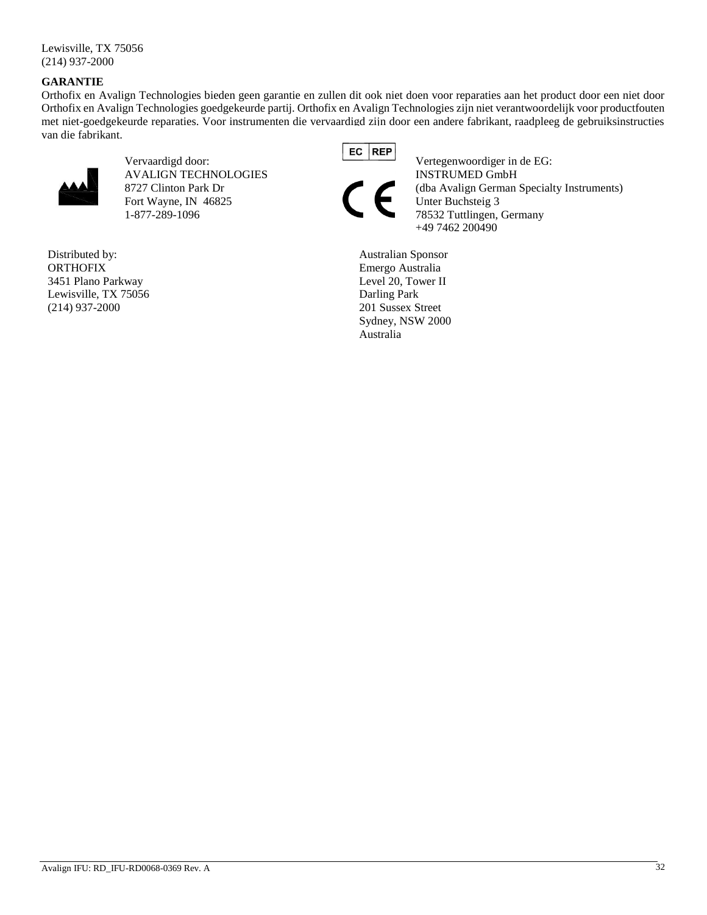Lewisville, TX 75056
(214) 937-2000

**GARANTIE**

Orthofix en Avalign Technologies bieden geen garantie en zullen dit ook niet doen voor reparaties aan het product door een niet door Orthofix en Avalign Technologies goedgekeurde partij. Orthofix en Avalign Technologies zijn niet verantwoordelijk voor productfouten met niet-goedgekeurde reparaties. Voor instrumenten die vervaardigd zijn door een andere fabrikant, raadpleeg de gebruiksinstructies van die fabrikant.

Vervaardigd door:
AVALIGN TECHNOLOGIES
8727 Clinton Park Dr
Fort Wayne, IN 46825
1-877-289-1096

EC REP

Vertegenwoordiger in de EG:
INSTRUMED GmbH
(dba Avalign German Specialty Instruments)
Unter Buchsteig 3
78532 Tuttlingen, Germany
+49 7462 200490

Distributed by:
ORTHOFIX
3451 Plano Parkway
Lewisville, TX 75056
(214) 937-2000

Australian Sponsor
Emergo Australia
Level 20, Tower II
Darling Park
201 Sussex Street
Sydney, NSW 2000
Australia

Avalign IFU: RD_IFU-RD0068-0369 Rev. A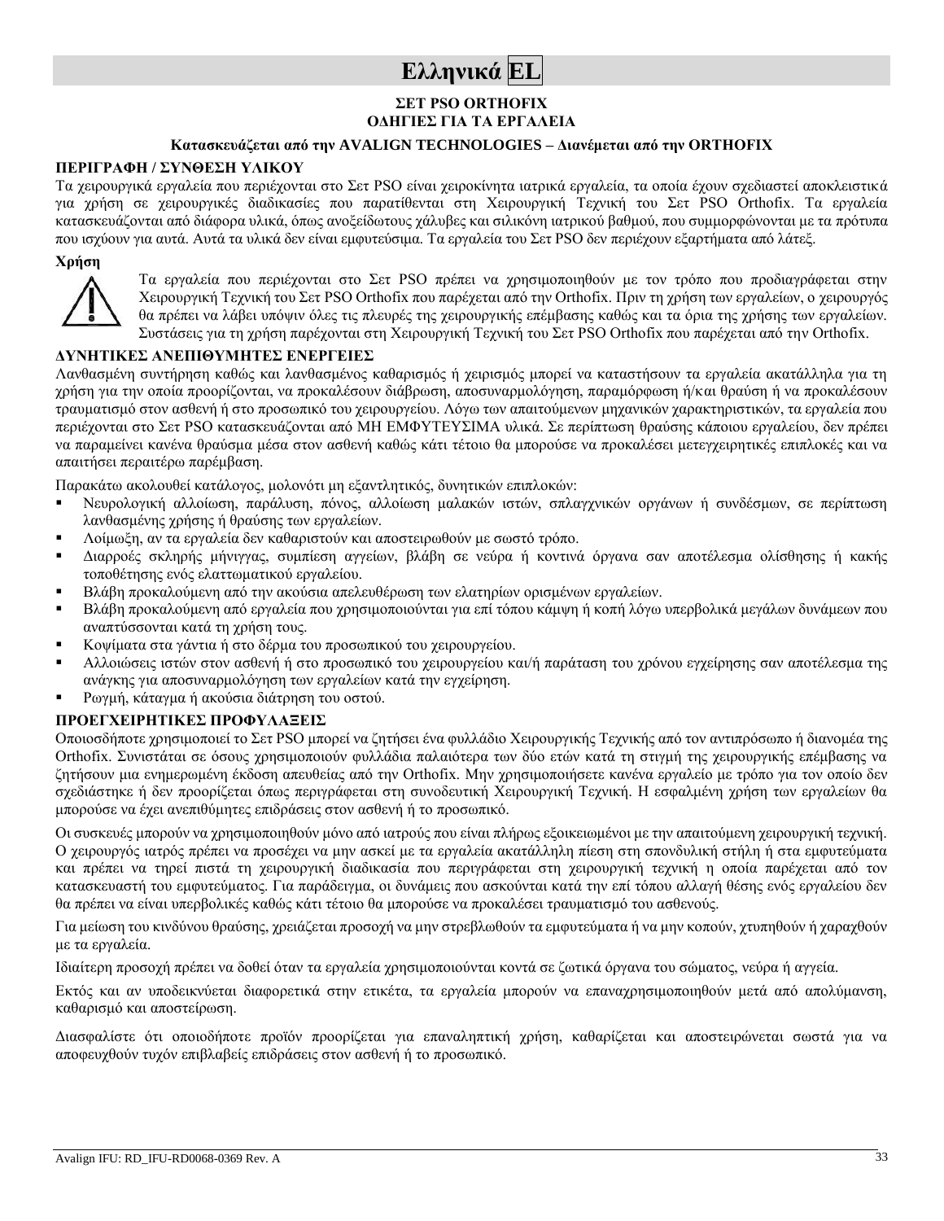# Ελληνικά EL

**ΣΕΤ PSO ORTHOFIX**
**ΟΔΗΓΙΕΣ ΓΙΑ ΤΑ ΕΡΓΑΛΕΙΑ**

***Κατασκευάζεται από την AVALIGN TECHNOLOGIES – Διανέμεται από την ORTHOFIX***

## ΠΕΡΙΓΡΑΦΗ / ΣΥΝΘΕΣΗ ΥΛΙΚΟΥ

Τα χειρουργικά εργαλεία που περιέχονται στο Σετ PSO είναι χειροκίνητα ιατρικά εργαλεία, τα οποία έχουν σχεδιαστεί αποκλειστικά για χρήση σε χειρουργικές διαδικασίες που παρατίθενται στη Χειρουργική Τεχνική του Σετ PSO Orthofix. Τα εργαλεία κατασκευάζονται από διάφορα υλικά, όπως ανοξείδωτους χάλυβες και σιλικόνη ιατρικού βαθμού, που συμμορφώνονται με τα πρότυπα που ισχύουν για αυτά. Αυτά τα υλικά δεν είναι εμφυτεύσιμα. Τα εργαλεία του Σετ PSO δεν περιέχουν εξαρτήματα από λάτεξ.

**Χρήση**

Τα εργαλεία που περιέχονται στο Σετ PSO πρέπει να χρησιμοποιηθούν με τον τρόπο που προδιαγράφεται στην Χειρουργική Τεχνική του Σετ PSO Orthofix που παρέχεται από την Orthofix. Πριν τη χρήση των εργαλείων, ο χειρουργός θα πρέπει να λάβει υπόψιν όλες τις πλευρές της χειρουργικής επέμβασης καθώς και τα όρια της χρήσης των εργαλείων. Συστάσεις για τη χρήση παρέχονται στη Χειρουργική Τεχνική του Σετ PSO Orthofix που παρέχεται από την Orthofix.

## ΔΥΝΗΤΙΚΕΣ ΑΝΕΠΙΘΥΜΗΤΕΣ ΕΝΕΡΓΕΙΕΣ

Λανθασμένη συντήρηση καθώς και λανθασμένος καθαρισμός ή χειρισμός μπορεί να καταστήσουν τα εργαλεία ακατάλληλα για τη χρήση για την οποία προορίζονται, να προκαλέσουν διάβρωση, αποσυναρμολόγηση, παραμόρφωση ή/και θραύση ή να προκαλέσουν τραυματισμό στον ασθενή ή στο προσωπικό του χειρουργείου. Λόγω των απαιτούμενων μηχανικών χαρακτηριστικών, τα εργαλεία που περιέχονται στο Σετ PSO κατασκευάζονται από ΜΗ ΕΜΦΥΤΕΥΣΙΜΑ υλικά. Σε περίπτωση θραύσης κάποιου εργαλείου, δεν πρέπει να παραμείνει κανένα θραύσμα μέσα στον ασθενή καθώς κάτι τέτοιο θα μπορούσε να προκαλέσει μετεγχειρητικές επιπλοκές και να απαιτήσει περαιτέρω παρέμβαση.

Παρακάτω ακολουθεί κατάλογος, μολονότι μη εξαντλητικός, δυνητικών επιπλοκών:

- Νευρολογική αλλοίωση, παράλυση, πόνος, αλλοίωση μαλακών ιστών, σπλαγχνικών οργάνων ή συνδέσμων, σε περίπτωση λανθασμένης χρήσης ή θραύσης των εργαλείων.
- Λοίμωξη, αν τα εργαλεία δεν καθαριστούν και αποστειρωθούν με σωστό τρόπο.
- Διαρροές σκληρής μήνιγγας, συμπίεση αγγείων, βλάβη σε νεύρα ή κοντινά όργανα σαν αποτέλεσμα ολίσθησης ή κακής τοποθέτησης ενός ελαττωματικού εργαλείου.
- Βλάβη προκαλούμενη από την ακούσια απελευθέρωση των ελατηρίων ορισμένων εργαλείων.
- Βλάβη προκαλούμενη από εργαλεία που χρησιμοποιούνται για επί τόπου κάμψη ή κοπή λόγω υπερβολικά μεγάλων δυνάμεων που αναπτύσσονται κατά τη χρήση τους.
- Κοψίματα στα γάντια ή στο δέρμα του προσωπικού του χειρουργείου.
- Αλλοιώσεις ιστών στον ασθενή ή στο προσωπικό του χειρουργείου και/ή παράταση του χρόνου εγχείρησης σαν αποτέλεσμα της ανάγκης για αποσυναρμολόγηση των εργαλείων κατά την εγχείρηση.
- Ρωγμή, κάταγμα ή ακούσια διάτρηση του οστού.

## ΠΡΟΕΓΧΕΙΡΗΤΙΚΕΣ ΠΡΟΦΥΛΑΞΕΙΣ

Οποιοσδήποτε χρησιμοποιεί το Σετ PSO μπορεί να ζητήσει ένα φυλλάδιο Χειρουργικής Τεχνικής από τον αντιπρόσωπο ή διανομέα της Orthofix. Συνιστάται σε όσους χρησιμοποιούν φυλλάδια παλαιότερα των δύο ετών κατά τη στιγμή της χειρουργικής επέμβασης να ζητήσουν μια ενημερωμένη έκδοση απευθείας από την Orthofix. Μην χρησιμοποιήσετε κανένα εργαλείο με τρόπο για τον οποίο δεν σχεδιάστηκε ή δεν προορίζεται όπως περιγράφεται στη συνοδευτική Χειρουργική Τεχνική. Η εσφαλμένη χρήση των εργαλείων θα μπορούσε να έχει ανεπιθύμητες επιδράσεις στον ασθενή ή το προσωπικό.

Οι συσκευές μπορούν να χρησιμοποιηθούν μόνο από ιατρούς που είναι πλήρως εξοικειωμένοι με την απαιτούμενη χειρουργική τεχνική. Ο χειρουργός ιατρός πρέπει να προσέχει να μην ασκεί με τα εργαλεία ακατάλληλη πίεση στη σπονδυλική στήλη ή στα εμφυτεύματα και πρέπει να τηρεί πιστά τη χειρουργική διαδικασία που περιγράφεται στη χειρουργική τεχνική η οποία παρέχεται από τον κατασκευαστή του εμφυτεύματος. Για παράδειγμα, οι δυνάμεις που ασκούνται κατά την επί τόπου αλλαγή θέσης ενός εργαλείου δεν θα πρέπει να είναι υπερβολικές καθώς κάτι τέτοιο θα μπορούσε να προκαλέσει τραυματισμό του ασθενούς.

Για μείωση του κινδύνου θραύσης, χρειάζεται προσοχή να μην στρεβλωθούν τα εμφυτεύματα ή να μην κοπούν, χτυπηθούν ή χαραχθούν με τα εργαλεία.

Ιδιαίτερη προσοχή πρέπει να δοθεί όταν τα εργαλεία χρησιμοποιούνται κοντά σε ζωτικά όργανα του σώματος, νεύρα ή αγγεία.

Εκτός και αν υποδεικνύεται διαφορετικά στην ετικέτα, τα εργαλεία μπορούν να επαναχρησιμοποιηθούν μετά από απολύμανση, καθαρισμό και αποστείρωση.

Διασφαλίστε ότι οποιοδήποτε προϊόν προορίζεται για επαναληπτική χρήση, καθαρίζεται και αποστειρώνεται σωστά για να αποφευχθούν τυχόν επιβλαβείς επιδράσεις στον ασθενή ή το προσωπικό.

Avalign IFU: RD_IFU-RD0068-0369 Rev. A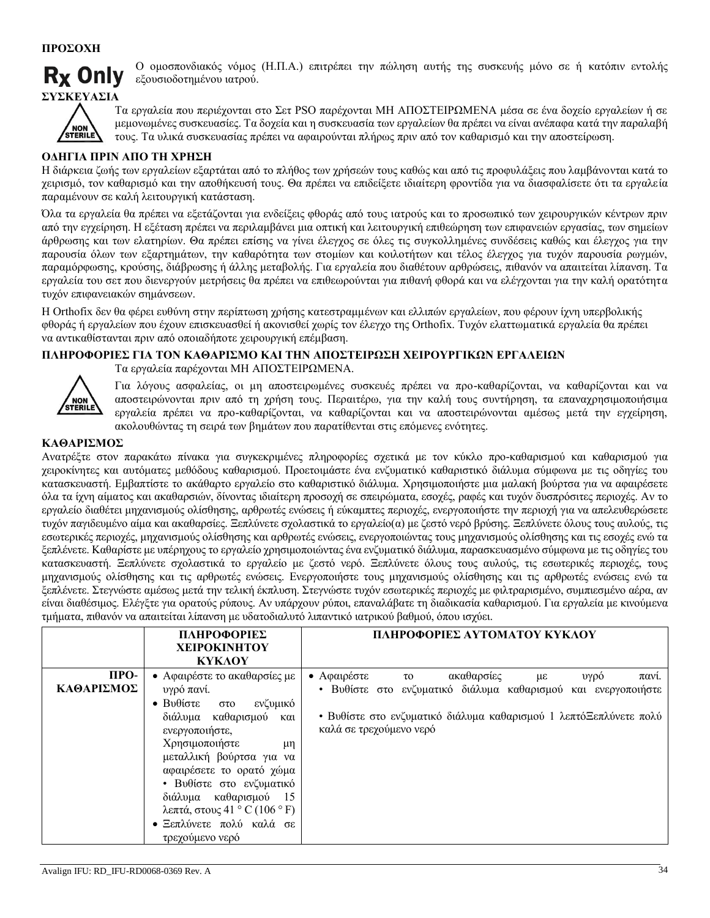**ΠΡΟΣΟΧΗ**

**Rx Only** Ο ομοσπονδιακός νόμος (Η.Π.Α.) επιτρέπει την πώληση αυτής της συσκευής μόνο σε ή κατόπιν εντολής εξουσιοδοτημένου ιατρού.

**ΣΥΣΚΕΥΑΣΙΑ**

NON STERILE Τα εργαλεία που περιέχονται στο Σετ PSO παρέχονται ΜΗ ΑΠΟΣΤΕΙΡΩΜΕΝΑ μέσα σε ένα δοχείο εργαλείων ή σε μεμονωμένες συσκευασίες. Τα δοχεία και η συσκευασία των εργαλείων θα πρέπει να είναι ανέπαφα κατά την παραλαβή τους. Τα υλικά συσκευασίας πρέπει να αφαιρούνται πλήρως πριν από τον καθαρισμό και την αποστείρωση.

**ΟΔΗΓΙΑ ΠΡΙΝ ΑΠΟ ΤΗ ΧΡΗΣΗ**

Η διάρκεια ζωής των εργαλείων εξαρτάται από το πλήθος των χρήσεών τους καθώς και από τις προφυλάξεις που λαμβάνονται κατά το χειρισμό, τον καθαρισμό και την αποθήκευσή τους. Θα πρέπει να επιδείξετε ιδιαίτερη φροντίδα για να διασφαλίσετε ότι τα εργαλεία παραμένουν σε καλή λειτουργική κατάσταση.

Όλα τα εργαλεία θα πρέπει να εξετάζονται για ενδείξεις φθοράς από τους ιατρούς και το προσωπικό των χειρουργικών κέντρων πριν από την εγχείρηση. Η εξέταση πρέπει να περιλαμβάνει μια οπτική και λειτουργική επιθεώρηση των επιφανειών εργασίας, των σημείων άρθρωσης και των ελατηρίων. Θα πρέπει επίσης να γίνει έλεγχος σε όλες τις συγκολλημένες συνδέσεις καθώς και έλεγχος για την παρουσία όλων των εξαρτημάτων, την καθαρότητα των στομίων και κοιλοτήτων και τέλος έλεγχος για τυχόν παρουσία ρωγμών, παραμόρφωσης, κρούσης, διάβρωσης ή άλλης μεταβολής. Για εργαλεία που διαθέτουν αρθρώσεις, πιθανόν να απαιτείται λίπανση. Τα εργαλεία του σετ που διενεργούν μετρήσεις θα πρέπει να επιθεωρούνται για πιθανή φθορά και να ελέγχονται για την καλή ορατότητα τυχόν επιφανειακών σημάνσεων.

Η Orthofix δεν θα φέρει ευθύνη στην περίπτωση χρήσης κατεστραμμένων και ελλιπών εργαλείων, που φέρουν ίχνη υπερβολικής φθοράς ή εργαλείων που έχουν επισκευασθεί ή ακονισθεί χωρίς τον έλεγχο της Orthofix. Τυχόν ελαττωματικά εργαλεία θα πρέπει να αντικαθίστανται πριν από οποιαδήποτε χειρουργική επέμβαση.

**ΠΛΗΡΟΦΟΡΙΕΣ ΓΙΑ ΤΟΝ ΚΑΘΑΡΙΣΜΟ ΚΑΙ ΤΗΝ ΑΠΟΣΤΕΙΡΩΣΗ ΧΕΙΡΟΥΡΓΙΚΩΝ ΕΡΓΑΛΕΙΩΝ**

Τα εργαλεία παρέχονται ΜΗ ΑΠΟΣΤΕΙΡΩΜΕΝΑ.

NON STERILE Για λόγους ασφαλείας, οι μη αποστειρωμένες συσκευές πρέπει να προ-καθαρίζονται, να καθαρίζονται και να αποστειρώνονται πριν από τη χρήση τους. Περαιτέρω, για την καλή τους συντήρηση, τα επαναχρησιμοποιήσιμα εργαλεία πρέπει να προ-καθαρίζονται, να καθαρίζονται και να αποστειρώνονται αμέσως μετά την εγχείρηση, ακολουθώντας τη σειρά των βημάτων που παρατίθενται στις επόμενες ενότητες.

**ΚΑΘΑΡΙΣΜΟΣ**

Ανατρέξτε στον παρακάτω πίνακα για συγκεκριμένες πληροφορίες σχετικά με τον κύκλο προ-καθαρισμού και καθαρισμού για χειροκίνητες και αυτόματες μεθόδους καθαρισμού. Προετοιμάστε ένα ενζυματικό καθαριστικό διάλυμα σύμφωνα με τις οδηγίες του κατασκευαστή. Εμβαπτίστε το ακάθαρτο εργαλείο στο καθαριστικό διάλυμα. Χρησιμοποιήστε μια μαλακή βούρτσα για να αφαιρέσετε όλα τα ίχνη αίματος και ακαθαρσιών, δίνοντας ιδιαίτερη προσοχή σε σπειρώματα, εσοχές, ραφές και τυχόν δυσπρόσιτες περιοχές. Αν το εργαλείο διαθέτει μηχανισμούς ολίσθησης, αρθρωτές ενώσεις ή εύκαμπτες περιοχές, ενεργοποιήστε την περιοχή για να απελευθερώσετε τυχόν παγιδευμένο αίμα και ακαθαρσίες. Ξεπλύνετε σχολαστικά το εργαλείο(α) με ζεστό νερό βρύσης. Ξεπλύνετε όλους τους αυλούς, τις εσωτερικές περιοχές, μηχανισμούς ολίσθησης και αρθρωτές ενώσεις, ενεργοποιώντας τους μηχανισμούς ολίσθησης και τις εσοχές ενώ τα ξεπλένετε. Καθαρίστε με υπέρηχους το εργαλείο χρησιμοποιώντας ένα ενζυματικό διάλυμα, παρασκευασμένο σύμφωνα με τις οδηγίες του κατασκευαστή. Ξεπλύνετε σχολαστικά το εργαλείο με ζεστό νερό. Ξεπλύνετε όλους τους αυλούς, τις εσωτερικές περιοχές, τους μηχανισμούς ολίσθησης και τις αρθρωτές ενώσεις. Ενεργοποιήστε τους μηχανισμούς ολίσθησης και τις αρθρωτές ενώσεις ενώ τα ξεπλένετε. Στεγνώστε αμέσως μετά την τελική έκπλυση. Στεγνώστε τυχόν εσωτερικές περιοχές με φιλτραρισμένο, συμπιεσμένο αέρα, αν είναι διαθέσιμος. Ελέγξτε για ορατούς ρύπους. Αν υπάρχουν ρύποι, επαναλάβατε τη διαδικασία καθαρισμού. Για εργαλεία με κινούμενα τμήματα, πιθανόν να απαιτείται λίπανση με υδατοδιαλυτό λιπαντικό ιατρικού βαθμού, όπου ισχύει.

| | ΠΛΗΡΟΦΟΡΙΕΣ ΧΕΙΡΟΚΙΝΗΤΟΥ ΚΥΚΛΟΥ | ΠΛΗΡΟΦΟΡΙΕΣ ΑΥΤΟΜΑΤΟΥ ΚΥΚΛΟΥ |
|---|---|---|
| **ΠΡΟ-ΚΑΘΑΡΙΣΜΟΣ** | • Αφαιρέστε το ακαθαρσίες με υγρό πανί.<br>• Βυθίστε στο ενζυμικό διάλυμα καθαρισμού και ενεργοποιήστε, Χρησιμοποιήστε μη μεταλλική βούρτσα για να αφαιρέσετε το ορατό χώμα • Βυθίστε στο ενζυματικό διάλυμα καθαρισμού 15 λεπτά, στους 41 ° C (106 ° F)<br>• Ξεπλύνετε πολύ καλά σε τρεχούμενο νερό | • Αφαιρέστε το ακαθαρσίες με υγρό πανί.<br>• Βυθίστε στο ενζυματικό διάλυμα καθαρισμού και ενεργοποιήστε<br>• Βυθίστε στο ενζυματικό διάλυμα καθαρισμού 1 λεπτόΞεπλύνετε πολύ καλά σε τρεχούμενο νερό |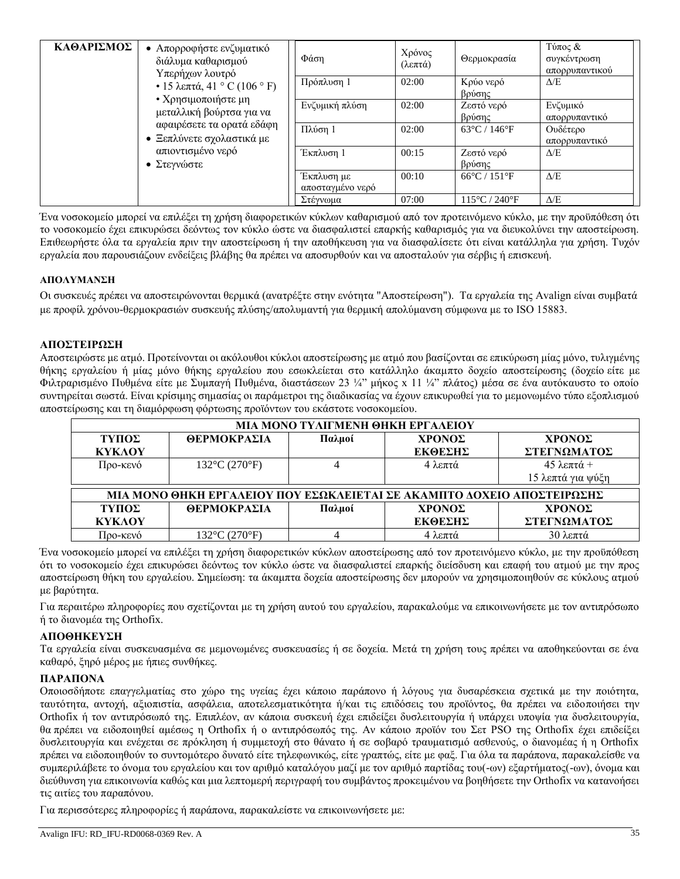| ΚΑΘΑΡΙΣΜΟΣ | • Απορροφήστε ενζυματικό διάλυμα καθαρισμού Υπερήχων λουτρό<br>• 15 λεπτά, 41 ° C (106 ° F)<br>• Χρησιμοποιήστε μη μεταλλική βούρτσα για να αφαιρέσετε τα ορατά εδάφη<br>• Ξεπλύνετε σχολαστικά με απιοντισμένο νερό<br>• Στεγνώστε | | | | |
|---|---|---|---|---|---|
| | | **Φάση** | **Χρόνος (λεπτά)** | **Θερμοκρασία** | **Τύπος & συγκέντρωση απορρυπαντικού** |
| | | Πρόπλυση 1 | 02:00 | Κρύο νερό βρύσης | Δ/Ε |
| | | Ενζυμική πλύση | 02:00 | Ζεστό νερό βρύσης | Ενζυμικό απορρυπαντικό |
| | | Πλύση 1 | 02:00 | 63°C / 146°F | Ουδέτερο απορρυπαντικό |
| | | Έκπλυση 1 | 00:15 | Ζεστό νερό βρύσης | Δ/Ε |
| | | Έκπλυση με αποσταγμένο νερό | 00:10 | 66°C / 151°F | Δ/Ε |
| | | Στέγνωμα | 07:00 | 115°C / 240°F | Δ/Ε |

Ένα νοσοκομείο μπορεί να επιλέξει τη χρήση διαφορετικών κύκλων καθαρισμού από τον προτεινόμενο κύκλο, με την προϋπόθεση ότι το νοσοκομείο έχει επικυρώσει δεόντως τον κύκλο ώστε να διασφαλιστεί επαρκής καθαρισμός για να διευκολύνει την αποστείρωση. Επιθεωρήστε όλα τα εργαλεία πριν την αποστείρωση ή την αποθήκευση για να διασφαλίσετε ότι είναι κατάλληλα για χρήση. Τυχόν εργαλεία που παρουσιάζουν ενδείξεις βλάβης θα πρέπει να αποσυρθούν και να αποσταλούν για σέρβις ή επισκευή.

### ΑΠΟΛΥΜΑΝΣΗ

Οι συσκευές πρέπει να αποστειρώνονται θερμικά (ανατρέξτε στην ενότητα "Αποστείρωση"). Τα εργαλεία της Avalign είναι συμβατά με προφίλ χρόνου-θερμοκρασιών συσκευής πλύσης/απολυμαντή για θερμική απολύμανση σύμφωνα με το ISO 15883.

### ΑΠΟΣΤΕΙΡΩΣΗ

Αποστειρώστε με ατμό. Προτείνονται οι ακόλουθοι κύκλοι αποστείρωσης με ατμό που βασίζονται σε επικύρωση μίας μόνο, τυλιγμένης θήκης εργαλείου ή μίας μόνο θήκης εργαλείου που εσωκλείεται στο κατάλληλο άκαμπτο δοχείο αποστείρωσης (δοχείο είτε με Φιλτραρισμένο Πυθμένα είτε με Συμπαγή Πυθμένα, διαστάσεων 23 ¼" μήκος x 11 ¼" πλάτος) μέσα σε ένα αυτόκαυστο το οποίο συντηρείται σωστά. Είναι κρίσιμης σημασίας οι παράμετροι της διαδικασίας να έχουν επικυρωθεί για το μεμονωμένο τύπο εξοπλισμού αποστείρωσης και τη διαμόρφωση φόρτωσης προϊόντων του εκάστοτε νοσοκομείου.

| ΜΙΑ ΜΟΝΟ ΤΥΛΙΓΜΕΝΗ ΘΗΚΗ ΕΡΓΑΛΕΙΟΥ | | | | |
|---|---|---|---|---|
| **ΤΥΠΟΣ ΚΥΚΛΟΥ** | **ΘΕΡΜΟΚΡΑΣΙΑ** | **Παλμοί** | **ΧΡΟΝΟΣ ΕΚΘΕΣΗΣ** | **ΧΡΟΝΟΣ ΣΤΕΓΝΩΜΑΤΟΣ** |
| Προ-κενό | 132°C (270°F) | 4 | 4 λεπτά | 45 λεπτά + 15 λεπτά για ψύξη |

| ΜΙΑ ΜΟΝΟ ΘΗΚΗ ΕΡΓΑΛΕΙΟΥ ΠΟΥ ΕΣΩΚΛΕΙΕΤΑΙ ΣΕ ΑΚΑΜΠΤΟ ΔΟΧΕΙΟ ΑΠΟΣΤΕΙΡΩΣΗΣ | | | | |
|---|---|---|---|---|
| **ΤΥΠΟΣ ΚΥΚΛΟΥ** | **ΘΕΡΜΟΚΡΑΣΙΑ** | **Παλμοί** | **ΧΡΟΝΟΣ ΕΚΘΕΣΗΣ** | **ΧΡΟΝΟΣ ΣΤΕΓΝΩΜΑΤΟΣ** |
| Προ-κενό | 132°C (270°F) | 4 | 4 λεπτά | 30 λεπτά |

Ένα νοσοκομείο μπορεί να επιλέξει τη χρήση διαφορετικών κύκλων αποστείρωσης από τον προτεινόμενο κύκλο, με την προϋπόθεση ότι το νοσοκομείο έχει επικυρώσει δεόντως τον κύκλο ώστε να διασφαλιστεί επαρκής διείσδυση και επαφή του ατμού με την προς αποστείρωση θήκη του εργαλείου. Σημείωση: τα άκαμπτα δοχεία αποστείρωσης δεν μπορούν να χρησιμοποιηθούν σε κύκλους ατμού με βαρύτητα.

Για περαιτέρω πληροφορίες που σχετίζονται με τη χρήση αυτού του εργαλείου, παρακαλούμε να επικοινωνήσετε με τον αντιπρόσωπο ή το διανομέα της Orthofix.

### ΑΠΟΘΗΚΕΥΣΗ

Τα εργαλεία είναι συσκευασμένα σε μεμονωμένες συσκευασίες ή σε δοχεία. Μετά τη χρήση τους πρέπει να αποθηκεύονται σε ένα καθαρό, ξηρό μέρος με ήπιες συνθήκες.

### ΠΑΡΑΠΟΝΑ

Οποιοσδήποτε επαγγελματίας στο χώρο της υγείας έχει κάποιο παράπονο ή λόγους για δυσαρέσκεια σχετικά με την ποιότητα, ταυτότητα, αντοχή, αξιοπιστία, ασφάλεια, αποτελεσματικότητα ή/και τις επιδόσεις του προϊόντος, θα πρέπει να ειδοποιήσει την Orthofix ή τον αντιπρόσωπό της. Επιπλέον, αν κάποια συσκευή έχει επιδείξει δυσλειτουργία ή υπάρχει υποψία για δυσλειτουργία, θα πρέπει να ειδοποιηθεί αμέσως η Orthofix ή ο αντιπρόσωπός της. Αν κάποιο προϊόν του Σετ PSO της Orthofix έχει επιδείξει δυσλειτουργία και ενέχεται σε πρόκληση ή συμμετοχή στο θάνατο ή σε σοβαρό τραυματισμό ασθενούς, ο διανομέας ή η Orthofix πρέπει να ειδοποιηθούν το συντομότερο δυνατό είτε τηλεφωνικώς, είτε γραπτώς, είτε με φαξ. Για όλα τα παράπονα, παρακαλείσθε να συμπεριλάβετε το όνομα του εργαλείου και τον αριθμό καταλόγου μαζί με τον αριθμό παρτίδας του(-ων) εξαρτήματος(-ων), όνομα και διεύθυνση για επικοινωνία καθώς και μια λεπτομερή περιγραφή του συμβάντος προκειμένου να βοηθήσετε την Orthofix να κατανοήσει τις αιτίες του παραπόνου.

Για περισσότερες πληροφορίες ή παράπονα, παρακαλείστε να επικοινωνήσετε με: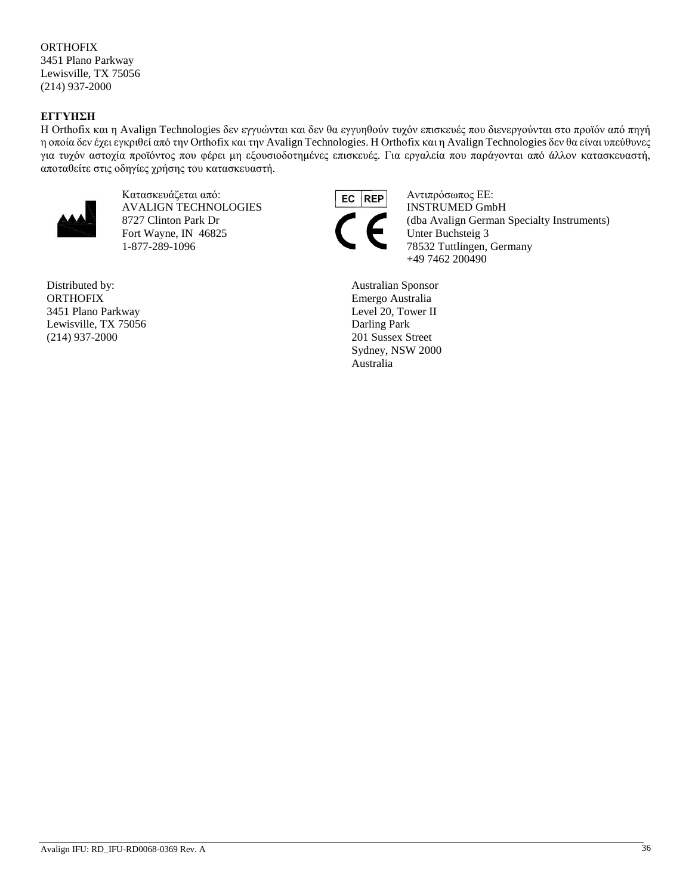ORTHOFIX
3451 Plano Parkway
Lewisville, TX 75056
(214) 937-2000

**ΕΓΓΥΗΣΗ**

Η Orthofix και η Avalign Technologies δεν εγγυώνται και δεν θα εγγυηθούν τυχόν επισκευές που διενεργούνται στο προϊόν από πηγή η οποία δεν έχει εγκριθεί από την Orthofix και την Avalign Technologies. Η Orthofix και η Avalign Technologies δεν θα είναι υπεύθυνες για τυχόν αστοχία προϊόντος που φέρει μη εξουσιοδοτημένες επισκευές. Για εργαλεία που παράγονται από άλλον κατασκευαστή, αποταθείτε στις οδηγίες χρήσης του κατασκευαστή.

Κατασκευάζεται από:
AVALIGN TECHNOLOGIES
8727 Clinton Park Dr
Fort Wayne, IN 46825
1-877-289-1096

EC REP

CE

Αντιπρόσωπος ΕΕ:
INSTRUMED GmbH
(dba Avalign German Specialty Instruments)
Unter Buchsteig 3
78532 Tuttlingen, Germany
+49 7462 200490

Distributed by:
ORTHOFIX
3451 Plano Parkway
Lewisville, TX 75056
(214) 937-2000

Australian Sponsor
Emergo Australia
Level 20, Tower II
Darling Park
201 Sussex Street
Sydney, NSW 2000
Australia

Avalign IFU: RD_IFU-RD0068-0369 Rev. A